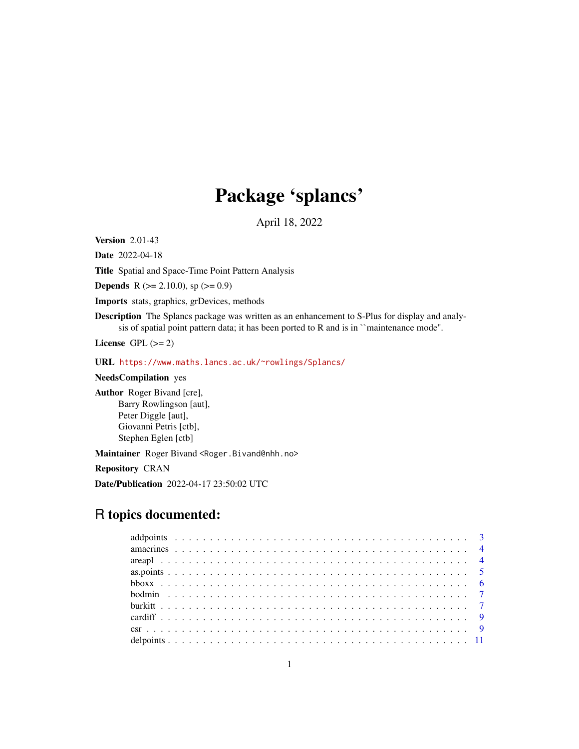# Package 'splancs'

April 18, 2022

**Version** 2.01-43

**Date** 2022-04-18

**Title** Spatial and Space-Time Point Pattern Analysis

**Depends** R (>= 2.10.0), sp (>= 0.9)

**Imports** stats, graphics, grDevices, methods

**Description** The Splancs package was written as an enhancement to S-Plus for display and analysis of spatial point pattern data; it has been ported to R and is in ``maintenance mode''.

**License** GPL (>= 2)

**URL** https://www.maths.lancs.ac.uk/~rowlings/Splancs/

**NeedsCompilation** yes

**Author** Roger Bivand [cre],
Barry Rowlingson [aut],
Peter Diggle [aut],
Giovanni Petris [ctb],
Stephen Eglen [ctb]

**Maintainer** Roger Bivand <Roger.Bivand@nhh.no>

**Repository** CRAN

**Date/Publication** 2022-04-17 23:50:02 UTC

## R topics documented:

| | |
|---|---|
| addpoints | 3 |
| amacrines | 4 |
| areapl | 4 |
| as.points | 5 |
| bboxx | 6 |
| bodmin | 7 |
| burkitt | 7 |
| cardiff | 9 |
| csr | 9 |
| delpoints | 11 |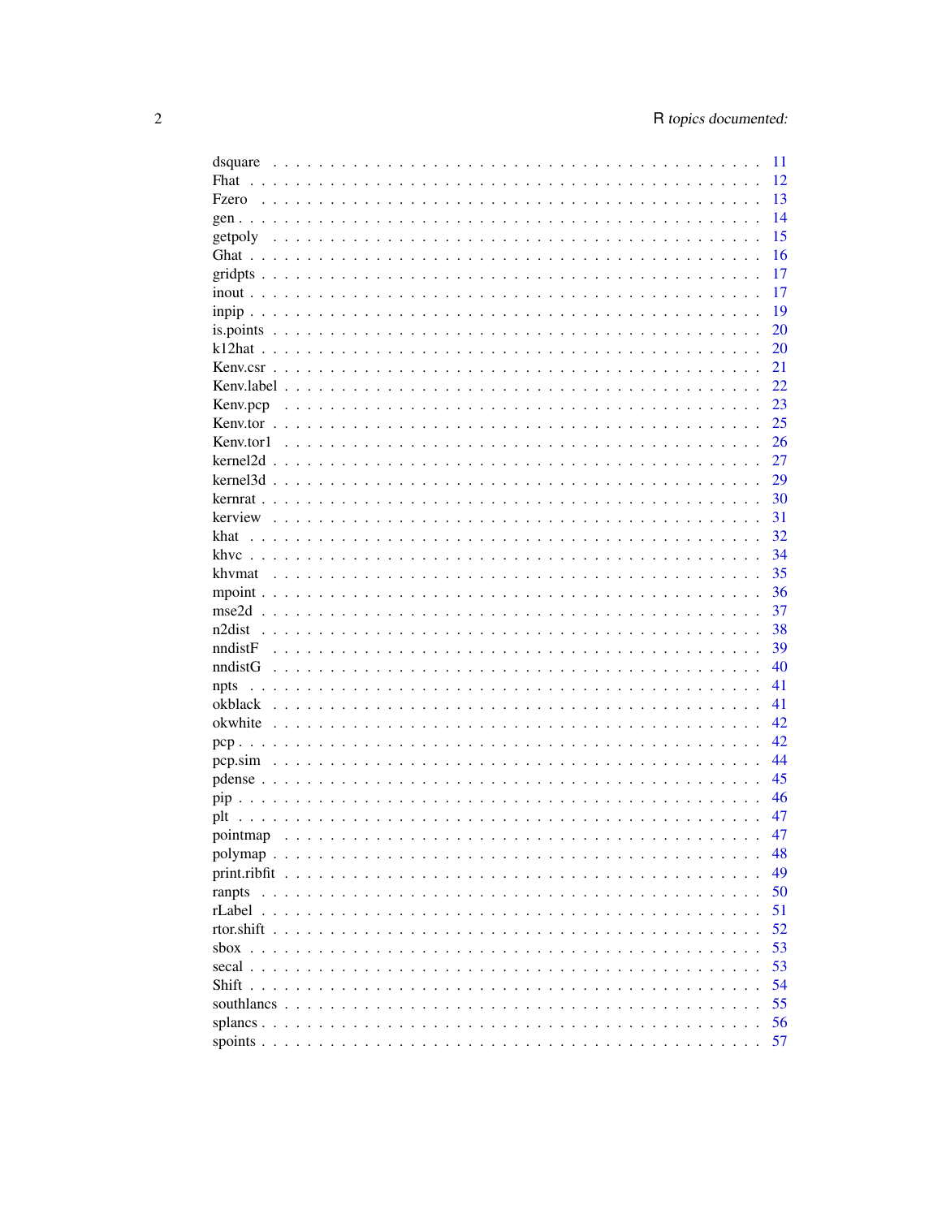dsquare . . . . . . . . . . . . . . . . . . . . . . . . . . . . . . . . . . . . . . . . 11
Fhat . . . . . . . . . . . . . . . . . . . . . . . . . . . . . . . . . . . . . . . . . . 12
Fzero . . . . . . . . . . . . . . . . . . . . . . . . . . . . . . . . . . . . . . . . . 13
gen . . . . . . . . . . . . . . . . . . . . . . . . . . . . . . . . . . . . . . . . . . 14
getpoly . . . . . . . . . . . . . . . . . . . . . . . . . . . . . . . . . . . . . . . . 15
Ghat . . . . . . . . . . . . . . . . . . . . . . . . . . . . . . . . . . . . . . . . . . 16
gridpts . . . . . . . . . . . . . . . . . . . . . . . . . . . . . . . . . . . . . . . . 17
inout . . . . . . . . . . . . . . . . . . . . . . . . . . . . . . . . . . . . . . . . . 17
inpip . . . . . . . . . . . . . . . . . . . . . . . . . . . . . . . . . . . . . . . . . 19
is.points . . . . . . . . . . . . . . . . . . . . . . . . . . . . . . . . . . . . . . . 20
k12hat . . . . . . . . . . . . . . . . . . . . . . . . . . . . . . . . . . . . . . . . 20
Kenv.csr . . . . . . . . . . . . . . . . . . . . . . . . . . . . . . . . . . . . . . . 21
Kenv.label . . . . . . . . . . . . . . . . . . . . . . . . . . . . . . . . . . . . . . 22
Kenv.pcp . . . . . . . . . . . . . . . . . . . . . . . . . . . . . . . . . . . . . . . 23
Kenv.tor . . . . . . . . . . . . . . . . . . . . . . . . . . . . . . . . . . . . . . . 25
Kenv.tor1 . . . . . . . . . . . . . . . . . . . . . . . . . . . . . . . . . . . . . . 26
kernel2d . . . . . . . . . . . . . . . . . . . . . . . . . . . . . . . . . . . . . . . 27
kernel3d . . . . . . . . . . . . . . . . . . . . . . . . . . . . . . . . . . . . . . . 29
kernrat . . . . . . . . . . . . . . . . . . . . . . . . . . . . . . . . . . . . . . . . 30
kerview . . . . . . . . . . . . . . . . . . . . . . . . . . . . . . . . . . . . . . . . 31
khat . . . . . . . . . . . . . . . . . . . . . . . . . . . . . . . . . . . . . . . . . . 32
khvc . . . . . . . . . . . . . . . . . . . . . . . . . . . . . . . . . . . . . . . . . . 34
khvmat . . . . . . . . . . . . . . . . . . . . . . . . . . . . . . . . . . . . . . . . 35
mpoint . . . . . . . . . . . . . . . . . . . . . . . . . . . . . . . . . . . . . . . . 36
mse2d . . . . . . . . . . . . . . . . . . . . . . . . . . . . . . . . . . . . . . . . . 37
n2dist . . . . . . . . . . . . . . . . . . . . . . . . . . . . . . . . . . . . . . . . . 38
nndistF . . . . . . . . . . . . . . . . . . . . . . . . . . . . . . . . . . . . . . . . 39
nndistG . . . . . . . . . . . . . . . . . . . . . . . . . . . . . . . . . . . . . . . . 40
npts . . . . . . . . . . . . . . . . . . . . . . . . . . . . . . . . . . . . . . . . . . 41
okblack . . . . . . . . . . . . . . . . . . . . . . . . . . . . . . . . . . . . . . . . 41
okwhite . . . . . . . . . . . . . . . . . . . . . . . . . . . . . . . . . . . . . . . . 42
pcp . . . . . . . . . . . . . . . . . . . . . . . . . . . . . . . . . . . . . . . . . . . 42
pcp.sim . . . . . . . . . . . . . . . . . . . . . . . . . . . . . . . . . . . . . . . . 44
pdense . . . . . . . . . . . . . . . . . . . . . . . . . . . . . . . . . . . . . . . . . 45
pip . . . . . . . . . . . . . . . . . . . . . . . . . . . . . . . . . . . . . . . . . . . 46
plt . . . . . . . . . . . . . . . . . . . . . . . . . . . . . . . . . . . . . . . . . . . 47
pointmap . . . . . . . . . . . . . . . . . . . . . . . . . . . . . . . . . . . . . . . 47
polymap . . . . . . . . . . . . . . . . . . . . . . . . . . . . . . . . . . . . . . . . 48
print.ribfit . . . . . . . . . . . . . . . . . . . . . . . . . . . . . . . . . . . . . . 49
ranpts . . . . . . . . . . . . . . . . . . . . . . . . . . . . . . . . . . . . . . . . . 50
rLabel . . . . . . . . . . . . . . . . . . . . . . . . . . . . . . . . . . . . . . . . . 51
rtor.shift . . . . . . . . . . . . . . . . . . . . . . . . . . . . . . . . . . . . . . . 52
sbox . . . . . . . . . . . . . . . . . . . . . . . . . . . . . . . . . . . . . . . . . . 53
secal . . . . . . . . . . . . . . . . . . . . . . . . . . . . . . . . . . . . . . . . . . 53
Shift . . . . . . . . . . . . . . . . . . . . . . . . . . . . . . . . . . . . . . . . . . 54
southlancs . . . . . . . . . . . . . . . . . . . . . . . . . . . . . . . . . . . . . . 55
splancs . . . . . . . . . . . . . . . . . . . . . . . . . . . . . . . . . . . . . . . . 56
spoints . . . . . . . . . . . . . . . . . . . . . . . . . . . . . . . . . . . . . . . . 57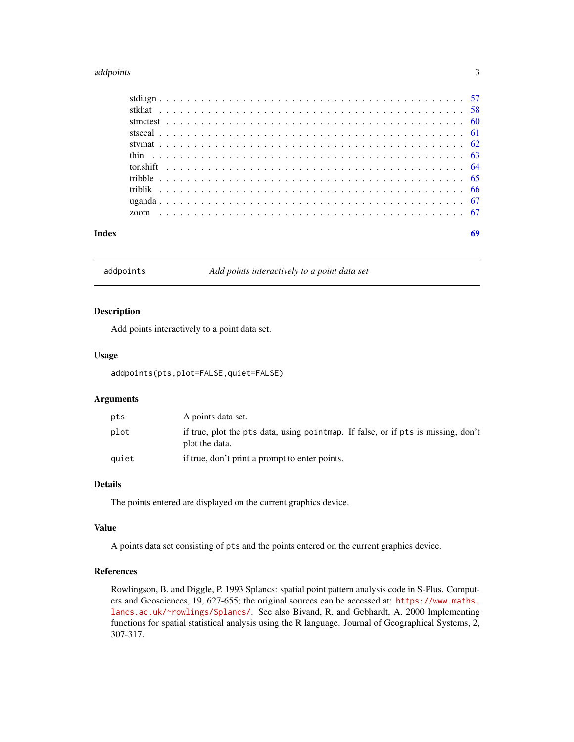| | |
|---|---|
| stdiagn | 57 |
| stkhat | 58 |
| stmctest | 60 |
| stsecal | 61 |
| stvmat | 62 |
| thin | 63 |
| tor.shift | 64 |
| tribble | 65 |
| triblik | 66 |
| uganda | 67 |
| zoom | 67 |

**Index** **69**

---

`addpoints` *Add points interactively to a point data set*

---

## Description

Add points interactively to a point data set.

## Usage

```
addpoints(pts,plot=FALSE,quiet=FALSE)
```

## Arguments

| | |
|---|---|
| `pts` | A points data set. |
| `plot` | if true, plot the `pts` data, using `pointmap`. If false, or if `pts` is missing, don't plot the data. |
| `quiet` | if true, don't print a prompt to enter points. |

## Details

The points entered are displayed on the current graphics device.

## Value

A points data set consisting of `pts` and the points entered on the current graphics device.

## References

Rowlingson, B. and Diggle, P. 1993 Splancs: spatial point pattern analysis code in S-Plus. Computers and Geosciences, 19, 627-655; the original sources can be accessed at: https://www.maths.lancs.ac.uk/~rowlings/Splancs/. See also Bivand, R. and Gebhardt, A. 2000 Implementing functions for spatial statistical analysis using the R language. Journal of Geographical Systems, 2, 307-317.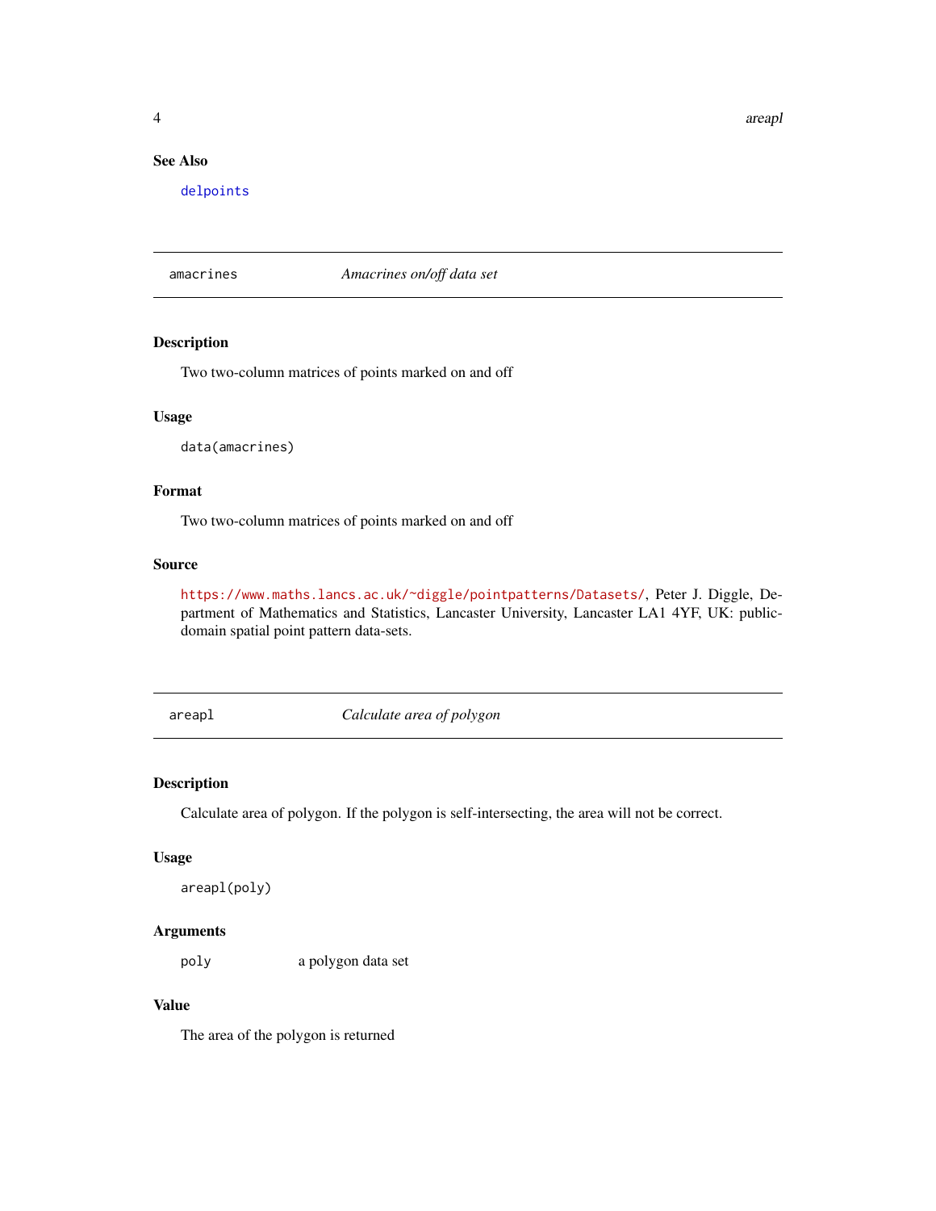### See Also

delpoints

---

## amacrines — *Amacrines on/off data set*

### Description

Two two-column matrices of points marked on and off

### Usage

```
data(amacrines)
```

### Format

Two two-column matrices of points marked on and off

### Source

https://www.maths.lancs.ac.uk/~diggle/pointpatterns/Datasets/, Peter J. Diggle, Department of Mathematics and Statistics, Lancaster University, Lancaster LA1 4YF, UK: public-domain spatial point pattern data-sets.

---

## areapl — *Calculate area of polygon*

### Description

Calculate area of polygon. If the polygon is self-intersecting, the area will not be correct.

### Usage

```
areapl(poly)
```

### Arguments

| | |
|---|---|
| poly | a polygon data set |

### Value

The area of the polygon is returned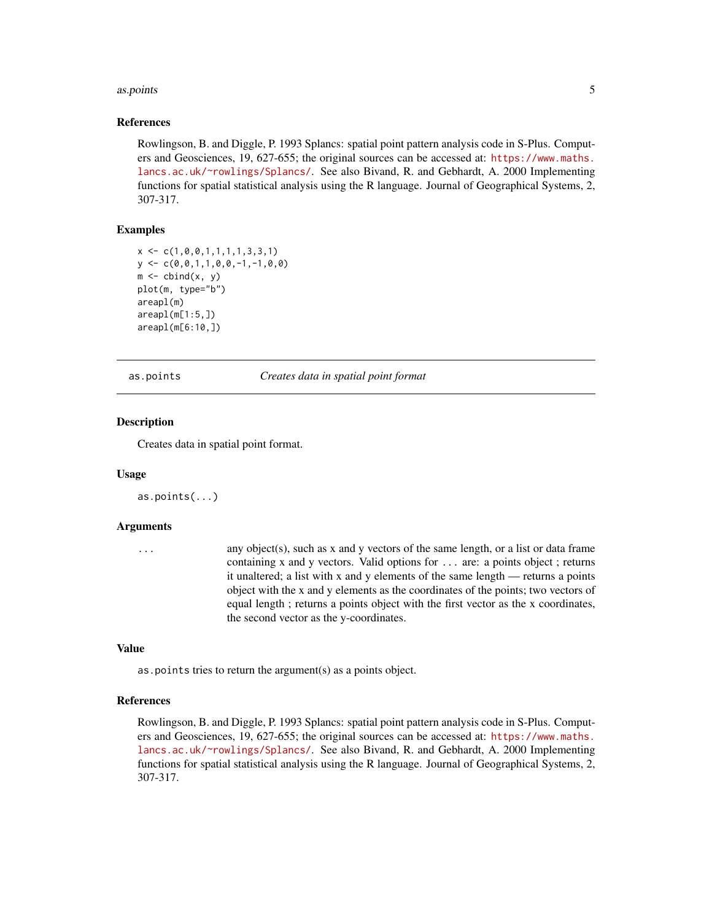### References

Rowlingson, B. and Diggle, P. 1993 Splancs: spatial point pattern analysis code in S-Plus. Computers and Geosciences, 19, 627-655; the original sources can be accessed at: https://www.maths.lancs.ac.uk/~rowlings/Splancs/. See also Bivand, R. and Gebhardt, A. 2000 Implementing functions for spatial statistical analysis using the R language. Journal of Geographical Systems, 2, 307-317.

### Examples

```
x <- c(1,0,0,1,1,1,1,3,3,1)
y <- c(0,0,1,1,0,0,-1,-1,0,0)
m <- cbind(x, y)
plot(m, type="b")
areapl(m)
areapl(m[1:5,])
areapl(m[6:10,])
```

---

## as.points *Creates data in spatial point format*

### Description

Creates data in spatial point format.

### Usage

```
as.points(...)
```

### Arguments

`...` any object(s), such as x and y vectors of the same length, or a list or data frame containing x and y vectors. Valid options for `...` are: a points object ; returns it unaltered; a list with x and y elements of the same length — returns a points object with the x and y elements as the coordinates of the points; two vectors of equal length ; returns a points object with the first vector as the x coordinates, the second vector as the y-coordinates.

### Value

`as.points` tries to return the argument(s) as a points object.

### References

Rowlingson, B. and Diggle, P. 1993 Splancs: spatial point pattern analysis code in S-Plus. Computers and Geosciences, 19, 627-655; the original sources can be accessed at: https://www.maths.lancs.ac.uk/~rowlings/Splancs/. See also Bivand, R. and Gebhardt, A. 2000 Implementing functions for spatial statistical analysis using the R language. Journal of Geographical Systems, 2, 307-317.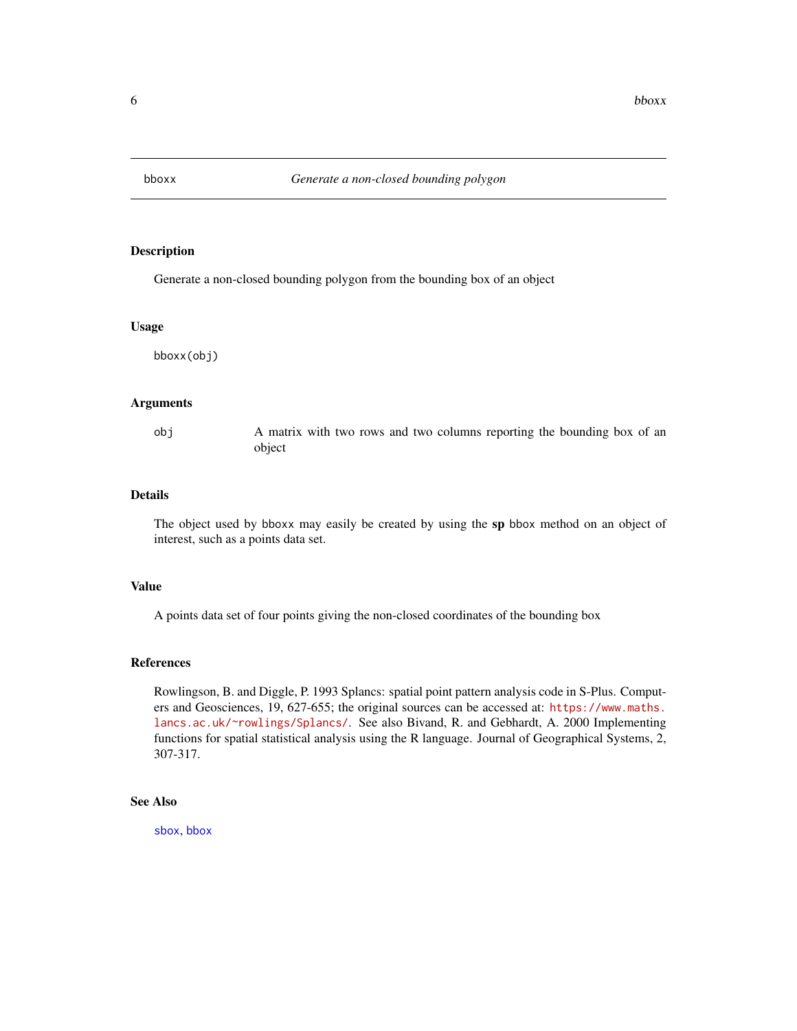bboxx *Generate a non-closed bounding polygon*

## Description

Generate a non-closed bounding polygon from the bounding box of an object

## Usage

```
bboxx(obj)
```

## Arguments

| | |
|---|---|
| obj | A matrix with two rows and two columns reporting the bounding box of an object |

## Details

The object used by bboxx may easily be created by using the **sp** bbox method on an object of interest, such as a points data set.

## Value

A points data set of four points giving the non-closed coordinates of the bounding box

## References

Rowlingson, B. and Diggle, P. 1993 Splancs: spatial point pattern analysis code in S-Plus. Computers and Geosciences, 19, 627-655; the original sources can be accessed at: https://www.maths.lancs.ac.uk/~rowlings/Splancs/. See also Bivand, R. and Gebhardt, A. 2000 Implementing functions for spatial statistical analysis using the R language. Journal of Geographical Systems, 2, 307-317.

## See Also

sbox, bbox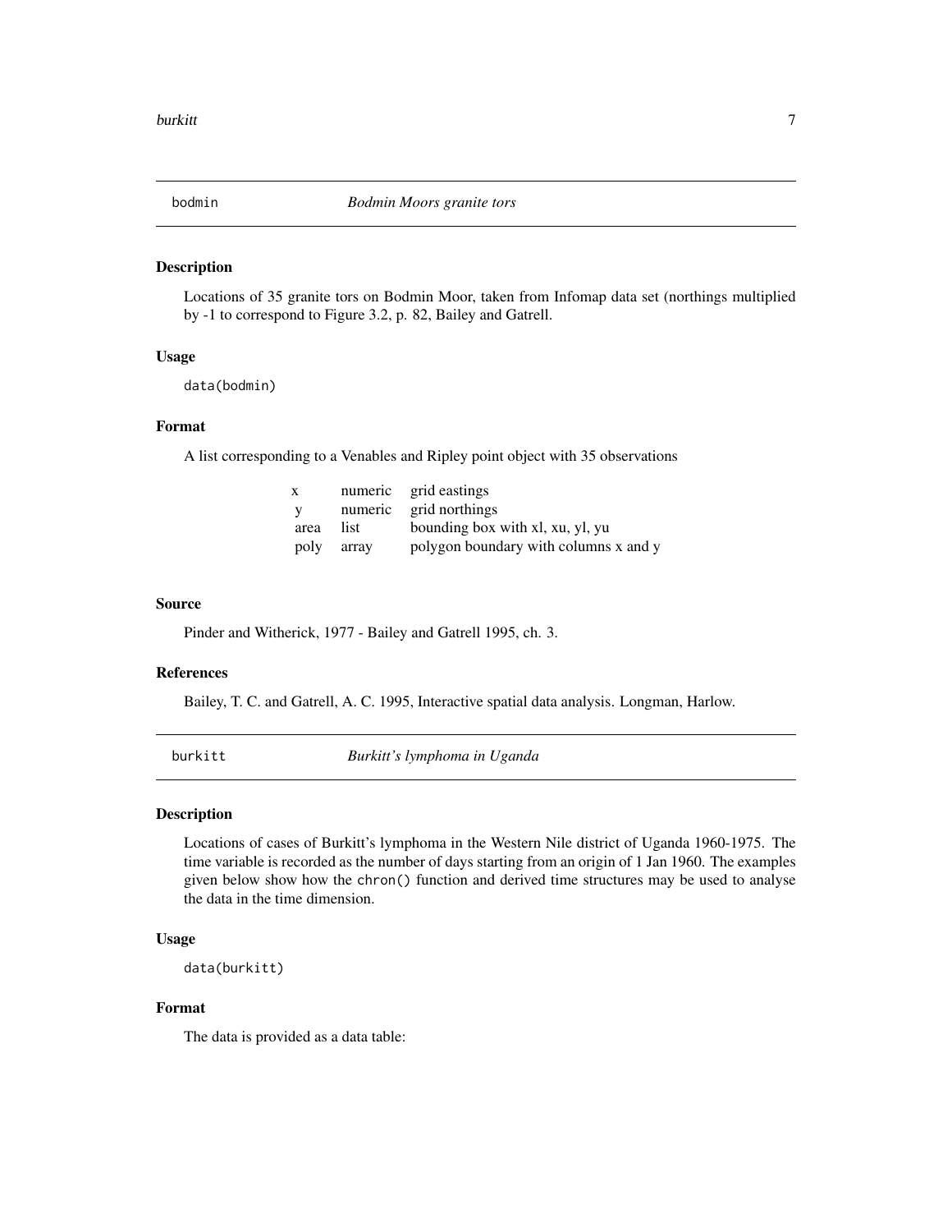## bodmin — *Bodmin Moors granite tors*

### Description

Locations of 35 granite tors on Bodmin Moor, taken from Infomap data set (northings multiplied by -1 to correspond to Figure 3.2, p. 82, Bailey and Gatrell.

### Usage

```
data(bodmin)
```

### Format

A list corresponding to a Venables and Ripley point object with 35 observations

| | | |
|---|---|---|
| x | numeric | grid eastings |
| y | numeric | grid northings |
| area | list | bounding box with xl, xu, yl, yu |
| poly | array | polygon boundary with columns x and y |

### Source

Pinder and Witherick, 1977 - Bailey and Gatrell 1995, ch. 3.

### References

Bailey, T. C. and Gatrell, A. C. 1995, Interactive spatial data analysis. Longman, Harlow.

## burkitt — *Burkitt's lymphoma in Uganda*

### Description

Locations of cases of Burkitt's lymphoma in the Western Nile district of Uganda 1960-1975. The time variable is recorded as the number of days starting from an origin of 1 Jan 1960. The examples given below show how the `chron()` function and derived time structures may be used to analyse the data in the time dimension.

### Usage

```
data(burkitt)
```

### Format

The data is provided as a data table: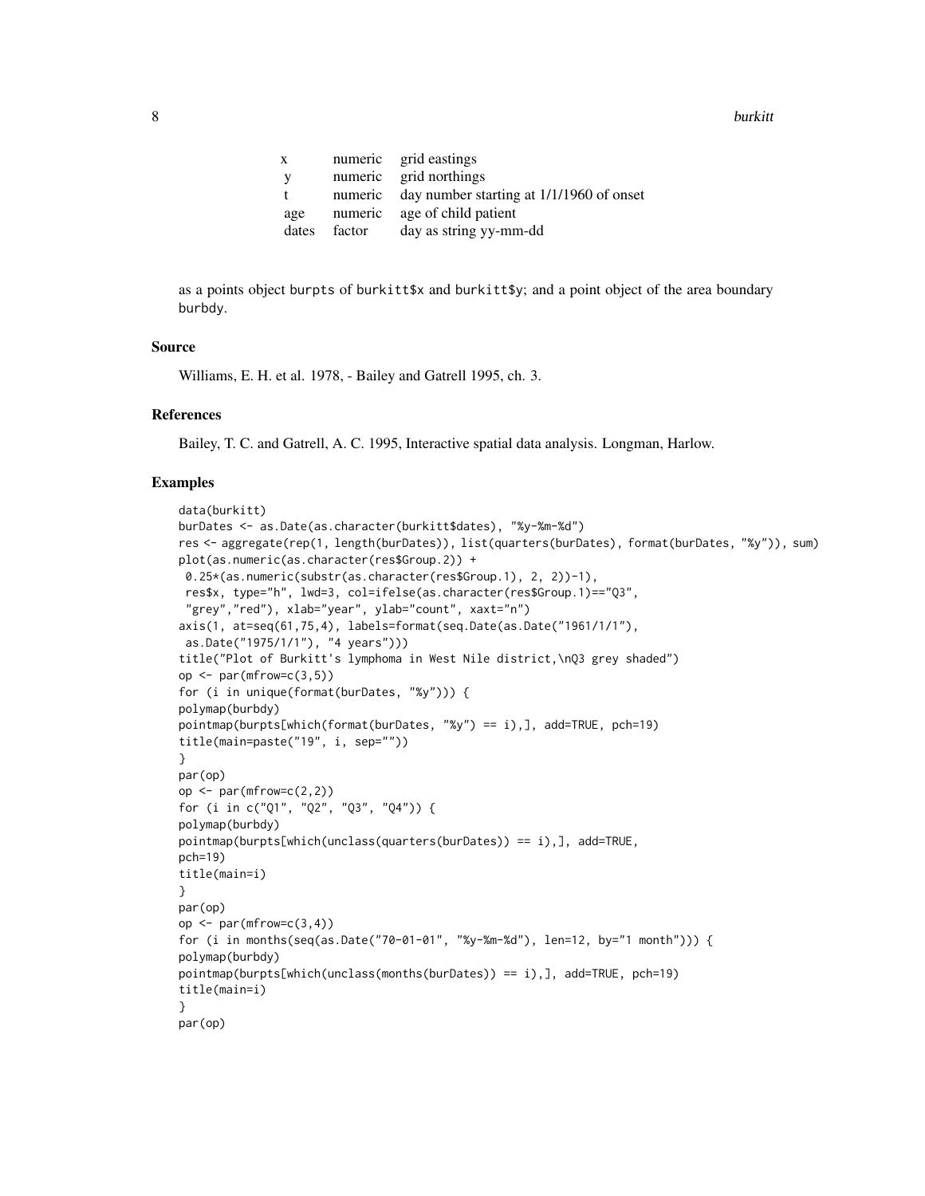| | | |
|---|---|---|
| x | numeric | grid eastings |
| y | numeric | grid northings |
| t | numeric | day number starting at 1/1/1960 of onset |
| age | numeric | age of child patient |
| dates | factor | day as string yy-mm-dd |

as a points object `burpts` of `burkitt$x` and `burkitt$y`; and a point object of the area boundary `burbdy`.

### Source

Williams, E. H. et al. 1978, - Bailey and Gatrell 1995, ch. 3.

### References

Bailey, T. C. and Gatrell, A. C. 1995, Interactive spatial data analysis. Longman, Harlow.

### Examples

```
data(burkitt)
burDates <- as.Date(as.character(burkitt$dates), "%y-%m-%d")
res <- aggregate(rep(1, length(burDates)), list(quarters(burDates), format(burDates, "%y")), sum)
plot(as.numeric(as.character(res$Group.2)) +
 0.25*(as.numeric(substr(as.character(res$Group.1), 2, 2))-1),
 res$x, type="h", lwd=3, col=ifelse(as.character(res$Group.1)=="Q3",
 "grey","red"), xlab="year", ylab="count", xaxt="n")
axis(1, at=seq(61,75,4), labels=format(seq.Date(as.Date("1961/1/1"),
 as.Date("1975/1/1"), "4 years")))
title("Plot of Burkitt's lymphoma in West Nile district,\nQ3 grey shaded")
op <- par(mfrow=c(3,5))
for (i in unique(format(burDates, "%y"))) {
polymap(burbdy)
pointmap(burpts[which(format(burDates, "%y") == i),], add=TRUE, pch=19)
title(main=paste("19", i, sep=""))
}
par(op)
op <- par(mfrow=c(2,2))
for (i in c("Q1", "Q2", "Q3", "Q4")) {
polymap(burbdy)
pointmap(burpts[which(unclass(quarters(burDates)) == i),], add=TRUE,
pch=19)
title(main=i)
}
par(op)
op <- par(mfrow=c(3,4))
for (i in months(seq(as.Date("70-01-01", "%y-%m-%d"), len=12, by="1 month"))) {
polymap(burbdy)
pointmap(burpts[which(unclass(months(burDates)) == i),], add=TRUE, pch=19)
title(main=i)
}
par(op)
```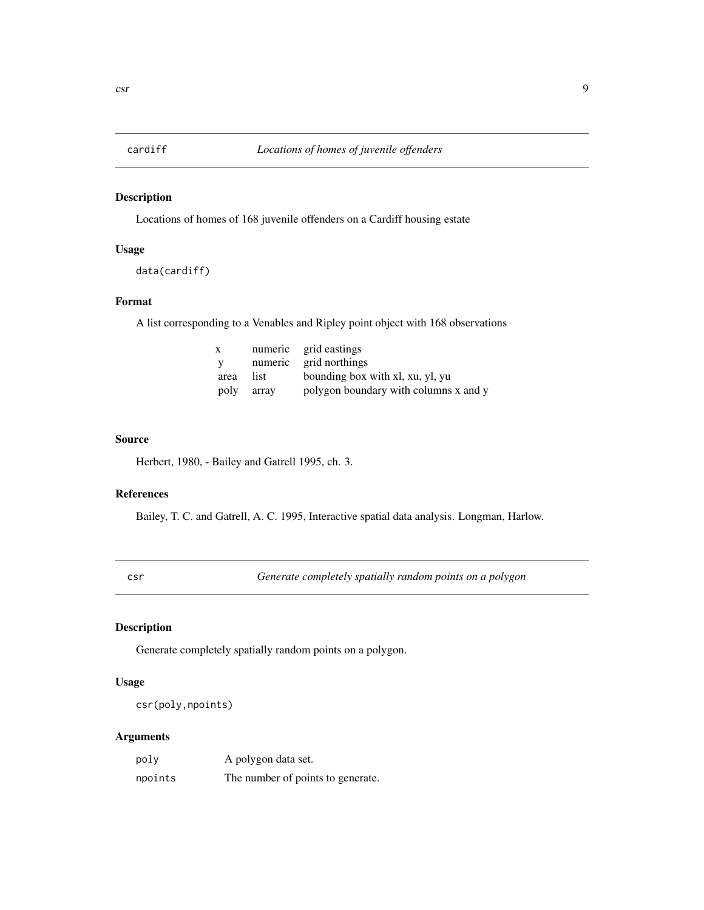## cardiff *Locations of homes of juvenile offenders*

### Description

Locations of homes of 168 juvenile offenders on a Cardiff housing estate

### Usage

```
data(cardiff)
```

### Format

A list corresponding to a Venables and Ripley point object with 168 observations

| | | |
|---|---|---|
| x | numeric | grid eastings |
| y | numeric | grid northings |
| area | list | bounding box with xl, xu, yl, yu |
| poly | array | polygon boundary with columns x and y |

### Source

Herbert, 1980, - Bailey and Gatrell 1995, ch. 3.

### References

Bailey, T. C. and Gatrell, A. C. 1995, Interactive spatial data analysis. Longman, Harlow.

## csr *Generate completely spatially random points on a polygon*

### Description

Generate completely spatially random points on a polygon.

### Usage

```
csr(poly,npoints)
```

### Arguments

| | |
|---|---|
| poly | A polygon data set. |
| npoints | The number of points to generate. |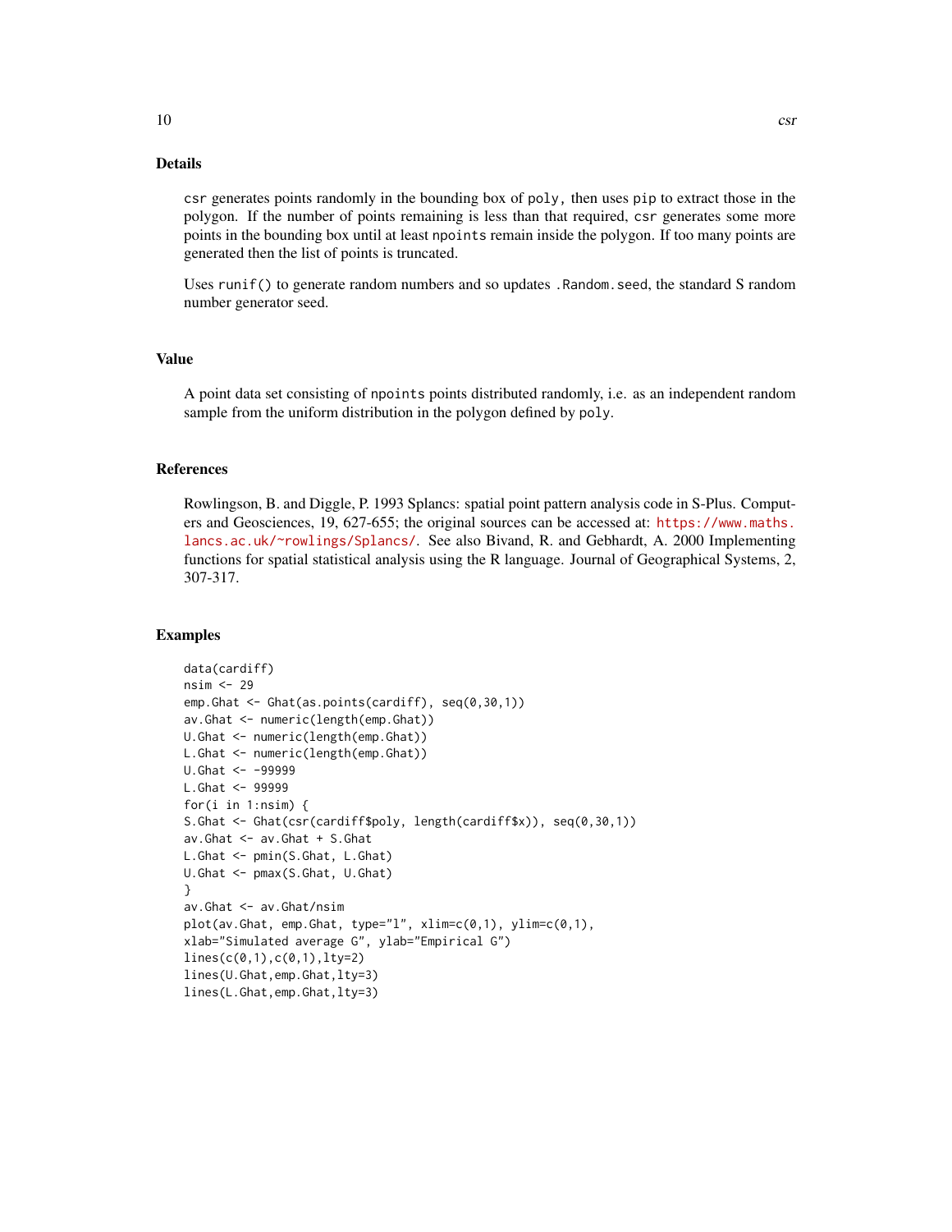## Details

`csr` generates points randomly in the bounding box of `poly`, then uses `pip` to extract those in the polygon. If the number of points remaining is less than that required, `csr` generates some more points in the bounding box until at least `npoints` remain inside the polygon. If too many points are generated then the list of points is truncated.

Uses `runif()` to generate random numbers and so updates `.Random.seed`, the standard S random number generator seed.

## Value

A point data set consisting of `npoints` points distributed randomly, i.e. as an independent random sample from the uniform distribution in the polygon defined by `poly`.

## References

Rowlingson, B. and Diggle, P. 1993 Splancs: spatial point pattern analysis code in S-Plus. Computers and Geosciences, 19, 627-655; the original sources can be accessed at: https://www.maths.lancs.ac.uk/~rowlings/Splancs/. See also Bivand, R. and Gebhardt, A. 2000 Implementing functions for spatial statistical analysis using the R language. Journal of Geographical Systems, 2, 307-317.

## Examples

```
data(cardiff)
nsim <- 29
emp.Ghat <- Ghat(as.points(cardiff), seq(0,30,1))
av.Ghat <- numeric(length(emp.Ghat))
U.Ghat <- numeric(length(emp.Ghat))
L.Ghat <- numeric(length(emp.Ghat))
U.Ghat <- -99999
L.Ghat <- 99999
for(i in 1:nsim) {
S.Ghat <- Ghat(csr(cardiff$poly, length(cardiff$x)), seq(0,30,1))
av.Ghat <- av.Ghat + S.Ghat
L.Ghat <- pmin(S.Ghat, L.Ghat)
U.Ghat <- pmax(S.Ghat, U.Ghat)
}
av.Ghat <- av.Ghat/nsim
plot(av.Ghat, emp.Ghat, type="l", xlim=c(0,1), ylim=c(0,1),
xlab="Simulated average G", ylab="Empirical G")
lines(c(0,1),c(0,1),lty=2)
lines(U.Ghat,emp.Ghat,lty=3)
lines(L.Ghat,emp.Ghat,lty=3)
```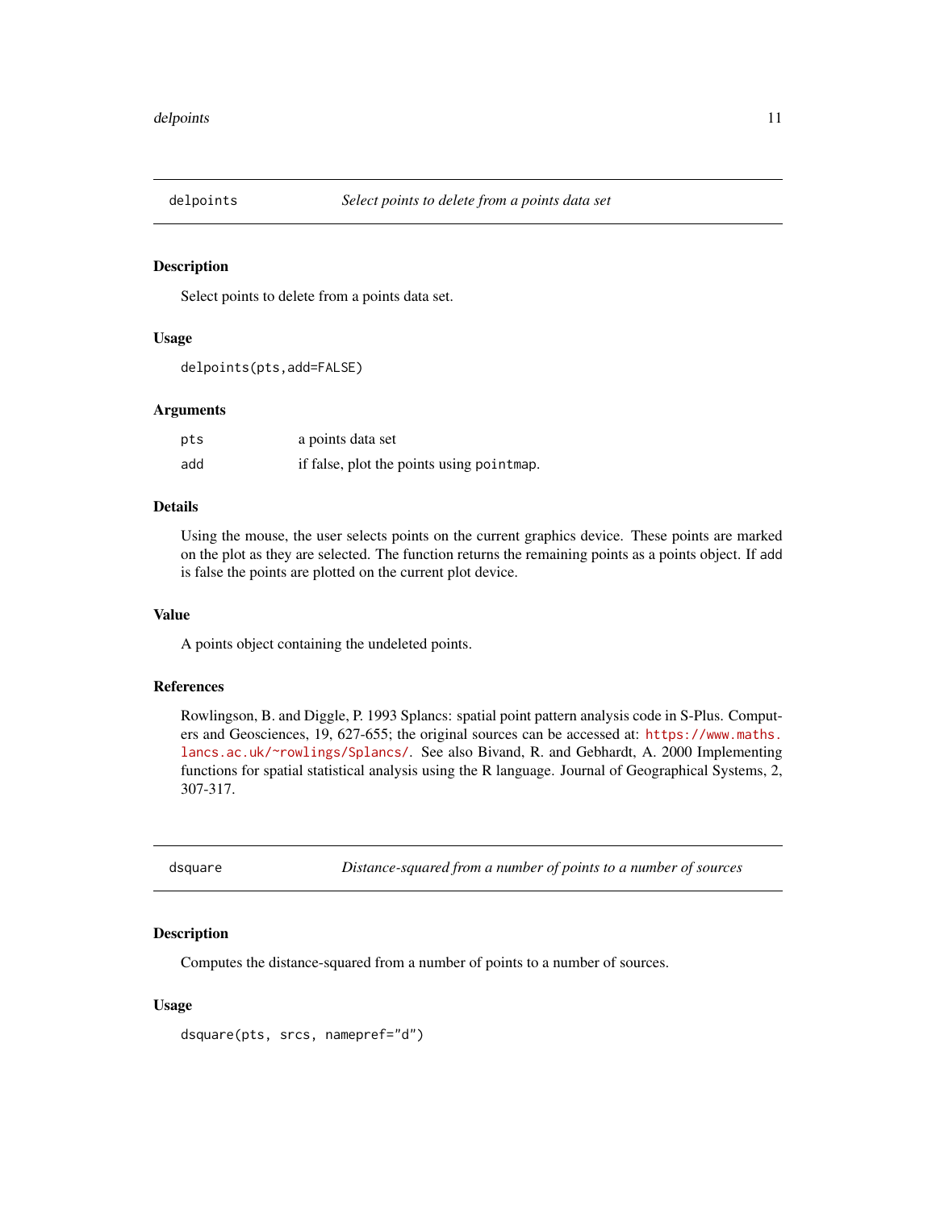## delpoints — *Select points to delete from a points data set*

### Description

Select points to delete from a points data set.

### Usage

```
delpoints(pts,add=FALSE)
```

### Arguments

| | |
|---|---|
| pts | a points data set |
| add | if false, plot the points using `pointmap`. |

### Details

Using the mouse, the user selects points on the current graphics device. These points are marked on the plot as they are selected. The function returns the remaining points as a points object. If `add` is false the points are plotted on the current plot device.

### Value

A points object containing the undeleted points.

### References

Rowlingson, B. and Diggle, P. 1993 Splancs: spatial point pattern analysis code in S-Plus. Computers and Geosciences, 19, 627-655; the original sources can be accessed at: https://www.maths.lancs.ac.uk/~rowlings/Splancs/. See also Bivand, R. and Gebhardt, A. 2000 Implementing functions for spatial statistical analysis using the R language. Journal of Geographical Systems, 2, 307-317.

## dsquare — *Distance-squared from a number of points to a number of sources*

### Description

Computes the distance-squared from a number of points to a number of sources.

### Usage

```
dsquare(pts, srcs, namepref="d")
```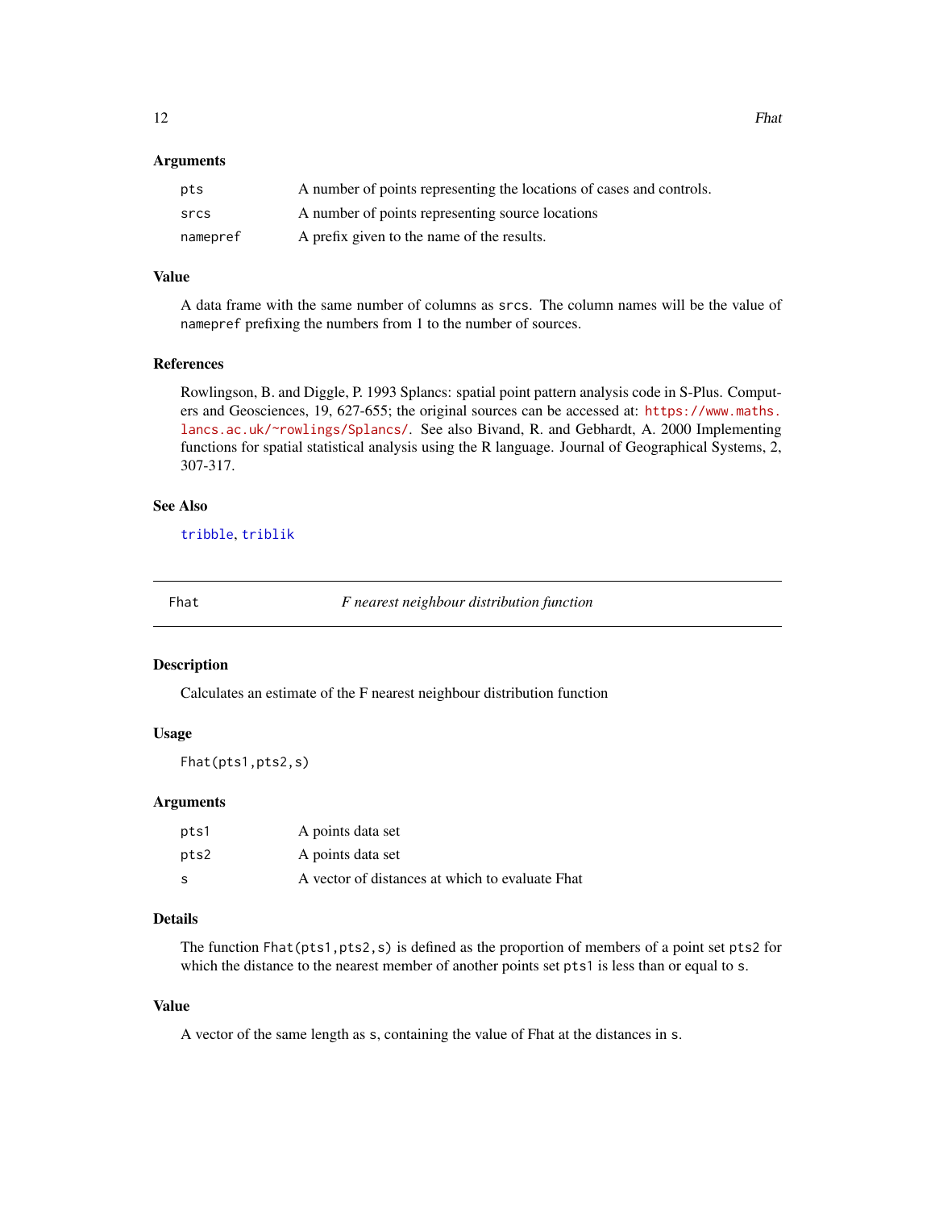### Arguments

| | |
|---|---|
| `pts` | A number of points representing the locations of cases and controls. |
| `srcs` | A number of points representing source locations |
| `namepref` | A prefix given to the name of the results. |

### Value

A data frame with the same number of columns as `srcs`. The column names will be the value of `namepref` prefixing the numbers from 1 to the number of sources.

### References

Rowlingson, B. and Diggle, P. 1993 Splancs: spatial point pattern analysis code in S-Plus. Computers and Geosciences, 19, 627-655; the original sources can be accessed at: https://www.maths.lancs.ac.uk/~rowlings/Splancs/. See also Bivand, R. and Gebhardt, A. 2000 Implementing functions for spatial statistical analysis using the R language. Journal of Geographical Systems, 2, 307-317.

### See Also

`tribble`, `triblik`

---

## Fhat — *F nearest neighbour distribution function*

### Description

Calculates an estimate of the F nearest neighbour distribution function

### Usage

```
Fhat(pts1,pts2,s)
```

### Arguments

| | |
|---|---|
| `pts1` | A points data set |
| `pts2` | A points data set |
| `s` | A vector of distances at which to evaluate Fhat |

### Details

The function `Fhat(pts1,pts2,s)` is defined as the proportion of members of a point set `pts2` for which the distance to the nearest member of another points set `pts1` is less than or equal to `s`.

### Value

A vector of the same length as `s`, containing the value of Fhat at the distances in `s`.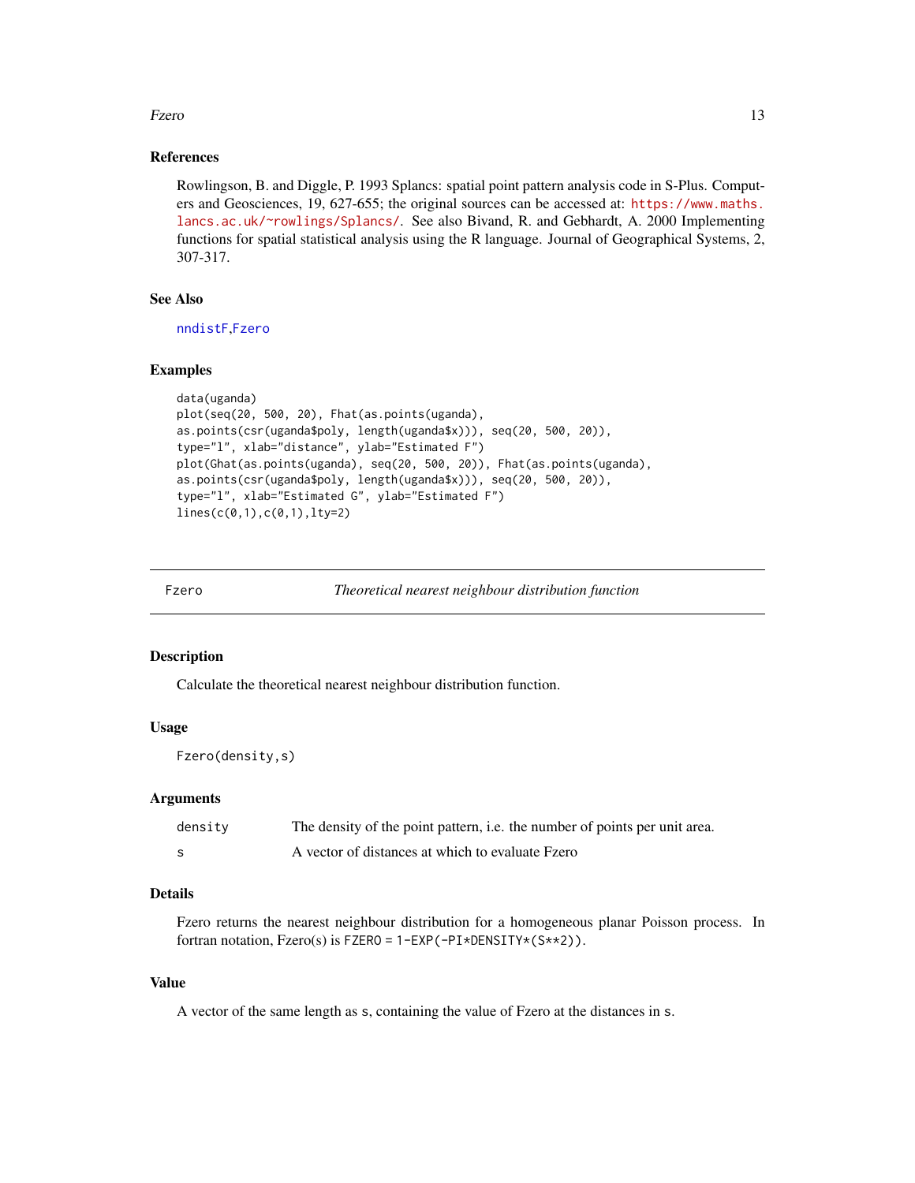## References

Rowlingson, B. and Diggle, P. 1993 Splancs: spatial point pattern analysis code in S-Plus. Computers and Geosciences, 19, 627-655; the original sources can be accessed at: https://www.maths.lancs.ac.uk/~rowlings/Splancs/. See also Bivand, R. and Gebhardt, A. 2000 Implementing functions for spatial statistical analysis using the R language. Journal of Geographical Systems, 2, 307-317.

## See Also

nndistF,Fzero

## Examples

```
data(uganda)
plot(seq(20, 500, 20), Fhat(as.points(uganda),
as.points(csr(uganda$poly, length(uganda$x))), seq(20, 500, 20)),
type="l", xlab="distance", ylab="Estimated F")
plot(Ghat(as.points(uganda), seq(20, 500, 20)), Fhat(as.points(uganda),
as.points(csr(uganda$poly, length(uganda$x))), seq(20, 500, 20)),
type="l", xlab="Estimated G", ylab="Estimated F")
lines(c(0,1),c(0,1),lty=2)
```

---

# Fzero — *Theoretical nearest neighbour distribution function*

## Description

Calculate the theoretical nearest neighbour distribution function.

## Usage

```
Fzero(density,s)
```

## Arguments

| | |
|---|---|
| density | The density of the point pattern, i.e. the number of points per unit area. |
| s | A vector of distances at which to evaluate Fzero |

## Details

Fzero returns the nearest neighbour distribution for a homogeneous planar Poisson process. In fortran notation, Fzero(s) is `FZERO = 1-EXP(-PI*DENSITY*(S**2))`.

## Value

A vector of the same length as s, containing the value of Fzero at the distances in s.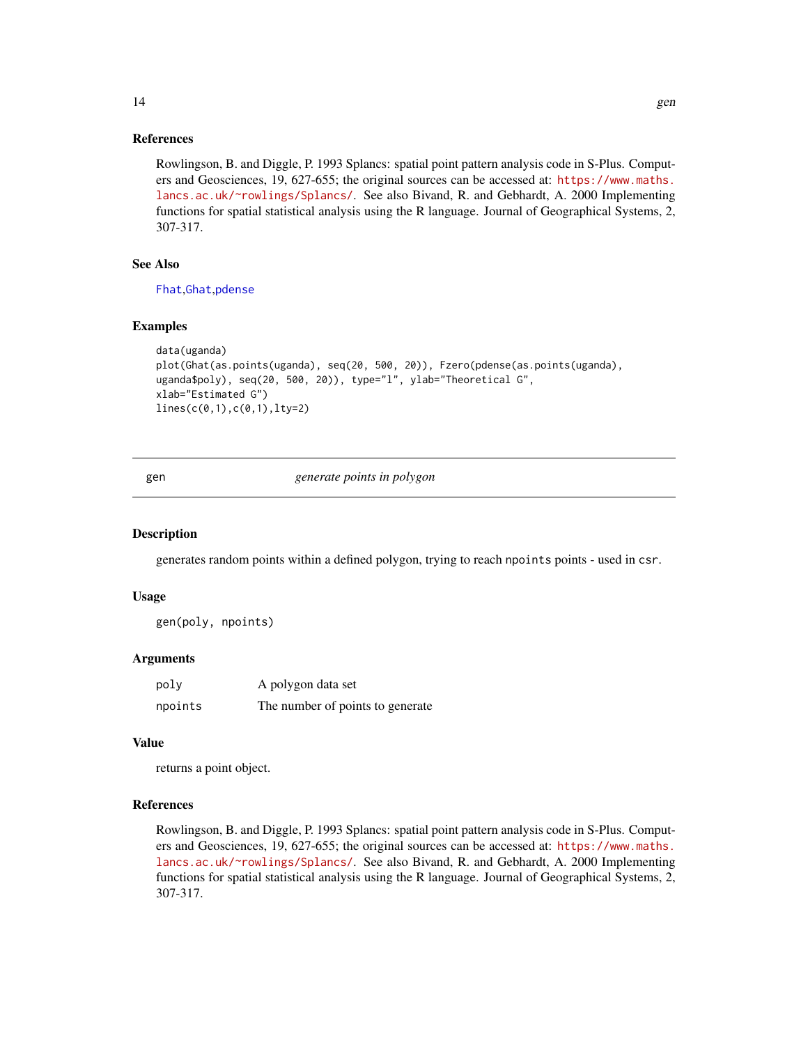### References

Rowlingson, B. and Diggle, P. 1993 Splancs: spatial point pattern analysis code in S-Plus. Computers and Geosciences, 19, 627-655; the original sources can be accessed at: https://www.maths.lancs.ac.uk/~rowlings/Splancs/. See also Bivand, R. and Gebhardt, A. 2000 Implementing functions for spatial statistical analysis using the R language. Journal of Geographical Systems, 2, 307-317.

### See Also

Fhat,Ghat,pdense

### Examples

```
data(uganda)
plot(Ghat(as.points(uganda), seq(20, 500, 20)), Fzero(pdense(as.points(uganda),
uganda$poly), seq(20, 500, 20)), type="l", ylab="Theoretical G",
xlab="Estimated G")
lines(c(0,1),c(0,1),lty=2)
```

---

## gen — *generate points in polygon*

### Description

generates random points within a defined polygon, trying to reach `npoints` points - used in `csr`.

### Usage

```
gen(poly, npoints)
```

### Arguments

| | |
|---|---|
| poly | A polygon data set |
| npoints | The number of points to generate |

### Value

returns a point object.

### References

Rowlingson, B. and Diggle, P. 1993 Splancs: spatial point pattern analysis code in S-Plus. Computers and Geosciences, 19, 627-655; the original sources can be accessed at: https://www.maths.lancs.ac.uk/~rowlings/Splancs/. See also Bivand, R. and Gebhardt, A. 2000 Implementing functions for spatial statistical analysis using the R language. Journal of Geographical Systems, 2, 307-317.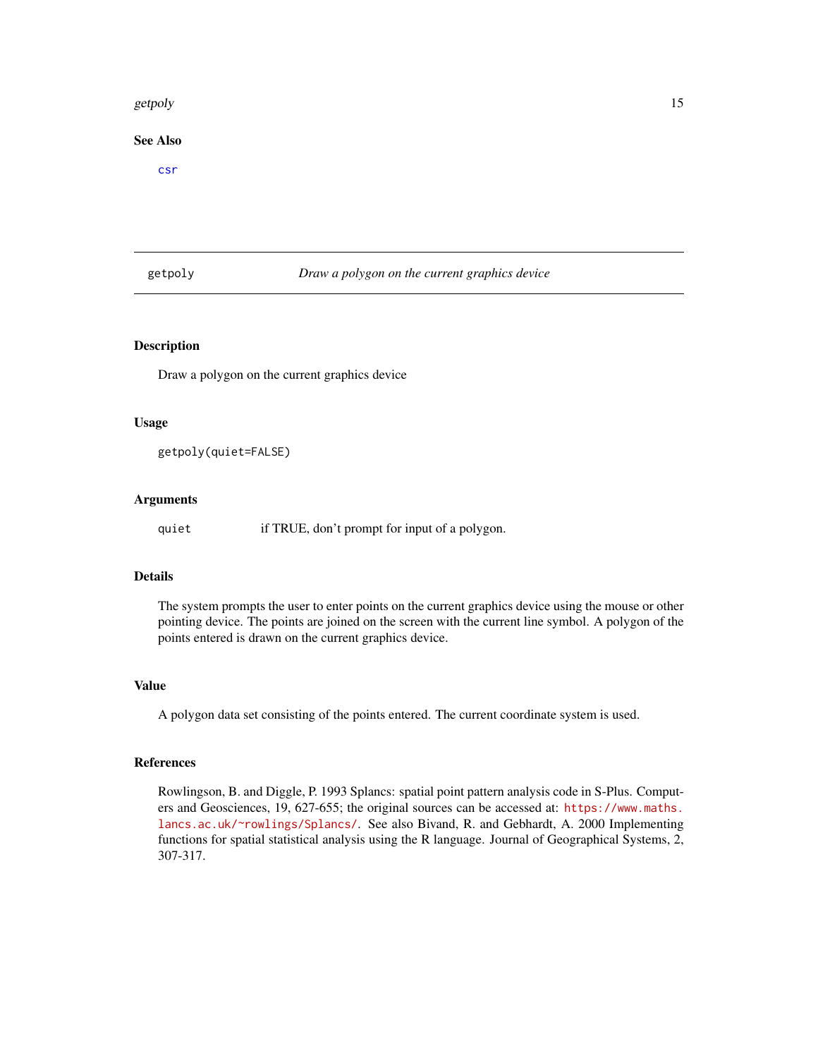### See Also

csr

---

## getpoly *Draw a polygon on the current graphics device*

---

### Description

Draw a polygon on the current graphics device

### Usage

```
getpoly(quiet=FALSE)
```

### Arguments

| | |
|---|---|
| quiet | if TRUE, don't prompt for input of a polygon. |

### Details

The system prompts the user to enter points on the current graphics device using the mouse or other pointing device. The points are joined on the screen with the current line symbol. A polygon of the points entered is drawn on the current graphics device.

### Value

A polygon data set consisting of the points entered. The current coordinate system is used.

### References

Rowlingson, B. and Diggle, P. 1993 Splancs: spatial point pattern analysis code in S-Plus. Computers and Geosciences, 19, 627-655; the original sources can be accessed at: https://www.maths.lancs.ac.uk/~rowlings/Splancs/. See also Bivand, R. and Gebhardt, A. 2000 Implementing functions for spatial statistical analysis using the R language. Journal of Geographical Systems, 2, 307-317.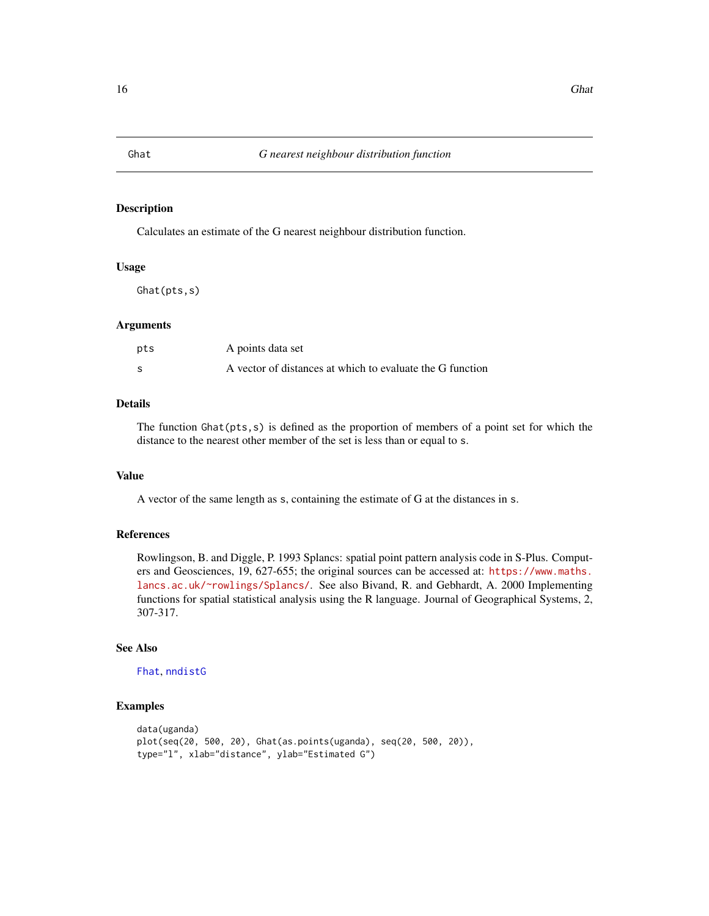## Ghat — G nearest neighbour distribution function

### Description

Calculates an estimate of the G nearest neighbour distribution function.

### Usage

```
Ghat(pts,s)
```

### Arguments

| | |
|---|---|
| pts | A points data set |
| s | A vector of distances at which to evaluate the G function |

### Details

The function Ghat(pts,s) is defined as the proportion of members of a point set for which the distance to the nearest other member of the set is less than or equal to s.

### Value

A vector of the same length as s, containing the estimate of G at the distances in s.

### References

Rowlingson, B. and Diggle, P. 1993 Splancs: spatial point pattern analysis code in S-Plus. Computers and Geosciences, 19, 627-655; the original sources can be accessed at: https://www.maths.lancs.ac.uk/~rowlings/Splancs/. See also Bivand, R. and Gebhardt, A. 2000 Implementing functions for spatial statistical analysis using the R language. Journal of Geographical Systems, 2, 307-317.

### See Also

Fhat, nndistG

### Examples

```
data(uganda)
plot(seq(20, 500, 20), Ghat(as.points(uganda), seq(20, 500, 20)),
type="l", xlab="distance", ylab="Estimated G")
```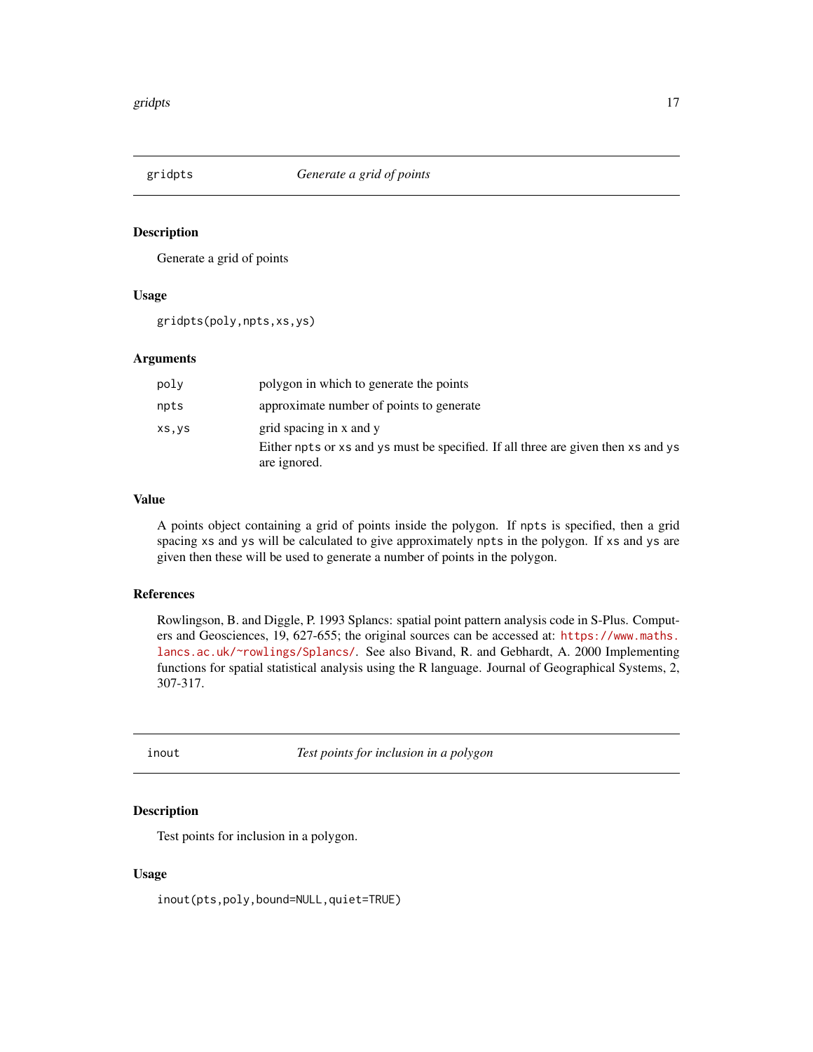## gridpts — *Generate a grid of points*

### Description

Generate a grid of points

### Usage

```
gridpts(poly,npts,xs,ys)
```

### Arguments

| | |
|---|---|
| `poly` | polygon in which to generate the points |
| `npts` | approximate number of points to generate |
| `xs,ys` | grid spacing in x and y<br>Either `npts` or `xs` and `ys` must be specified. If all three are given then `xs` and `ys` are ignored. |

### Value

A points object containing a grid of points inside the polygon. If `npts` is specified, then a grid spacing `xs` and `ys` will be calculated to give approximately `npts` in the polygon. If `xs` and `ys` are given then these will be used to generate a number of points in the polygon.

### References

Rowlingson, B. and Diggle, P. 1993 Splancs: spatial point pattern analysis code in S-Plus. Computers and Geosciences, 19, 627-655; the original sources can be accessed at: https://www.maths.lancs.ac.uk/~rowlings/Splancs/. See also Bivand, R. and Gebhardt, A. 2000 Implementing functions for spatial statistical analysis using the R language. Journal of Geographical Systems, 2, 307-317.

## inout — *Test points for inclusion in a polygon*

### Description

Test points for inclusion in a polygon.

### Usage

```
inout(pts,poly,bound=NULL,quiet=TRUE)
```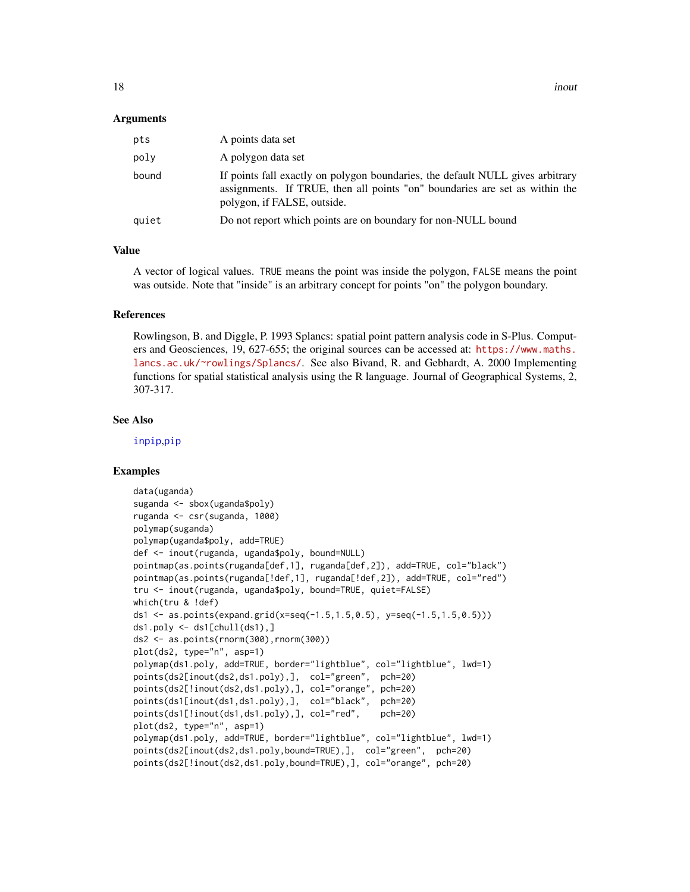## Arguments

| | |
|---|---|
| pts | A points data set |
| poly | A polygon data set |
| bound | If points fall exactly on polygon boundaries, the default NULL gives arbitrary assignments. If TRUE, then all points "on" boundaries are set as within the polygon, if FALSE, outside. |
| quiet | Do not report which points are on boundary for non-NULL bound |

## Value

A vector of logical values. TRUE means the point was inside the polygon, FALSE means the point was outside. Note that "inside" is an arbitrary concept for points "on" the polygon boundary.

## References

Rowlingson, B. and Diggle, P. 1993 Splancs: spatial point pattern analysis code in S-Plus. Computers and Geosciences, 19, 627-655; the original sources can be accessed at: https://www.maths.lancs.ac.uk/~rowlings/Splancs/. See also Bivand, R. and Gebhardt, A. 2000 Implementing functions for spatial statistical analysis using the R language. Journal of Geographical Systems, 2, 307-317.

## See Also

inpip,pip

## Examples

```
data(uganda)
suganda <- sbox(uganda$poly)
ruganda <- csr(suganda, 1000)
polymap(suganda)
polymap(uganda$poly, add=TRUE)
def <- inout(ruganda, uganda$poly, bound=NULL)
pointmap(as.points(ruganda[def,1], ruganda[def,2]), add=TRUE, col="black")
pointmap(as.points(ruganda[!def,1], ruganda[!def,2]), add=TRUE, col="red")
tru <- inout(ruganda, uganda$poly, bound=TRUE, quiet=FALSE)
which(tru & !def)
ds1 <- as.points(expand.grid(x=seq(-1.5,1.5,0.5), y=seq(-1.5,1.5,0.5)))
ds1.poly <- ds1[chull(ds1),]
ds2 <- as.points(rnorm(300),rnorm(300))
plot(ds2, type="n", asp=1)
polymap(ds1.poly, add=TRUE, border="lightblue", col="lightblue", lwd=1)
points(ds2[inout(ds2,ds1.poly),],  col="green",  pch=20)
points(ds2[!inout(ds2,ds1.poly),], col="orange", pch=20)
points(ds1[inout(ds1,ds1.poly),],  col="black",  pch=20)
points(ds1[!inout(ds1,ds1.poly),], col="red",    pch=20)
plot(ds2, type="n", asp=1)
polymap(ds1.poly, add=TRUE, border="lightblue", col="lightblue", lwd=1)
points(ds2[inout(ds2,ds1.poly,bound=TRUE),],  col="green",  pch=20)
points(ds2[!inout(ds2,ds1.poly,bound=TRUE),], col="orange", pch=20)
```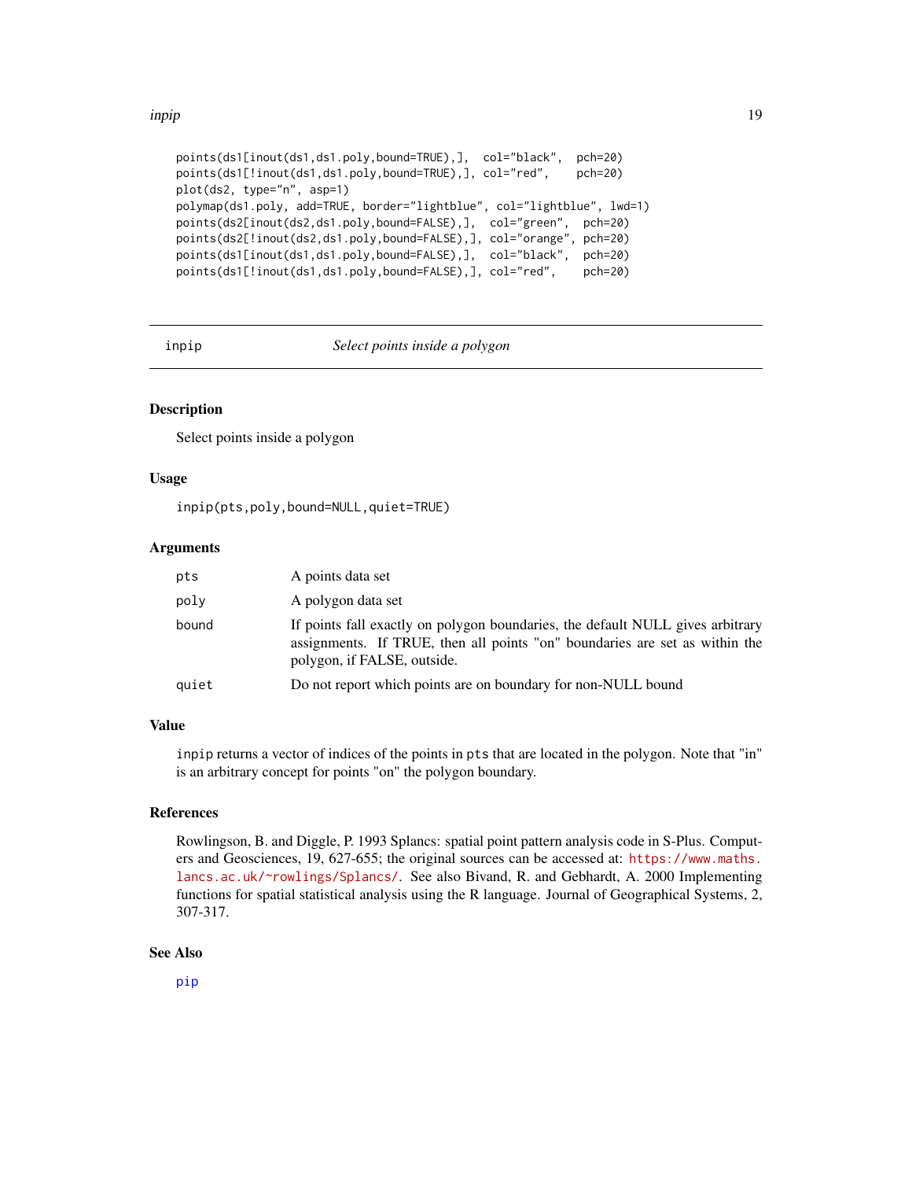```
points(ds1[inout(ds1,ds1.poly,bound=TRUE),],  col="black",  pch=20)
points(ds1[!inout(ds1,ds1.poly,bound=TRUE),], col="red",    pch=20)
plot(ds2, type="n", asp=1)
polymap(ds1.poly, add=TRUE, border="lightblue", col="lightblue", lwd=1)
points(ds2[inout(ds2,ds1.poly,bound=FALSE),],  col="green",  pch=20)
points(ds2[!inout(ds2,ds1.poly,bound=FALSE),], col="orange", pch=20)
points(ds1[inout(ds1,ds1.poly,bound=FALSE),],  col="black",  pch=20)
points(ds1[!inout(ds1,ds1.poly,bound=FALSE),], col="red",    pch=20)
```

---

## inpip — *Select points inside a polygon*

### Description

Select points inside a polygon

### Usage

```
inpip(pts,poly,bound=NULL,quiet=TRUE)
```

### Arguments

| | |
|---|---|
| `pts` | A points data set |
| `poly` | A polygon data set |
| `bound` | If points fall exactly on polygon boundaries, the default NULL gives arbitrary assignments. If TRUE, then all points "on" boundaries are set as within the polygon, if FALSE, outside. |
| `quiet` | Do not report which points are on boundary for non-NULL bound |

### Value

`inpip` returns a vector of indices of the points in `pts` that are located in the polygon. Note that "in" is an arbitrary concept for points "on" the polygon boundary.

### References

Rowlingson, B. and Diggle, P. 1993 Splancs: spatial point pattern analysis code in S-Plus. Computers and Geosciences, 19, 627-655; the original sources can be accessed at: https://www.maths.lancs.ac.uk/~rowlings/Splancs/. See also Bivand, R. and Gebhardt, A. 2000 Implementing functions for spatial statistical analysis using the R language. Journal of Geographical Systems, 2, 307-317.

### See Also

pip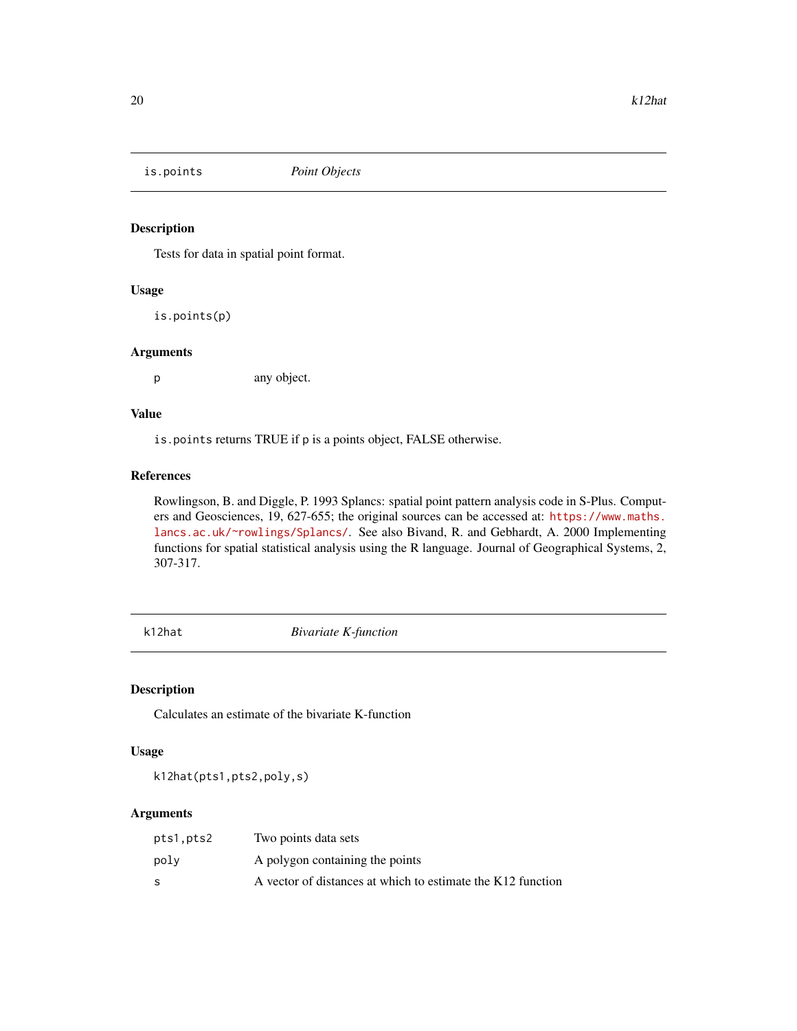## is.points *Point Objects*

### Description

Tests for data in spatial point format.

### Usage

```
is.points(p)
```

### Arguments

| | |
|---|---|
| p | any object. |

### Value

`is.points` returns TRUE if `p` is a points object, FALSE otherwise.

### References

Rowlingson, B. and Diggle, P. 1993 Splancs: spatial point pattern analysis code in S-Plus. Computers and Geosciences, 19, 627-655; the original sources can be accessed at: https://www.maths.lancs.ac.uk/~rowlings/Splancs/. See also Bivand, R. and Gebhardt, A. 2000 Implementing functions for spatial statistical analysis using the R language. Journal of Geographical Systems, 2, 307-317.

## k12hat *Bivariate K-function*

### Description

Calculates an estimate of the bivariate K-function

### Usage

```
k12hat(pts1,pts2,poly,s)
```

### Arguments

| | |
|---|---|
| pts1,pts2 | Two points data sets |
| poly | A polygon containing the points |
| s | A vector of distances at which to estimate the K12 function |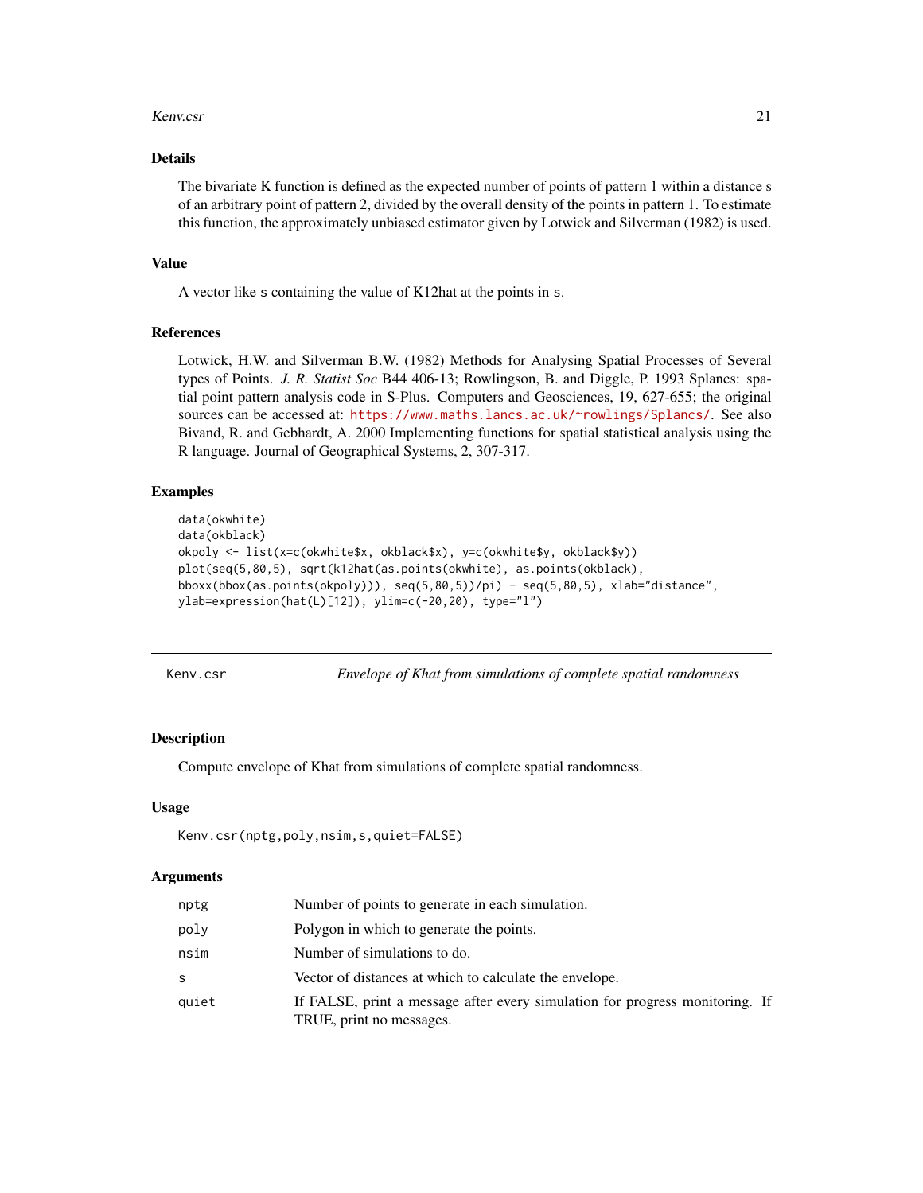## Details

The bivariate K function is defined as the expected number of points of pattern 1 within a distance s of an arbitrary point of pattern 2, divided by the overall density of the points in pattern 1. To estimate this function, the approximately unbiased estimator given by Lotwick and Silverman (1982) is used.

## Value

A vector like s containing the value of K12hat at the points in s.

## References

Lotwick, H.W. and Silverman B.W. (1982) Methods for Analysing Spatial Processes of Several types of Points. *J. R. Statist Soc* B44 406-13; Rowlingson, B. and Diggle, P. 1993 Splancs: spatial point pattern analysis code in S-Plus. Computers and Geosciences, 19, 627-655; the original sources can be accessed at: https://www.maths.lancs.ac.uk/~rowlings/Splancs/. See also Bivand, R. and Gebhardt, A. 2000 Implementing functions for spatial statistical analysis using the R language. Journal of Geographical Systems, 2, 307-317.

## Examples

```
data(okwhite)
data(okblack)
okpoly <- list(x=c(okwhite$x, okblack$x), y=c(okwhite$y, okblack$y))
plot(seq(5,80,5), sqrt(k12hat(as.points(okwhite), as.points(okblack),
bboxx(bbox(as.points(okpoly))), seq(5,80,5))/pi) - seq(5,80,5), xlab="distance",
ylab=expression(hat(L)[12]), ylim=c(-20,20), type="l")
```

---

# Kenv.csr — *Envelope of Khat from simulations of complete spatial randomness*

## Description

Compute envelope of Khat from simulations of complete spatial randomness.

## Usage

```
Kenv.csr(nptg,poly,nsim,s,quiet=FALSE)
```

## Arguments

| | |
|---|---|
| nptg | Number of points to generate in each simulation. |
| poly | Polygon in which to generate the points. |
| nsim | Number of simulations to do. |
| s | Vector of distances at which to calculate the envelope. |
| quiet | If FALSE, print a message after every simulation for progress monitoring. If TRUE, print no messages. |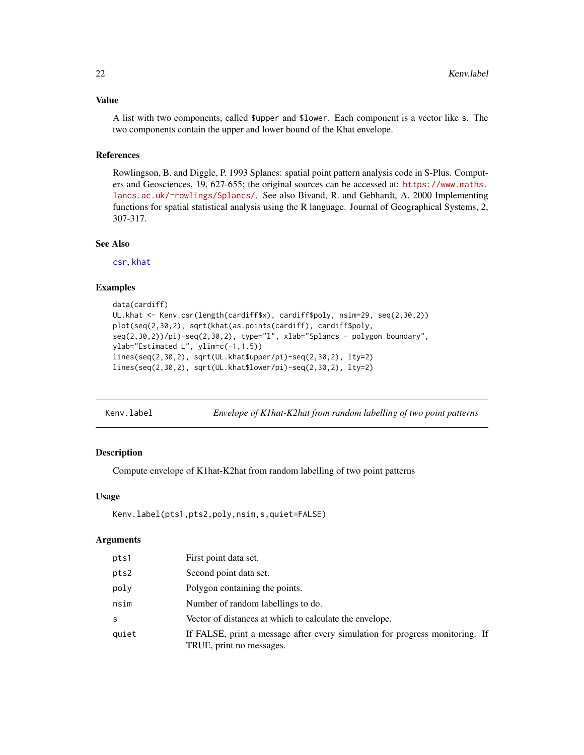## Value

A list with two components, called `$upper` and `$lower`. Each component is a vector like `s`. The two components contain the upper and lower bound of the Khat envelope.

## References

Rowlingson, B. and Diggle, P. 1993 Splancs: spatial point pattern analysis code in S-Plus. Computers and Geosciences, 19, 627-655; the original sources can be accessed at: https://www.maths.lancs.ac.uk/~rowlings/Splancs/. See also Bivand, R. and Gebhardt, A. 2000 Implementing functions for spatial statistical analysis using the R language. Journal of Geographical Systems, 2, 307-317.

## See Also

`csr`, `khat`

## Examples

```
data(cardiff)
UL.khat <- Kenv.csr(length(cardiff$x), cardiff$poly, nsim=29, seq(2,30,2))
plot(seq(2,30,2), sqrt(khat(as.points(cardiff), cardiff$poly,
seq(2,30,2))/pi)-seq(2,30,2), type="l", xlab="Splancs - polygon boundary",
ylab="Estimated L", ylim=c(-1,1.5))
lines(seq(2,30,2), sqrt(UL.khat$upper/pi)-seq(2,30,2), lty=2)
lines(seq(2,30,2), sqrt(UL.khat$lower/pi)-seq(2,30,2), lty=2)
```

---

# Kenv.label — *Envelope of K1hat-K2hat from random labelling of two point patterns*

## Description

Compute envelope of K1hat-K2hat from random labelling of two point patterns

## Usage

```
Kenv.label(pts1,pts2,poly,nsim,s,quiet=FALSE)
```

## Arguments

| | |
|---|---|
| pts1 | First point data set. |
| pts2 | Second point data set. |
| poly | Polygon containing the points. |
| nsim | Number of random labellings to do. |
| s | Vector of distances at which to calculate the envelope. |
| quiet | If FALSE, print a message after every simulation for progress monitoring. If TRUE, print no messages. |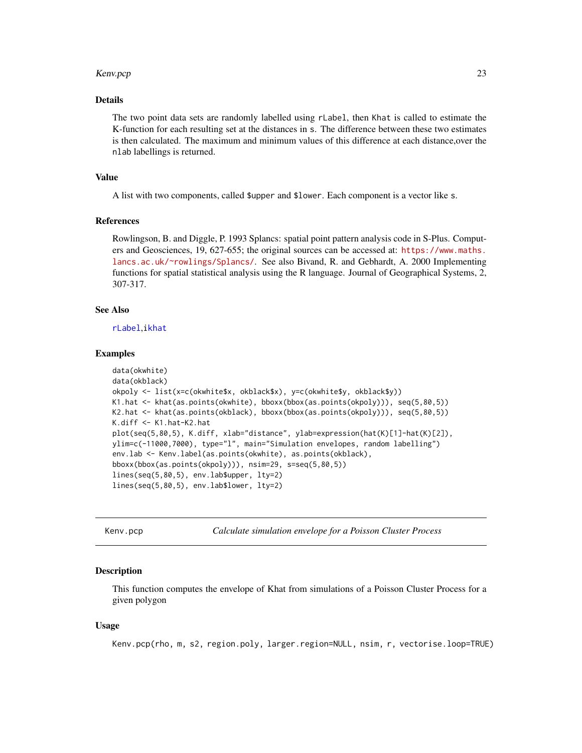### Details

The two point data sets are randomly labelled using `rLabel`, then `Khat` is called to estimate the K-function for each resulting set at the distances in `s`. The difference between these two estimates is then calculated. The maximum and minimum values of this difference at each distance,over the `nlab` labellings is returned.

### Value

A list with two components, called `$upper` and `$lower`. Each component is a vector like `s`.

### References

Rowlingson, B. and Diggle, P. 1993 Splancs: spatial point pattern analysis code in S-Plus. Computers and Geosciences, 19, 627-655; the original sources can be accessed at: https://www.maths.lancs.ac.uk/~rowlings/Splancs/. See also Bivand, R. and Gebhardt, A. 2000 Implementing functions for spatial statistical analysis using the R language. Journal of Geographical Systems, 2, 307-317.

### See Also

rLabel,ikhat

### Examples

```
data(okwhite)
data(okblack)
okpoly <- list(x=c(okwhite$x, okblack$x), y=c(okwhite$y, okblack$y))
K1.hat <- khat(as.points(okwhite), bboxx(bbox(as.points(okpoly))), seq(5,80,5))
K2.hat <- khat(as.points(okblack), bboxx(bbox(as.points(okpoly))), seq(5,80,5))
K.diff <- K1.hat-K2.hat
plot(seq(5,80,5), K.diff, xlab="distance", ylab=expression(hat(K)[1]-hat(K)[2]),
ylim=c(-11000,7000), type="l", main="Simulation envelopes, random labelling")
env.lab <- Kenv.label(as.points(okwhite), as.points(okblack),
bboxx(bbox(as.points(okpoly))), nsim=29, s=seq(5,80,5))
lines(seq(5,80,5), env.lab$upper, lty=2)
lines(seq(5,80,5), env.lab$lower, lty=2)
```

---

## Kenv.pcp *Calculate simulation envelope for a Poisson Cluster Process*

### Description

This function computes the envelope of Khat from simulations of a Poisson Cluster Process for a given polygon

### Usage

```
Kenv.pcp(rho, m, s2, region.poly, larger.region=NULL, nsim, r, vectorise.loop=TRUE)
```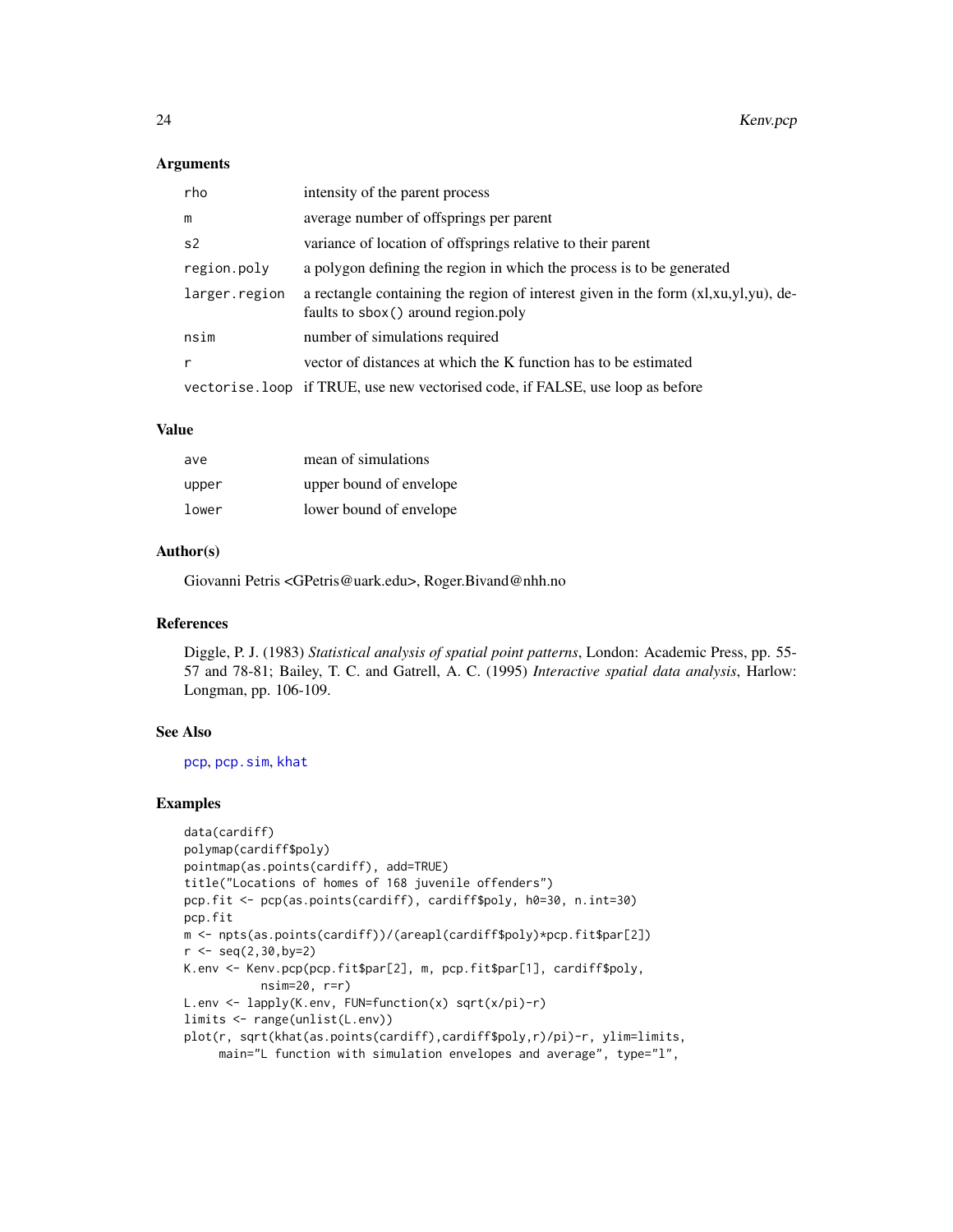## Arguments

| | |
|---|---|
| rho | intensity of the parent process |
| m | average number of offsprings per parent |
| s2 | variance of location of offsprings relative to their parent |
| region.poly | a polygon defining the region in which the process is to be generated |
| larger.region | a rectangle containing the region of interest given in the form (xl,xu,yl,yu), defaults to sbox() around region.poly |
| nsim | number of simulations required |
| r | vector of distances at which the K function has to be estimated |
| vectorise.loop | if TRUE, use new vectorised code, if FALSE, use loop as before |

## Value

| | |
|---|---|
| ave | mean of simulations |
| upper | upper bound of envelope |
| lower | lower bound of envelope |

## Author(s)

Giovanni Petris <GPetris@uark.edu>, Roger.Bivand@nhh.no

## References

Diggle, P. J. (1983) *Statistical analysis of spatial point patterns*, London: Academic Press, pp. 55-57 and 78-81; Bailey, T. C. and Gatrell, A. C. (1995) *Interactive spatial data analysis*, Harlow: Longman, pp. 106-109.

## See Also

pcp, pcp.sim, khat

## Examples

```
data(cardiff)
polymap(cardiff$poly)
pointmap(as.points(cardiff), add=TRUE)
title("Locations of homes of 168 juvenile offenders")
pcp.fit <- pcp(as.points(cardiff), cardiff$poly, h0=30, n.int=30)
pcp.fit
m <- npts(as.points(cardiff))/(areapl(cardiff$poly)*pcp.fit$par[2])
r <- seq(2,30,by=2)
K.env <- Kenv.pcp(pcp.fit$par[2], m, pcp.fit$par[1], cardiff$poly,
          nsim=20, r=r)
L.env <- lapply(K.env, FUN=function(x) sqrt(x/pi)-r)
limits <- range(unlist(L.env))
plot(r, sqrt(khat(as.points(cardiff),cardiff$poly,r)/pi)-r, ylim=limits,
     main="L function with simulation envelopes and average", type="l",
```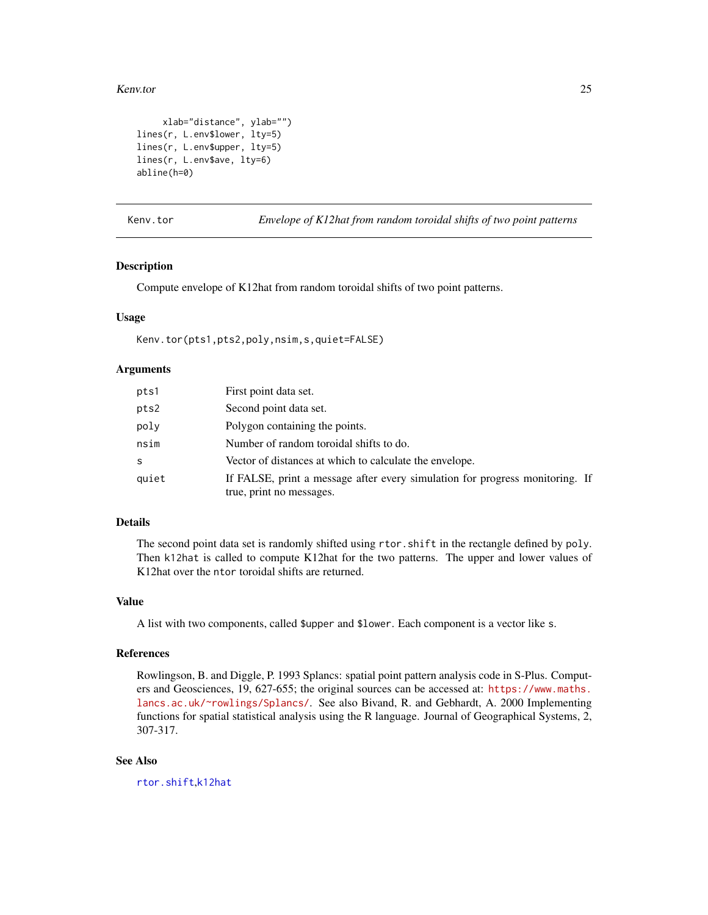```
     xlab="distance", ylab="")
lines(r, L.env$lower, lty=5)
lines(r, L.env$upper, lty=5)
lines(r, L.env$ave, lty=6)
abline(h=0)
```

---

## Kenv.tor — *Envelope of K12hat from random toroidal shifts of two point patterns*

### Description

Compute envelope of K12hat from random toroidal shifts of two point patterns.

### Usage

```
Kenv.tor(pts1,pts2,poly,nsim,s,quiet=FALSE)
```

### Arguments

| | |
|---|---|
| pts1 | First point data set. |
| pts2 | Second point data set. |
| poly | Polygon containing the points. |
| nsim | Number of random toroidal shifts to do. |
| s | Vector of distances at which to calculate the envelope. |
| quiet | If FALSE, print a message after every simulation for progress monitoring. If true, print no messages. |

### Details

The second point data set is randomly shifted using `rtor.shift` in the rectangle defined by `poly`. Then `k12hat` is called to compute K12hat for the two patterns. The upper and lower values of K12hat over the `ntor` toroidal shifts are returned.

### Value

A list with two components, called `$upper` and `$lower`. Each component is a vector like `s`.

### References

Rowlingson, B. and Diggle, P. 1993 Splancs: spatial point pattern analysis code in S-Plus. Computers and Geosciences, 19, 627-655; the original sources can be accessed at: https://www.maths.lancs.ac.uk/~rowlings/Splancs/. See also Bivand, R. and Gebhardt, A. 2000 Implementing functions for spatial statistical analysis using the R language. Journal of Geographical Systems, 2, 307-317.

### See Also

`rtor.shift`,`k12hat`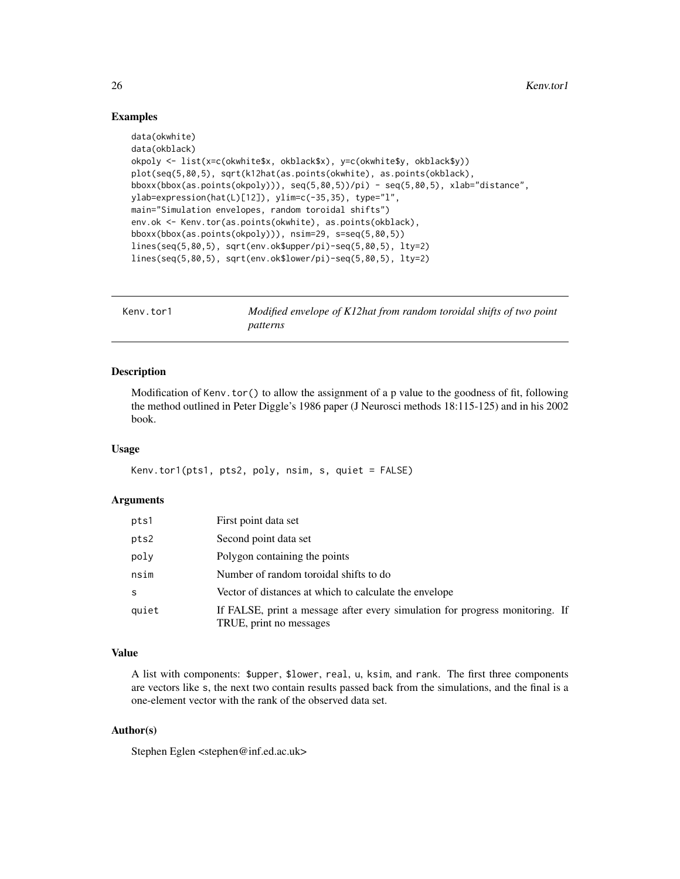## Examples

```
data(okwhite)
data(okblack)
okpoly <- list(x=c(okwhite$x, okblack$x), y=c(okwhite$y, okblack$y))
plot(seq(5,80,5), sqrt(k12hat(as.points(okwhite), as.points(okblack),
bboxx(bbox(as.points(okpoly))), seq(5,80,5))/pi) - seq(5,80,5), xlab="distance",
ylab=expression(hat(L)[12]), ylim=c(-35,35), type="l",
main="Simulation envelopes, random toroidal shifts")
env.ok <- Kenv.tor(as.points(okwhite), as.points(okblack),
bboxx(bbox(as.points(okpoly))), nsim=29, s=seq(5,80,5))
lines(seq(5,80,5), sqrt(env.ok$upper/pi)-seq(5,80,5), lty=2)
lines(seq(5,80,5), sqrt(env.ok$lower/pi)-seq(5,80,5), lty=2)
```

---

# Kenv.tor1 — *Modified envelope of K12hat from random toroidal shifts of two point patterns*

## Description

Modification of `Kenv.tor()` to allow the assignment of a p value to the goodness of fit, following the method outlined in Peter Diggle's 1986 paper (J Neurosci methods 18:115-125) and in his 2002 book.

## Usage

```
Kenv.tor1(pts1, pts2, poly, nsim, s, quiet = FALSE)
```

## Arguments

| | |
|---|---|
| pts1 | First point data set |
| pts2 | Second point data set |
| poly | Polygon containing the points |
| nsim | Number of random toroidal shifts to do |
| s | Vector of distances at which to calculate the envelope |
| quiet | If FALSE, print a message after every simulation for progress monitoring. If TRUE, print no messages |

## Value

A list with components: `$upper`, `$lower`, `real`, `u`, `ksim`, and `rank`. The first three components are vectors like `s`, the next two contain results passed back from the simulations, and the final is a one-element vector with the rank of the observed data set.

## Author(s)

Stephen Eglen <stephen@inf.ed.ac.uk>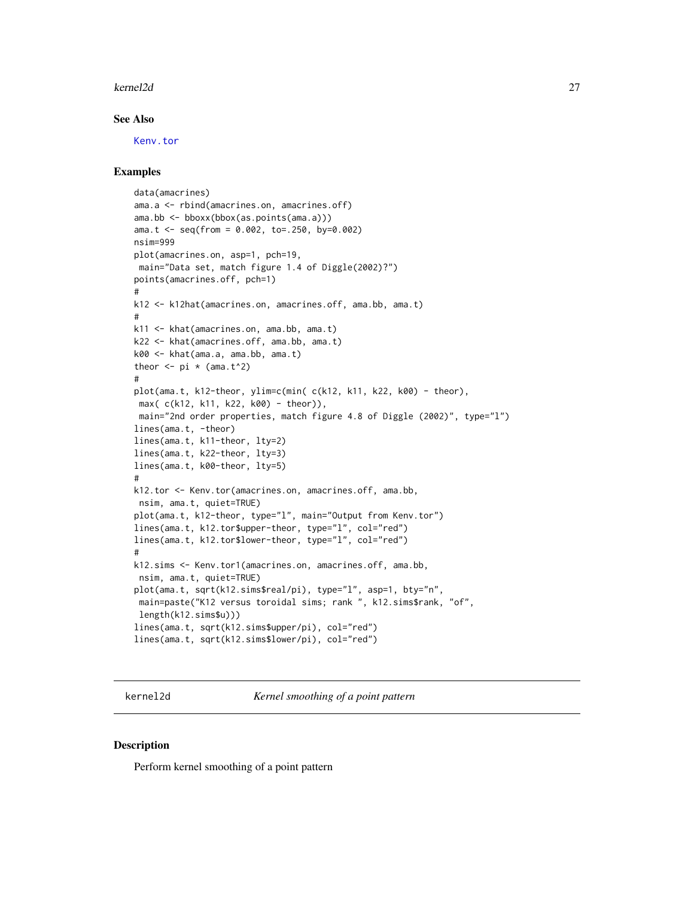## See Also

Kenv.tor

## Examples

```
data(amacrines)
ama.a <- rbind(amacrines.on, amacrines.off)
ama.bb <- bboxx(bbox(as.points(ama.a)))
ama.t <- seq(from = 0.002, to=.250, by=0.002)
nsim=999
plot(amacrines.on, asp=1, pch=19,
 main="Data set, match figure 1.4 of Diggle(2002)?")
points(amacrines.off, pch=1)
#
k12 <- k12hat(amacrines.on, amacrines.off, ama.bb, ama.t)
#
k11 <- khat(amacrines.on, ama.bb, ama.t)
k22 <- khat(amacrines.off, ama.bb, ama.t)
k00 <- khat(ama.a, ama.bb, ama.t)
theor <- pi * (ama.t^2)
#
plot(ama.t, k12-theor, ylim=c(min( c(k12, k11, k22, k00) - theor),
 max( c(k12, k11, k22, k00) - theor)),
 main="2nd order properties, match figure 4.8 of Diggle (2002)", type="l")
lines(ama.t, -theor)
lines(ama.t, k11-theor, lty=2)
lines(ama.t, k22-theor, lty=3)
lines(ama.t, k00-theor, lty=5)
#
k12.tor <- Kenv.tor(amacrines.on, amacrines.off, ama.bb,
 nsim, ama.t, quiet=TRUE)
plot(ama.t, k12-theor, type="l", main="Output from Kenv.tor")
lines(ama.t, k12.tor$upper-theor, type="l", col="red")
lines(ama.t, k12.tor$lower-theor, type="l", col="red")
#
k12.sims <- Kenv.tor1(amacrines.on, amacrines.off, ama.bb,
 nsim, ama.t, quiet=TRUE)
plot(ama.t, sqrt(k12.sims$real/pi), type="l", asp=1, bty="n",
 main=paste("K12 versus toroidal sims; rank ", k12.sims$rank, "of",
 length(k12.sims$u)))
lines(ama.t, sqrt(k12.sims$upper/pi), col="red")
lines(ama.t, sqrt(k12.sims$lower/pi), col="red")
```

---

# kernel2d    *Kernel smoothing of a point pattern*

## Description

Perform kernel smoothing of a point pattern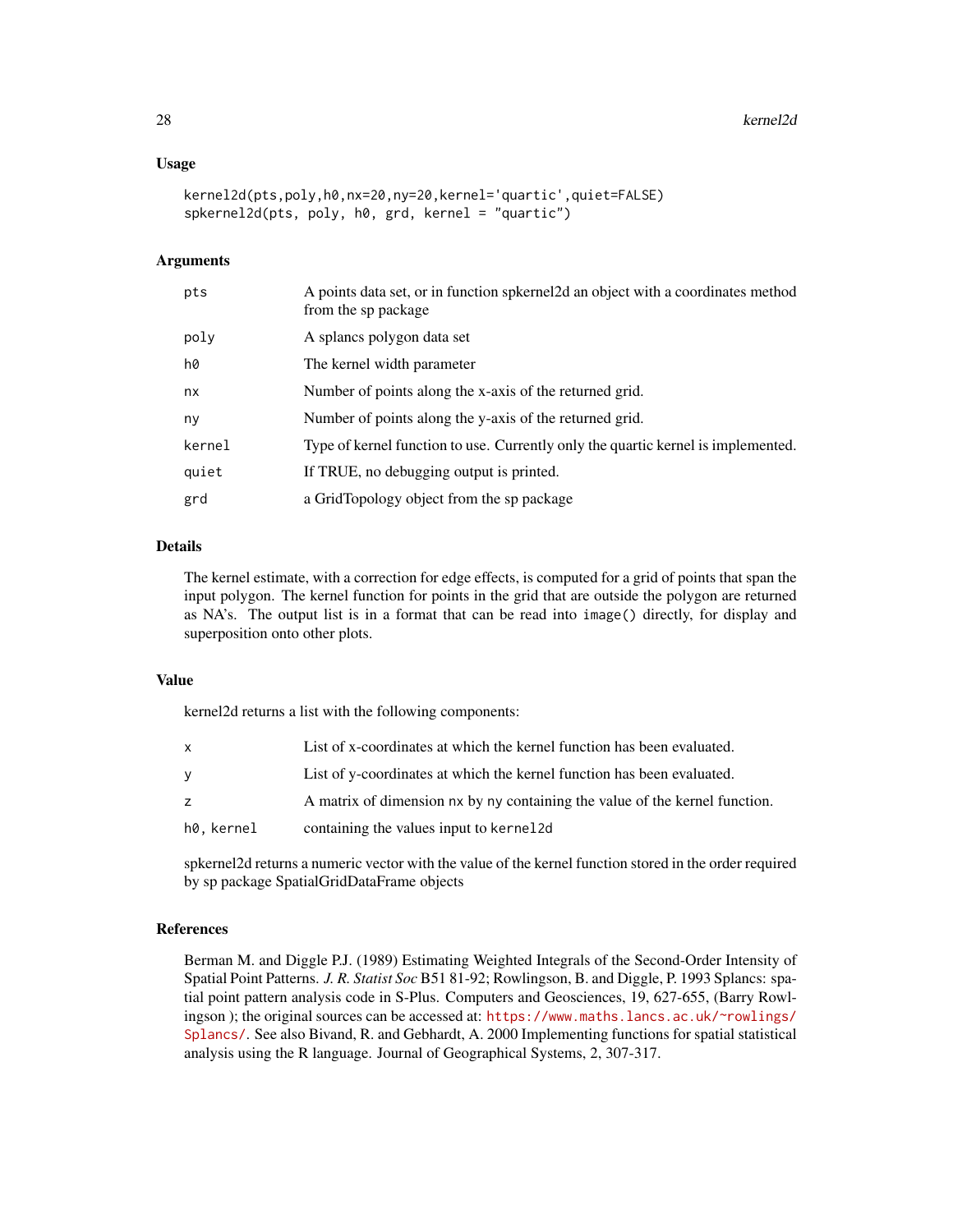### Usage

```
kernel2d(pts,poly,h0,nx=20,ny=20,kernel='quartic',quiet=FALSE)
spkernel2d(pts, poly, h0, grd, kernel = "quartic")
```

### Arguments

| Argument | Description |
| --- | --- |
| pts | A points data set, or in function spkernel2d an object with a coordinates method from the sp package |
| poly | A splancs polygon data set |
| h0 | The kernel width parameter |
| nx | Number of points along the x-axis of the returned grid. |
| ny | Number of points along the y-axis of the returned grid. |
| kernel | Type of kernel function to use. Currently only the quartic kernel is implemented. |
| quiet | If TRUE, no debugging output is printed. |
| grd | a GridTopology object from the sp package |

### Details

The kernel estimate, with a correction for edge effects, is computed for a grid of points that span the input polygon. The kernel function for points in the grid that are outside the polygon are returned as NA's. The output list is in a format that can be read into `image()` directly, for display and superposition onto other plots.

### Value

kernel2d returns a list with the following components:

| Component | Description |
| --- | --- |
| x | List of x-coordinates at which the kernel function has been evaluated. |
| y | List of y-coordinates at which the kernel function has been evaluated. |
| z | A matrix of dimension `nx` by `ny` containing the value of the kernel function. |
| h0, kernel | containing the values input to `kernel2d` |

spkernel2d returns a numeric vector with the value of the kernel function stored in the order required by sp package SpatialGridDataFrame objects

### References

Berman M. and Diggle P.J. (1989) Estimating Weighted Integrals of the Second-Order Intensity of Spatial Point Patterns. *J. R. Statist Soc* B51 81-92; Rowlingson, B. and Diggle, P. 1993 Splancs: spatial point pattern analysis code in S-Plus. Computers and Geosciences, 19, 627-655, (Barry Rowlingson ); the original sources can be accessed at: https://www.maths.lancs.ac.uk/~rowlings/Splancs/. See also Bivand, R. and Gebhardt, A. 2000 Implementing functions for spatial statistical analysis using the R language. Journal of Geographical Systems, 2, 307-317.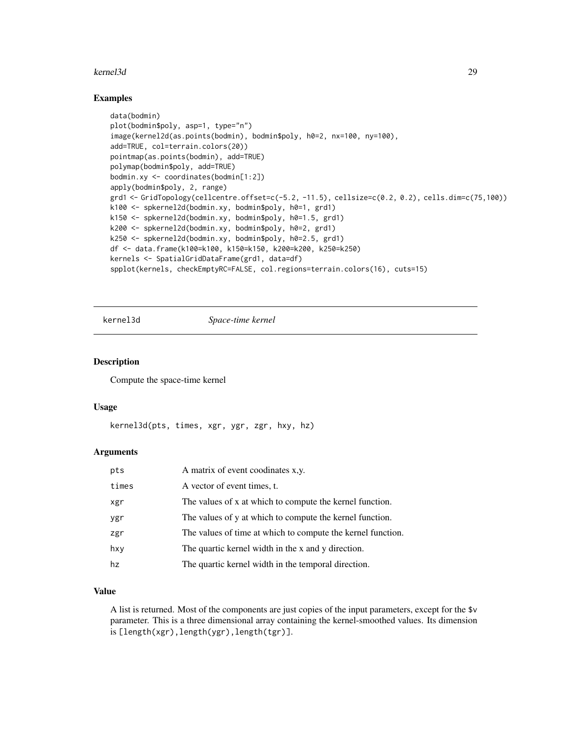### Examples

```
data(bodmin)
plot(bodmin$poly, asp=1, type="n")
image(kernel2d(as.points(bodmin), bodmin$poly, h0=2, nx=100, ny=100),
add=TRUE, col=terrain.colors(20))
pointmap(as.points(bodmin), add=TRUE)
polymap(bodmin$poly, add=TRUE)
bodmin.xy <- coordinates(bodmin[1:2])
apply(bodmin$poly, 2, range)
grd1 <- GridTopology(cellcentre.offset=c(-5.2, -11.5), cellsize=c(0.2, 0.2), cells.dim=c(75,100))
k100 <- spkernel2d(bodmin.xy, bodmin$poly, h0=1, grd1)
k150 <- spkernel2d(bodmin.xy, bodmin$poly, h0=1.5, grd1)
k200 <- spkernel2d(bodmin.xy, bodmin$poly, h0=2, grd1)
k250 <- spkernel2d(bodmin.xy, bodmin$poly, h0=2.5, grd1)
df <- data.frame(k100=k100, k150=k150, k200=k200, k250=k250)
kernels <- SpatialGridDataFrame(grd1, data=df)
spplot(kernels, checkEmptyRC=FALSE, col.regions=terrain.colors(16), cuts=15)
```

---

## kernel3d — *Space-time kernel*

---

### Description

Compute the space-time kernel

### Usage

```
kernel3d(pts, times, xgr, ygr, zgr, hxy, hz)
```

### Arguments

| | |
|---|---|
| pts | A matrix of event coodinates x,y. |
| times | A vector of event times, t. |
| xgr | The values of x at which to compute the kernel function. |
| ygr | The values of y at which to compute the kernel function. |
| zgr | The values of time at which to compute the kernel function. |
| hxy | The quartic kernel width in the x and y direction. |
| hz | The quartic kernel width in the temporal direction. |

### Value

A list is returned. Most of the components are just copies of the input parameters, except for the `$v` parameter. This is a three dimensional array containing the kernel-smoothed values. Its dimension is `[length(xgr),length(ygr),length(tgr)]`.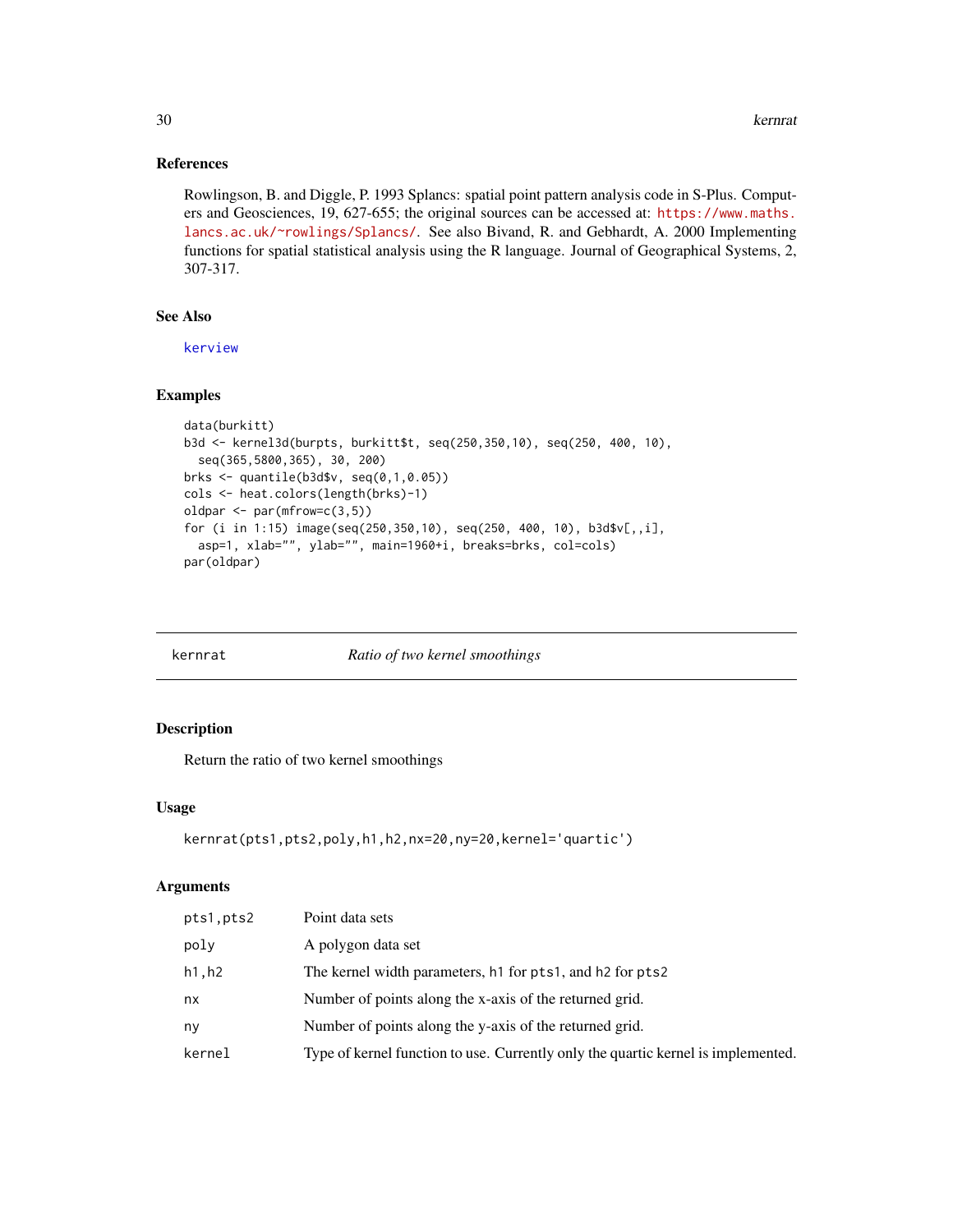### References

Rowlingson, B. and Diggle, P. 1993 Splancs: spatial point pattern analysis code in S-Plus. Computers and Geosciences, 19, 627-655; the original sources can be accessed at: https://www.maths.lancs.ac.uk/~rowlings/Splancs/. See also Bivand, R. and Gebhardt, A. 2000 Implementing functions for spatial statistical analysis using the R language. Journal of Geographical Systems, 2, 307-317.

### See Also

kerview

### Examples

```
data(burkitt)
b3d <- kernel3d(burpts, burkitt$t, seq(250,350,10), seq(250, 400, 10),
  seq(365,5800,365), 30, 200)
brks <- quantile(b3d$v, seq(0,1,0.05))
cols <- heat.colors(length(brks)-1)
oldpar <- par(mfrow=c(3,5))
for (i in 1:15) image(seq(250,350,10), seq(250, 400, 10), b3d$v[,,i],
  asp=1, xlab="", ylab="", main=1960+i, breaks=brks, col=cols)
par(oldpar)
```

---

## kernrat — *Ratio of two kernel smoothings*

### Description

Return the ratio of two kernel smoothings

### Usage

```
kernrat(pts1,pts2,poly,h1,h2,nx=20,ny=20,kernel='quartic')
```

### Arguments

| | |
|---|---|
| `pts1,pts2` | Point data sets |
| `poly` | A polygon data set |
| `h1,h2` | The kernel width parameters, `h1` for `pts1`, and `h2` for `pts2` |
| `nx` | Number of points along the x-axis of the returned grid. |
| `ny` | Number of points along the y-axis of the returned grid. |
| `kernel` | Type of kernel function to use. Currently only the quartic kernel is implemented. |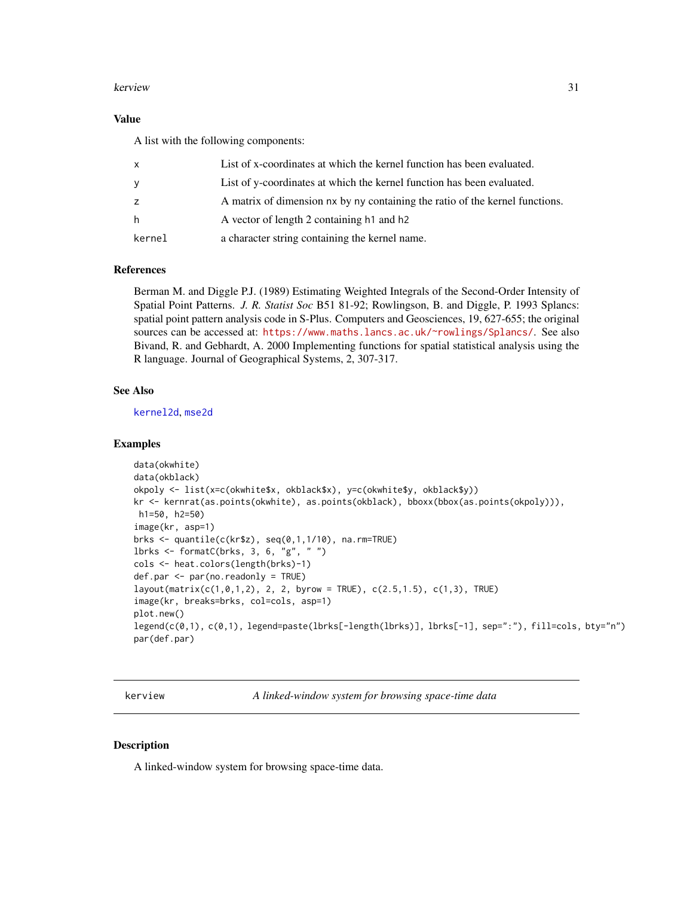### Value

A list with the following components:

| | |
|---|---|
| x | List of x-coordinates at which the kernel function has been evaluated. |
| y | List of y-coordinates at which the kernel function has been evaluated. |
| z | A matrix of dimension nx by ny containing the ratio of the kernel functions. |
| h | A vector of length 2 containing h1 and h2 |
| kernel | a character string containing the kernel name. |

### References

Berman M. and Diggle P.J. (1989) Estimating Weighted Integrals of the Second-Order Intensity of Spatial Point Patterns. *J. R. Statist Soc* B51 81-92; Rowlingson, B. and Diggle, P. 1993 Splancs: spatial point pattern analysis code in S-Plus. Computers and Geosciences, 19, 627-655; the original sources can be accessed at: https://www.maths.lancs.ac.uk/~rowlings/Splancs/. See also Bivand, R. and Gebhardt, A. 2000 Implementing functions for spatial statistical analysis using the R language. Journal of Geographical Systems, 2, 307-317.

### See Also

kernel2d, mse2d

### Examples

```
data(okwhite)
data(okblack)
okpoly <- list(x=c(okwhite$x, okblack$x), y=c(okwhite$y, okblack$y))
kr <- kernrat(as.points(okwhite), as.points(okblack), bboxx(bbox(as.points(okpoly))),
 h1=50, h2=50)
image(kr, asp=1)
brks <- quantile(c(kr$z), seq(0,1,1/10), na.rm=TRUE)
lbrks <- formatC(brks, 3, 6, "g", " ")
cols <- heat.colors(length(brks)-1)
def.par <- par(no.readonly = TRUE)
layout(matrix(c(1,0,1,2), 2, 2, byrow = TRUE), c(2.5,1.5), c(1,3), TRUE)
image(kr, breaks=brks, col=cols, asp=1)
plot.new()
legend(c(0,1), c(0,1), legend=paste(lbrks[-length(lbrks)], lbrks[-1], sep=":"), fill=cols, bty="n")
par(def.par)
```

---

## kerview — *A linked-window system for browsing space-time data*

---

### Description

A linked-window system for browsing space-time data.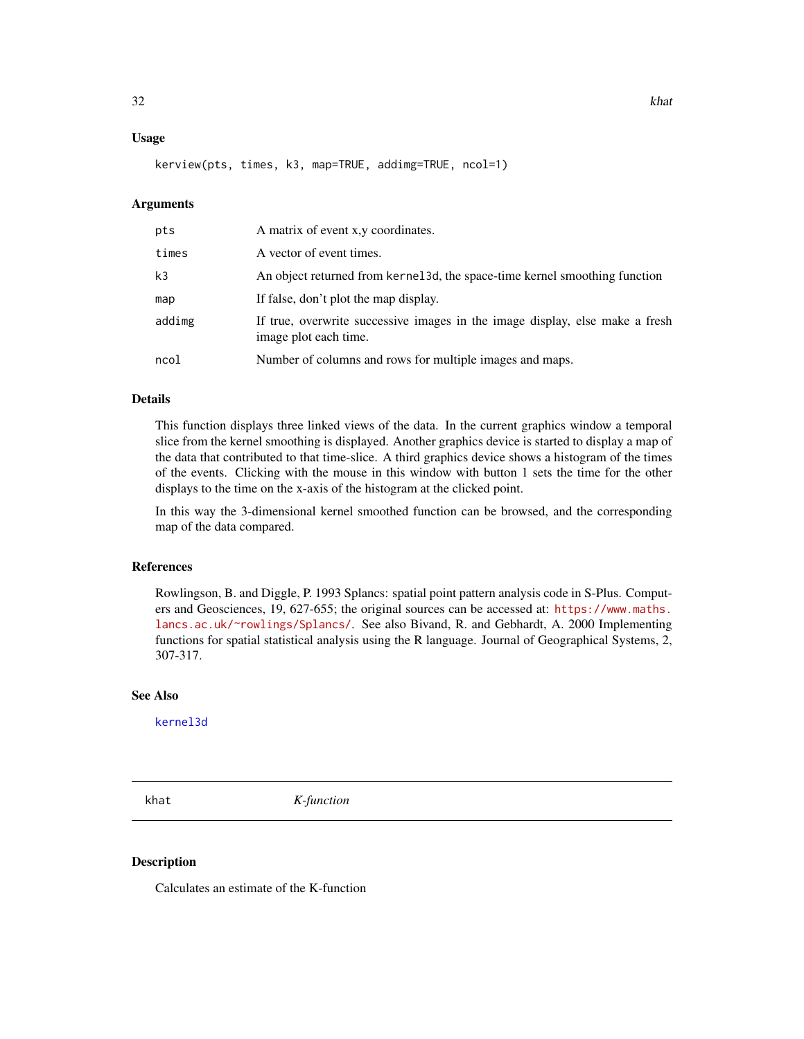### Usage

```
kerview(pts, times, k3, map=TRUE, addimg=TRUE, ncol=1)
```

### Arguments

| | |
|---|---|
| pts | A matrix of event x,y coordinates. |
| times | A vector of event times. |
| k3 | An object returned from kernel3d, the space-time kernel smoothing function |
| map | If false, don't plot the map display. |
| addimg | If true, overwrite successive images in the image display, else make a fresh image plot each time. |
| ncol | Number of columns and rows for multiple images and maps. |

### Details

This function displays three linked views of the data. In the current graphics window a temporal slice from the kernel smoothing is displayed. Another graphics device is started to display a map of the data that contributed to that time-slice. A third graphics device shows a histogram of the times of the events. Clicking with the mouse in this window with button 1 sets the time for the other displays to the time on the x-axis of the histogram at the clicked point.

In this way the 3-dimensional kernel smoothed function can be browsed, and the corresponding map of the data compared.

### References

Rowlingson, B. and Diggle, P. 1993 Splancs: spatial point pattern analysis code in S-Plus. Computers and Geosciences, 19, 627-655; the original sources can be accessed at: https://www.maths.lancs.ac.uk/~rowlings/Splancs/. See also Bivand, R. and Gebhardt, A. 2000 Implementing functions for spatial statistical analysis using the R language. Journal of Geographical Systems, 2, 307-317.

### See Also

kernel3d

---

## khat — *K-function*

### Description

Calculates an estimate of the K-function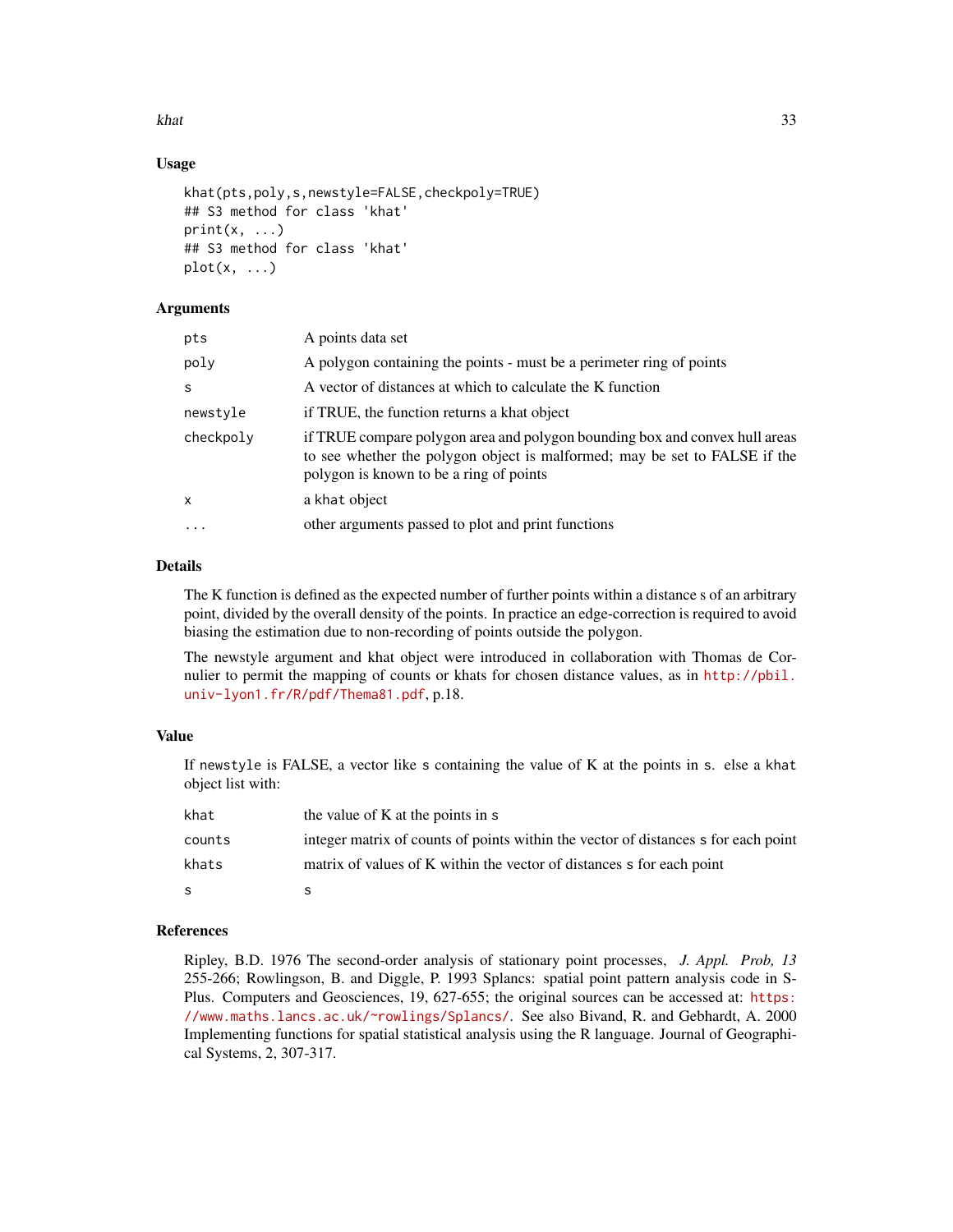## Usage

```
khat(pts,poly,s,newstyle=FALSE,checkpoly=TRUE)
## S3 method for class 'khat'
print(x, ...)
## S3 method for class 'khat'
plot(x, ...)
```

## Arguments

| | |
|---|---|
| pts | A points data set |
| poly | A polygon containing the points - must be a perimeter ring of points |
| s | A vector of distances at which to calculate the K function |
| newstyle | if TRUE, the function returns a khat object |
| checkpoly | if TRUE compare polygon area and polygon bounding box and convex hull areas to see whether the polygon object is malformed; may be set to FALSE if the polygon is known to be a ring of points |
| x | a khat object |
| ... | other arguments passed to plot and print functions |

## Details

The K function is defined as the expected number of further points within a distance s of an arbitrary point, divided by the overall density of the points. In practice an edge-correction is required to avoid biasing the estimation due to non-recording of points outside the polygon.

The newstyle argument and khat object were introduced in collaboration with Thomas de Cornulier to permit the mapping of counts or khats for chosen distance values, as in http://pbil.univ-lyon1.fr/R/pdf/Thema81.pdf, p.18.

## Value

If newstyle is FALSE, a vector like s containing the value of K at the points in s. else a khat object list with:

| | |
|---|---|
| khat | the value of K at the points in s |
| counts | integer matrix of counts of points within the vector of distances s for each point |
| khats | matrix of values of K within the vector of distances s for each point |
| s | s |

## References

Ripley, B.D. 1976 The second-order analysis of stationary point processes, *J. Appl. Prob, 13* 255-266; Rowlingson, B. and Diggle, P. 1993 Splancs: spatial point pattern analysis code in S-Plus. Computers and Geosciences, 19, 627-655; the original sources can be accessed at: https://www.maths.lancs.ac.uk/~rowlings/Splancs/. See also Bivand, R. and Gebhardt, A. 2000 Implementing functions for spatial statistical analysis using the R language. Journal of Geographical Systems, 2, 307-317.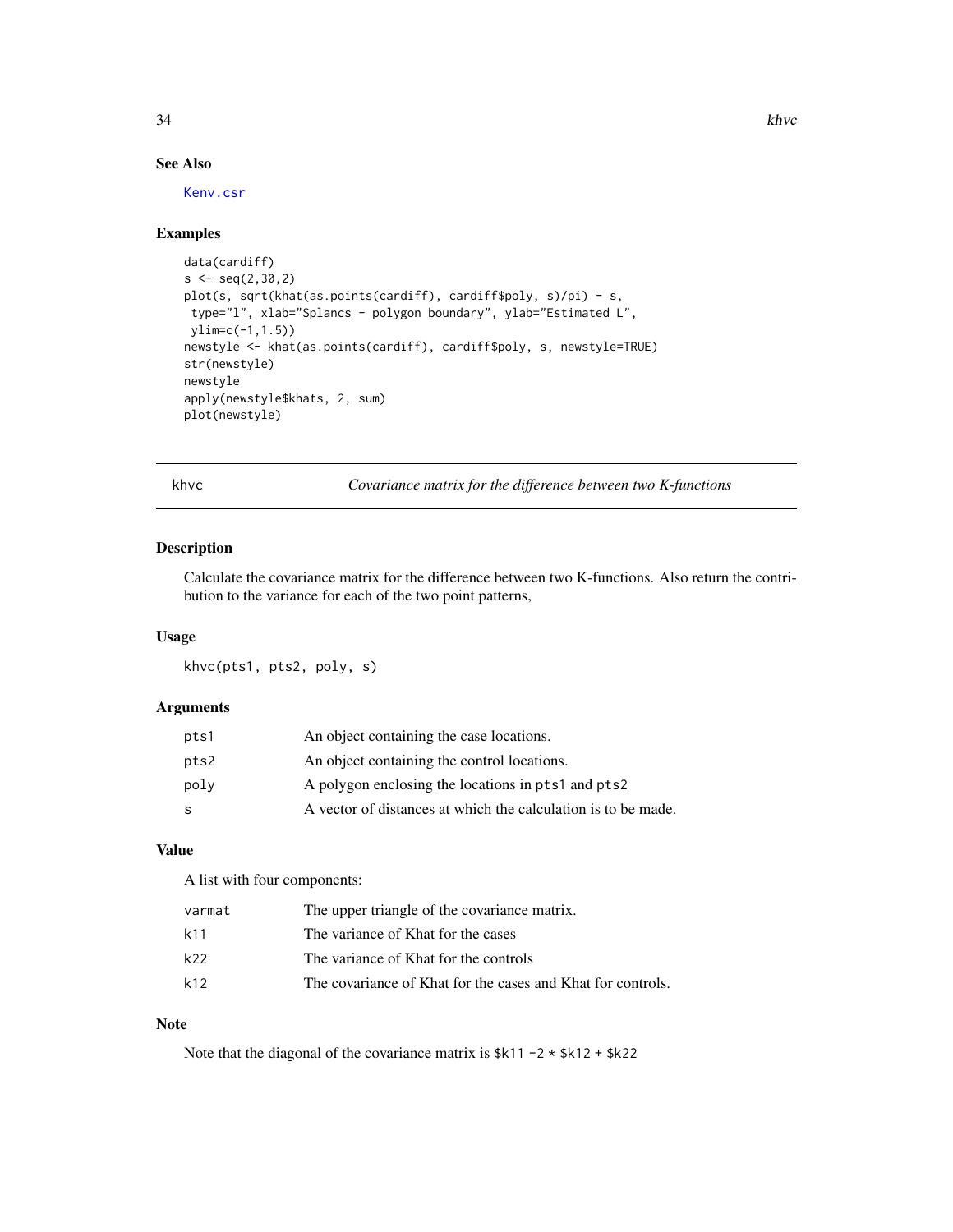## See Also

Kenv.csr

## Examples

```
data(cardiff)
s <- seq(2,30,2)
plot(s, sqrt(khat(as.points(cardiff), cardiff$poly, s)/pi) - s,
 type="l", xlab="Splancs - polygon boundary", ylab="Estimated L",
 ylim=c(-1,1.5))
newstyle <- khat(as.points(cardiff), cardiff$poly, s, newstyle=TRUE)
str(newstyle)
newstyle
apply(newstyle$khats, 2, sum)
plot(newstyle)
```

---

# khvc — *Covariance matrix for the difference between two K-functions*

## Description

Calculate the covariance matrix for the difference between two K-functions. Also return the contribution to the variance for each of the two point patterns,

## Usage

```
khvc(pts1, pts2, poly, s)
```

## Arguments

| | |
|---|---|
| `pts1` | An object containing the case locations. |
| `pts2` | An object containing the control locations. |
| `poly` | A polygon enclosing the locations in `pts1` and `pts2` |
| `s` | A vector of distances at which the calculation is to be made. |

## Value

A list with four components:

| | |
|---|---|
| `varmat` | The upper triangle of the covariance matrix. |
| `k11` | The variance of Khat for the cases |
| `k22` | The variance of Khat for the controls |
| `k12` | The covariance of Khat for the cases and Khat for controls. |

## Note

Note that the diagonal of the covariance matrix is `$k11 -2 * $k12 + $k22`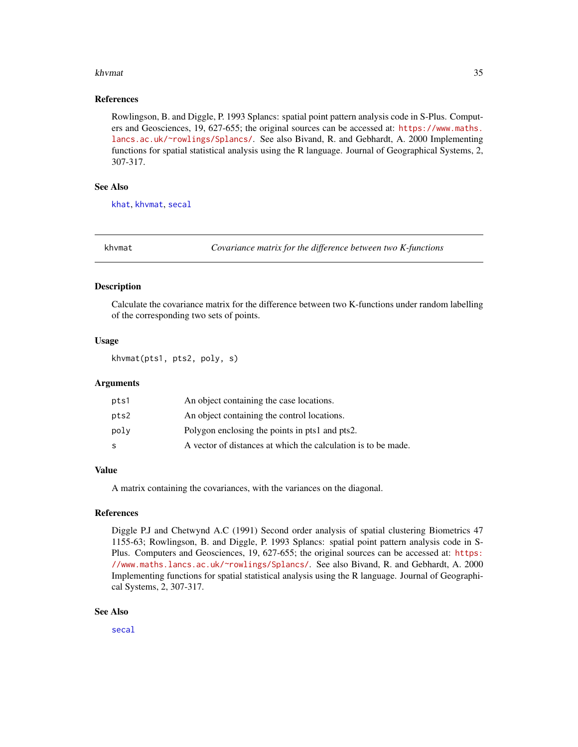### References

Rowlingson, B. and Diggle, P. 1993 Splancs: spatial point pattern analysis code in S-Plus. Computers and Geosciences, 19, 627-655; the original sources can be accessed at: https://www.maths.lancs.ac.uk/~rowlings/Splancs/. See also Bivand, R. and Gebhardt, A. 2000 Implementing functions for spatial statistical analysis using the R language. Journal of Geographical Systems, 2, 307-317.

### See Also

khat, khvmat, secal

---

## khvmat — *Covariance matrix for the difference between two K-functions*

### Description

Calculate the covariance matrix for the difference between two K-functions under random labelling of the corresponding two sets of points.

### Usage

```
khvmat(pts1, pts2, poly, s)
```

### Arguments

| | |
|---|---|
| pts1 | An object containing the case locations. |
| pts2 | An object containing the control locations. |
| poly | Polygon enclosing the points in pts1 and pts2. |
| s | A vector of distances at which the calculation is to be made. |

### Value

A matrix containing the covariances, with the variances on the diagonal.

### References

Diggle P.J and Chetwynd A.C (1991) Second order analysis of spatial clustering Biometrics 47 1155-63; Rowlingson, B. and Diggle, P. 1993 Splancs: spatial point pattern analysis code in S-Plus. Computers and Geosciences, 19, 627-655; the original sources can be accessed at: https://www.maths.lancs.ac.uk/~rowlings/Splancs/. See also Bivand, R. and Gebhardt, A. 2000 Implementing functions for spatial statistical analysis using the R language. Journal of Geographical Systems, 2, 307-317.

### See Also

secal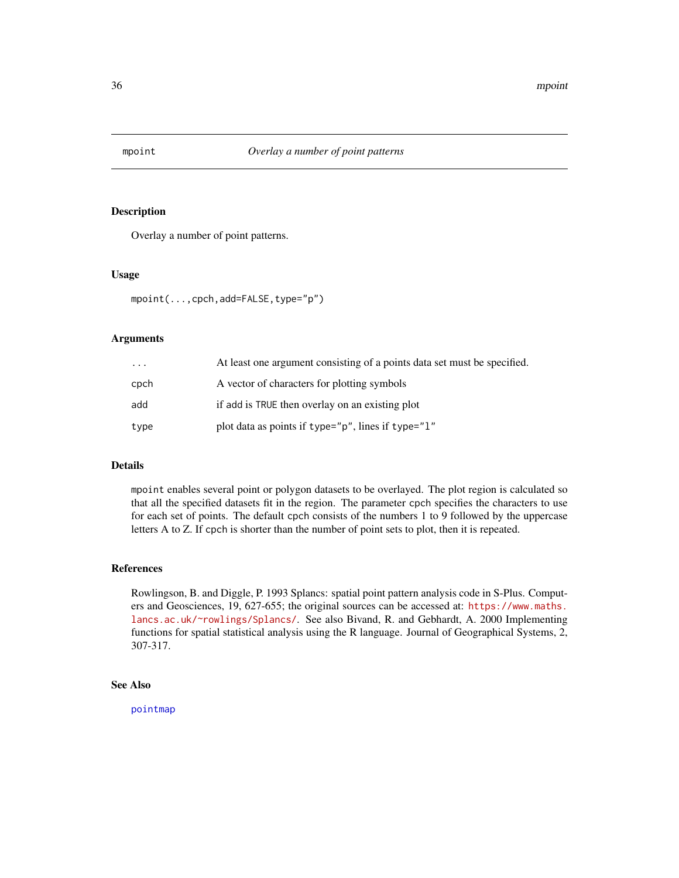# mpoint — *Overlay a number of point patterns*

## Description

Overlay a number of point patterns.

## Usage

```
mpoint(...,cpch,add=FALSE,type="p")
```

## Arguments

| | |
|---|---|
| `...` | At least one argument consisting of a points data set must be specified. |
| `cpch` | A vector of characters for plotting symbols |
| `add` | if add is `TRUE` then overlay on an existing plot |
| `type` | plot data as points if `type="p"`, lines if `type="l"` |

## Details

`mpoint` enables several point or polygon datasets to be overlayed. The plot region is calculated so that all the specified datasets fit in the region. The parameter `cpch` specifies the characters to use for each set of points. The default `cpch` consists of the numbers 1 to 9 followed by the uppercase letters A to Z. If `cpch` is shorter than the number of point sets to plot, then it is repeated.

## References

Rowlingson, B. and Diggle, P. 1993 Splancs: spatial point pattern analysis code in S-Plus. Computers and Geosciences, 19, 627-655; the original sources can be accessed at: https://www.maths.lancs.ac.uk/~rowlings/Splancs/. See also Bivand, R. and Gebhardt, A. 2000 Implementing functions for spatial statistical analysis using the R language. Journal of Geographical Systems, 2, 307-317.

## See Also

`pointmap`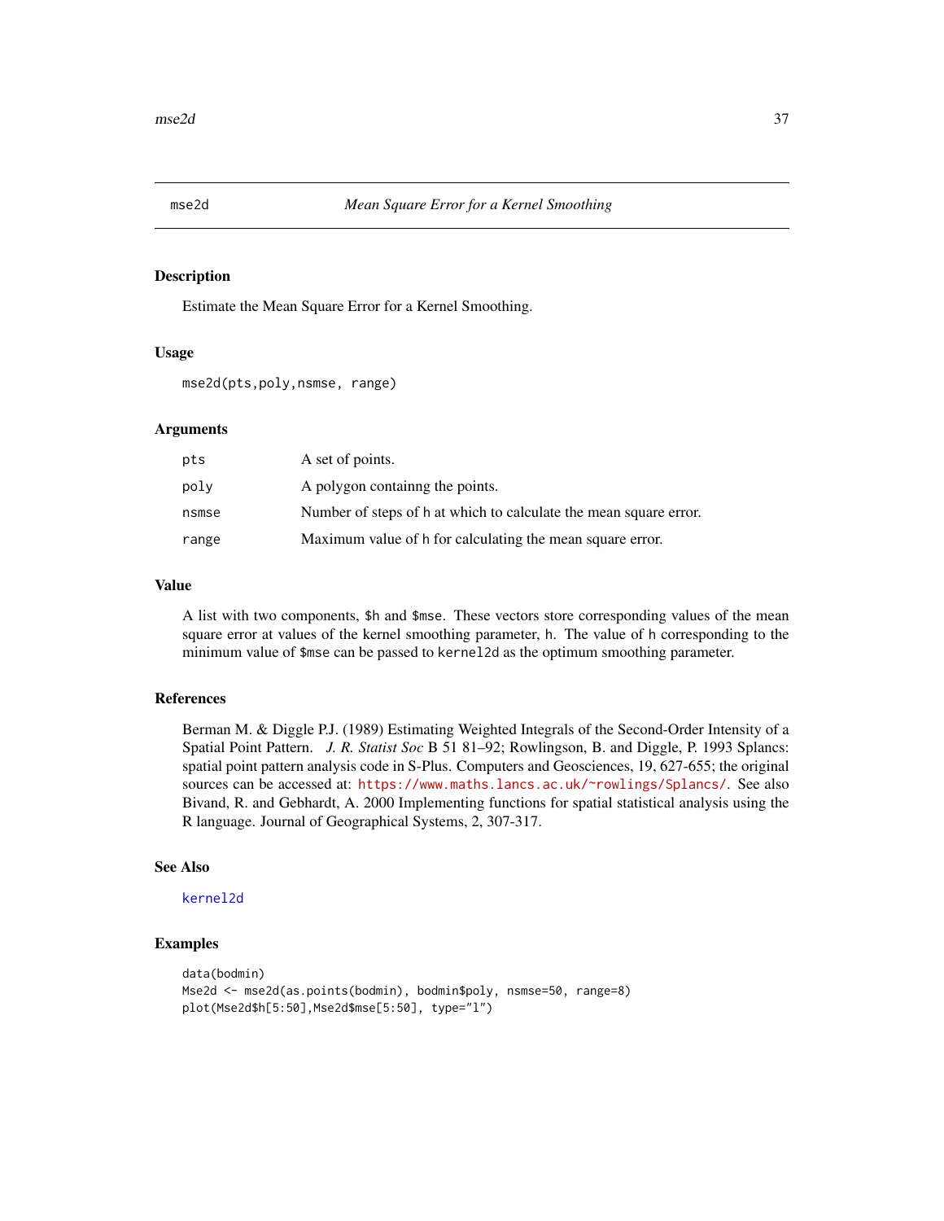# mse2d — *Mean Square Error for a Kernel Smoothing*

## Description

Estimate the Mean Square Error for a Kernel Smoothing.

## Usage

```
mse2d(pts,poly,nsmse, range)
```

## Arguments

| | |
|---|---|
| `pts` | A set of points. |
| `poly` | A polygon containng the points. |
| `nsmse` | Number of steps of `h` at which to calculate the mean square error. |
| `range` | Maximum value of `h` for calculating the mean square error. |

## Value

A list with two components, `$h` and `$mse`. These vectors store corresponding values of the mean square error at values of the kernel smoothing parameter, `h`. The value of `h` corresponding to the minimum value of `$mse` can be passed to `kernel2d` as the optimum smoothing parameter.

## References

Berman M. & Diggle P.J. (1989) Estimating Weighted Integrals of the Second-Order Intensity of a Spatial Point Pattern. *J. R. Statist Soc* B 51 81–92; Rowlingson, B. and Diggle, P. 1993 Splancs: spatial point pattern analysis code in S-Plus. Computers and Geosciences, 19, 627-655; the original sources can be accessed at: https://www.maths.lancs.ac.uk/~rowlings/Splancs/. See also Bivand, R. and Gebhardt, A. 2000 Implementing functions for spatial statistical analysis using the R language. Journal of Geographical Systems, 2, 307-317.

## See Also

`kernel2d`

## Examples

```
data(bodmin)
Mse2d <- mse2d(as.points(bodmin), bodmin$poly, nsmse=50, range=8)
plot(Mse2d$h[5:50],Mse2d$mse[5:50], type="l")
```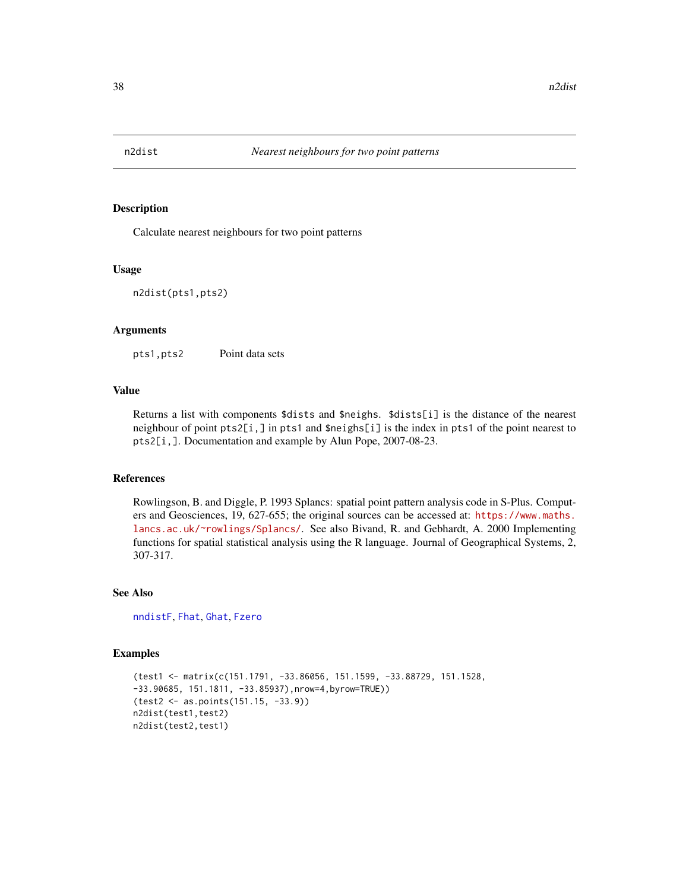# n2dist — *Nearest neighbours for two point patterns*

## Description

Calculate nearest neighbours for two point patterns

## Usage

```
n2dist(pts1,pts2)
```

## Arguments

| | |
|---|---|
| pts1,pts2 | Point data sets |

## Value

Returns a list with components `$dists` and `$neighs`. `$dists[i]` is the distance of the nearest neighbour of point `pts2[i,]` in `pts1` and `$neighs[i]` is the index in `pts1` of the point nearest to `pts2[i,]`. Documentation and example by Alun Pope, 2007-08-23.

## References

Rowlingson, B. and Diggle, P. 1993 Splancs: spatial point pattern analysis code in S-Plus. Computers and Geosciences, 19, 627-655; the original sources can be accessed at: https://www.maths.lancs.ac.uk/~rowlings/Splancs/. See also Bivand, R. and Gebhardt, A. 2000 Implementing functions for spatial statistical analysis using the R language. Journal of Geographical Systems, 2, 307-317.

## See Also

nndistF, Fhat, Ghat, Fzero

## Examples

```
(test1 <- matrix(c(151.1791, -33.86056, 151.1599, -33.88729, 151.1528,
-33.90685, 151.1811, -33.85937),nrow=4,byrow=TRUE))
(test2 <- as.points(151.15, -33.9))
n2dist(test1,test2)
n2dist(test2,test1)
```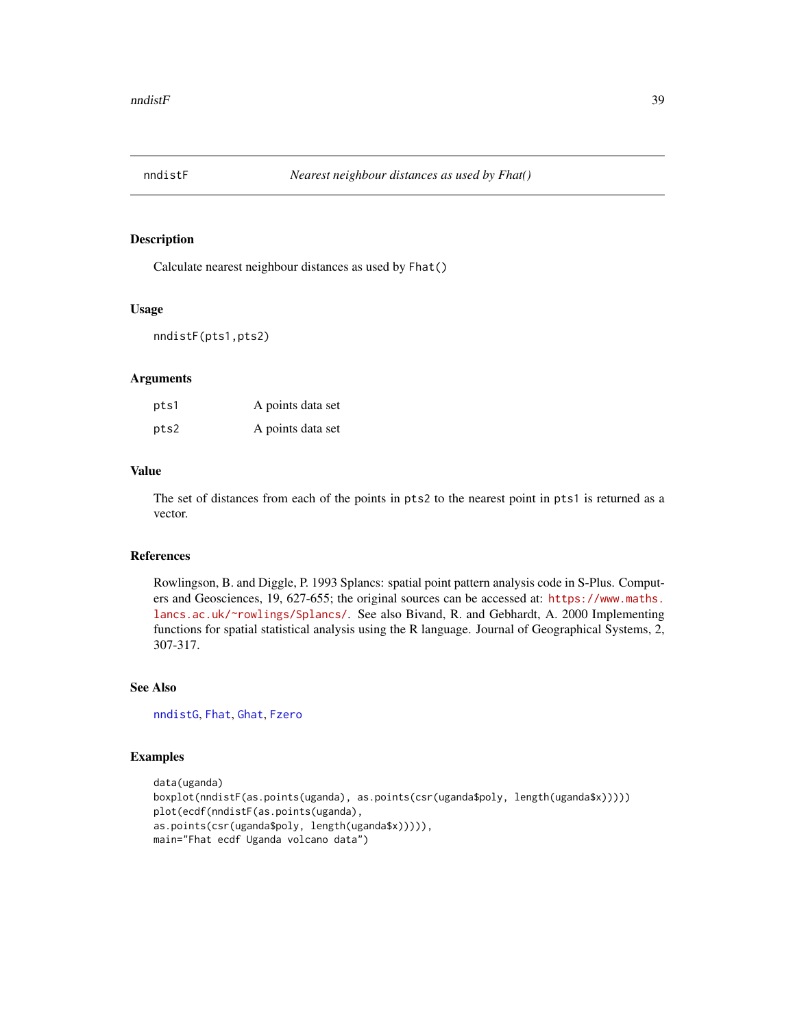## nndistF — *Nearest neighbour distances as used by Fhat()*

### Description

Calculate nearest neighbour distances as used by `Fhat()`

### Usage

```
nndistF(pts1,pts2)
```

### Arguments

| | |
|---|---|
| `pts1` | A points data set |
| `pts2` | A points data set |

### Value

The set of distances from each of the points in `pts2` to the nearest point in `pts1` is returned as a vector.

### References

Rowlingson, B. and Diggle, P. 1993 Splancs: spatial point pattern analysis code in S-Plus. Computers and Geosciences, 19, 627-655; the original sources can be accessed at: https://www.maths.lancs.ac.uk/~rowlings/Splancs/. See also Bivand, R. and Gebhardt, A. 2000 Implementing functions for spatial statistical analysis using the R language. Journal of Geographical Systems, 2, 307-317.

### See Also

`nndistG`, `Fhat`, `Ghat`, `Fzero`

### Examples

```
data(uganda)
boxplot(nndistF(as.points(uganda), as.points(csr(uganda$poly, length(uganda$x)))))
plot(ecdf(nndistF(as.points(uganda),
as.points(csr(uganda$poly, length(uganda$x))))),
main="Fhat ecdf Uganda volcano data")
```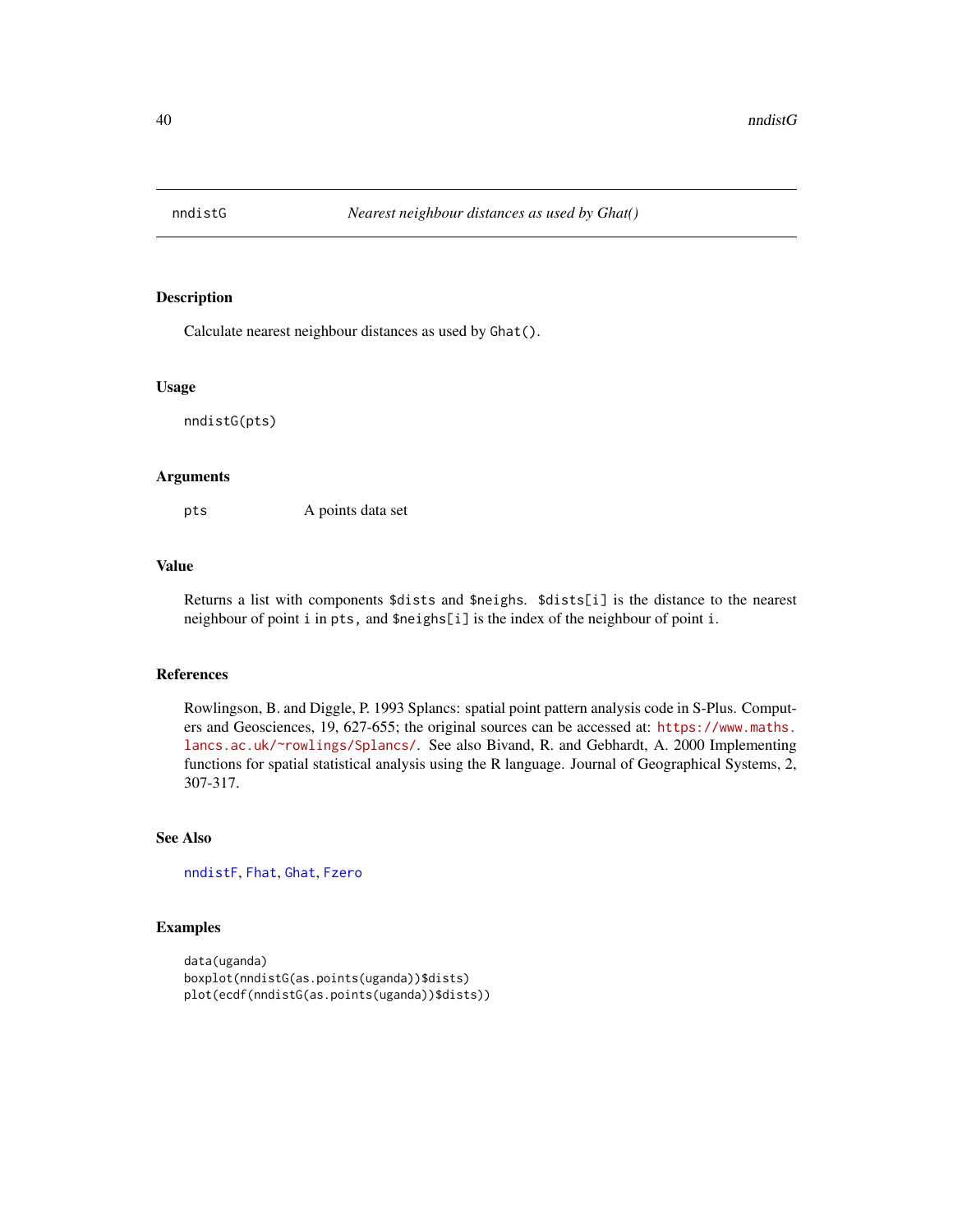nndistG    *Nearest neighbour distances as used by Ghat()*

## Description

Calculate nearest neighbour distances as used by `Ghat()`.

## Usage

```
nndistG(pts)
```

## Arguments

| | |
|---|---|
| `pts` | A points data set |

## Value

Returns a list with components `$dists` and `$neighs`. `$dists[i]` is the distance to the nearest neighbour of point `i` in `pts`, and `$neighs[i]` is the index of the neighbour of point `i`.

## References

Rowlingson, B. and Diggle, P. 1993 Splancs: spatial point pattern analysis code in S-Plus. Computers and Geosciences, 19, 627-655; the original sources can be accessed at: https://www.maths.lancs.ac.uk/~rowlings/Splancs/. See also Bivand, R. and Gebhardt, A. 2000 Implementing functions for spatial statistical analysis using the R language. Journal of Geographical Systems, 2, 307-317.

## See Also

`nndistF`, `Fhat`, `Ghat`, `Fzero`

## Examples

```
data(uganda)
boxplot(nndistG(as.points(uganda))$dists)
plot(ecdf(nndistG(as.points(uganda))$dists))
```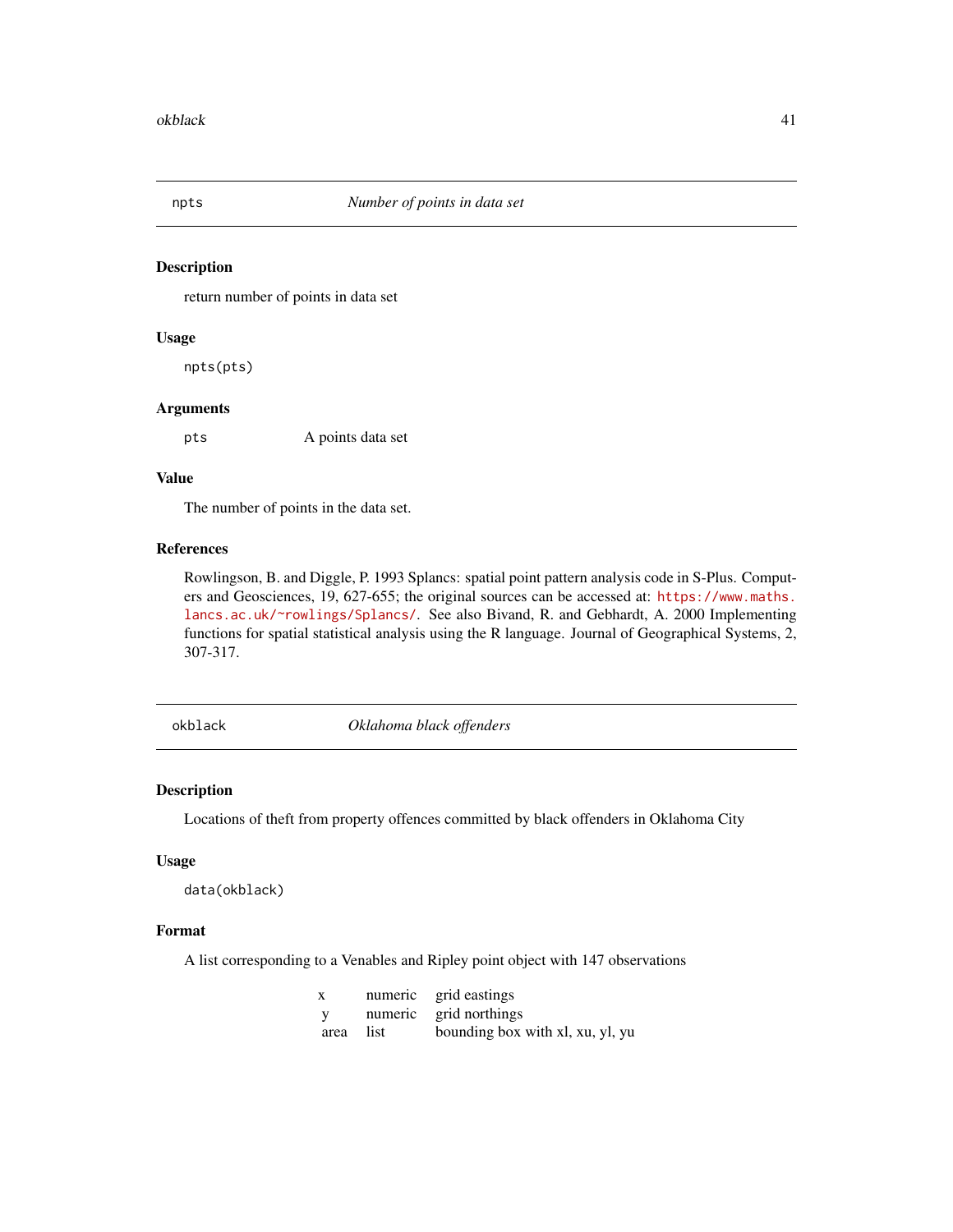## npts — *Number of points in data set*

### Description

return number of points in data set

### Usage

```
npts(pts)
```

### Arguments

| | |
|---|---|
| `pts` | A points data set |

### Value

The number of points in the data set.

### References

Rowlingson, B. and Diggle, P. 1993 Splancs: spatial point pattern analysis code in S-Plus. Computers and Geosciences, 19, 627-655; the original sources can be accessed at: https://www.maths.lancs.ac.uk/~rowlings/Splancs/. See also Bivand, R. and Gebhardt, A. 2000 Implementing functions for spatial statistical analysis using the R language. Journal of Geographical Systems, 2, 307-317.

## okblack — *Oklahoma black offenders*

### Description

Locations of theft from property offences committed by black offenders in Oklahoma City

### Usage

```
data(okblack)
```

### Format

A list corresponding to a Venables and Ripley point object with 147 observations

| | | |
|---|---|---|
| x | numeric | grid eastings |
| y | numeric | grid northings |
| area | list | bounding box with xl, xu, yl, yu |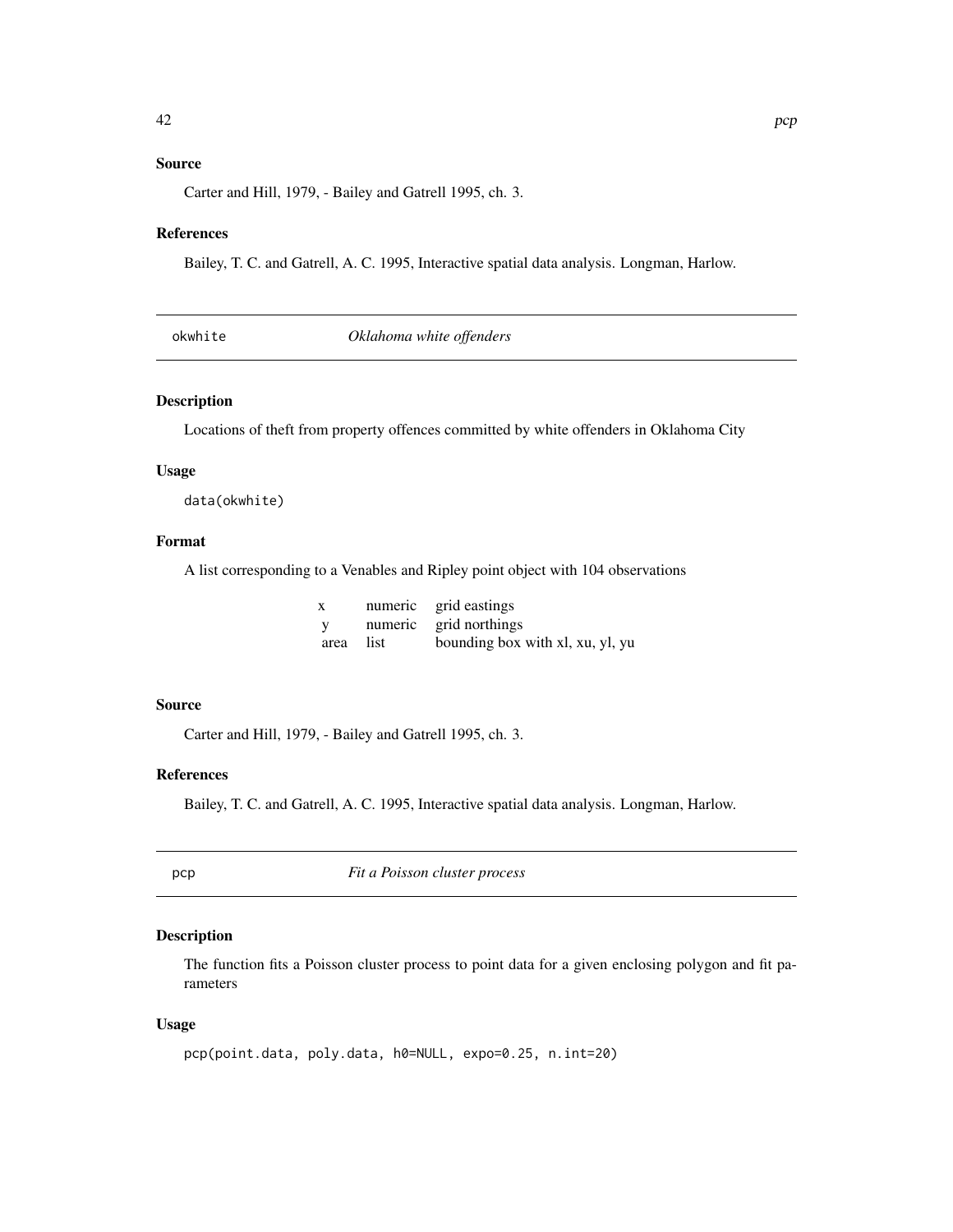### Source

Carter and Hill, 1979, - Bailey and Gatrell 1995, ch. 3.

### References

Bailey, T. C. and Gatrell, A. C. 1995, Interactive spatial data analysis. Longman, Harlow.

## okwhite *Oklahoma white offenders*

### Description

Locations of theft from property offences committed by white offenders in Oklahoma City

### Usage

```
data(okwhite)
```

### Format

A list corresponding to a Venables and Ripley point object with 104 observations

| | | |
|---|---|---|
| x | numeric | grid eastings |
| y | numeric | grid northings |
| area | list | bounding box with xl, xu, yl, yu |

### Source

Carter and Hill, 1979, - Bailey and Gatrell 1995, ch. 3.

### References

Bailey, T. C. and Gatrell, A. C. 1995, Interactive spatial data analysis. Longman, Harlow.

## pcp *Fit a Poisson cluster process*

### Description

The function fits a Poisson cluster process to point data for a given enclosing polygon and fit parameters

### Usage

```
pcp(point.data, poly.data, h0=NULL, expo=0.25, n.int=20)
```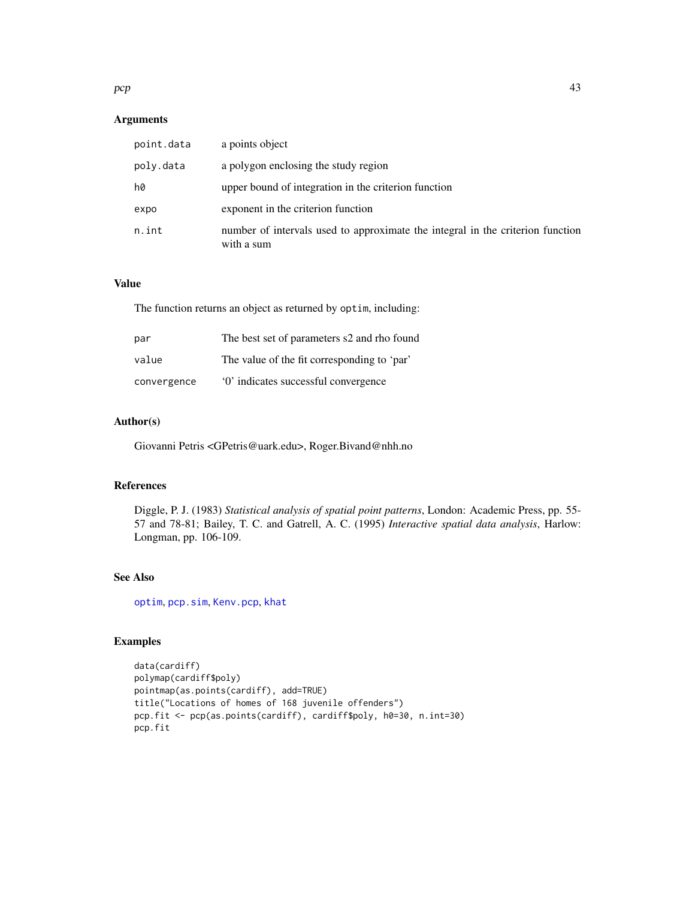## Arguments

| | |
|---|---|
| point.data | a points object |
| poly.data | a polygon enclosing the study region |
| h0 | upper bound of integration in the criterion function |
| expo | exponent in the criterion function |
| n.int | number of intervals used to approximate the integral in the criterion function with a sum |

## Value

The function returns an object as returned by optim, including:

| | |
|---|---|
| par | The best set of parameters s2 and rho found |
| value | The value of the fit corresponding to 'par' |
| convergence | '0' indicates successful convergence |

## Author(s)

Giovanni Petris <GPetris@uark.edu>, Roger.Bivand@nhh.no

## References

Diggle, P. J. (1983) *Statistical analysis of spatial point patterns*, London: Academic Press, pp. 55-57 and 78-81; Bailey, T. C. and Gatrell, A. C. (1995) *Interactive spatial data analysis*, Harlow: Longman, pp. 106-109.

## See Also

optim, pcp.sim, Kenv.pcp, khat

## Examples

```
data(cardiff)
polymap(cardiff$poly)
pointmap(as.points(cardiff), add=TRUE)
title("Locations of homes of 168 juvenile offenders")
pcp.fit <- pcp(as.points(cardiff), cardiff$poly, h0=30, n.int=30)
pcp.fit
```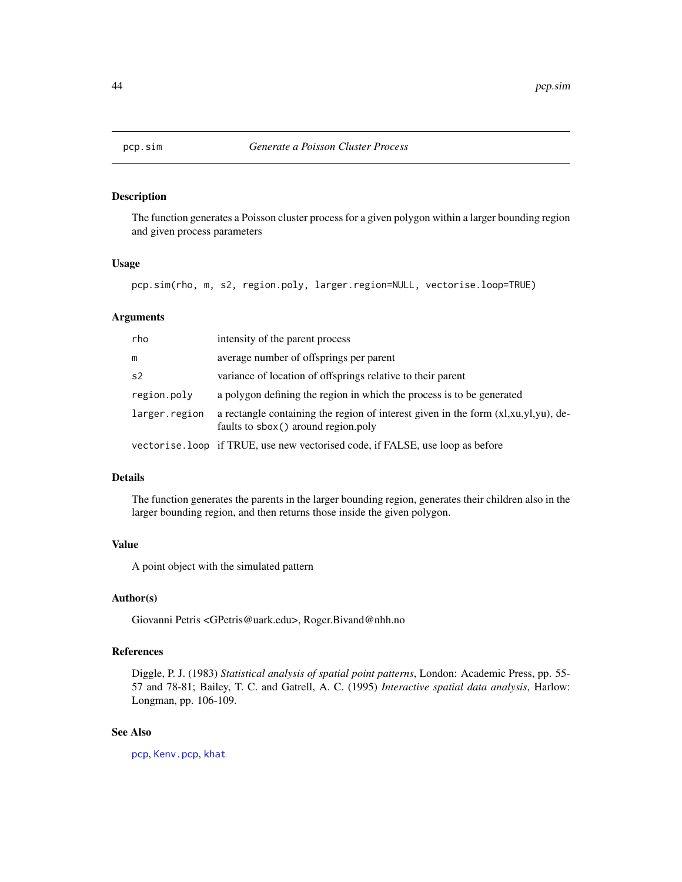pcp.sim *Generate a Poisson Cluster Process*

## Description

The function generates a Poisson cluster process for a given polygon within a larger bounding region and given process parameters

## Usage

```
pcp.sim(rho, m, s2, region.poly, larger.region=NULL, vectorise.loop=TRUE)
```

## Arguments

| | |
|---|---|
| `rho` | intensity of the parent process |
| `m` | average number of offsprings per parent |
| `s2` | variance of location of offsprings relative to their parent |
| `region.poly` | a polygon defining the region in which the process is to be generated |
| `larger.region` | a rectangle containing the region of interest given in the form (xl,xu,yl,yu), defaults to `sbox()` around region.poly |
| `vectorise.loop` | if TRUE, use new vectorised code, if FALSE, use loop as before |

## Details

The function generates the parents in the larger bounding region, generates their children also in the larger bounding region, and then returns those inside the given polygon.

## Value

A point object with the simulated pattern

## Author(s)

Giovanni Petris <GPetris@uark.edu>, Roger.Bivand@nhh.no

## References

Diggle, P. J. (1983) *Statistical analysis of spatial point patterns*, London: Academic Press, pp. 55-57 and 78-81; Bailey, T. C. and Gatrell, A. C. (1995) *Interactive spatial data analysis*, Harlow: Longman, pp. 106-109.

## See Also

`pcp`, `Kenv.pcp`, `khat`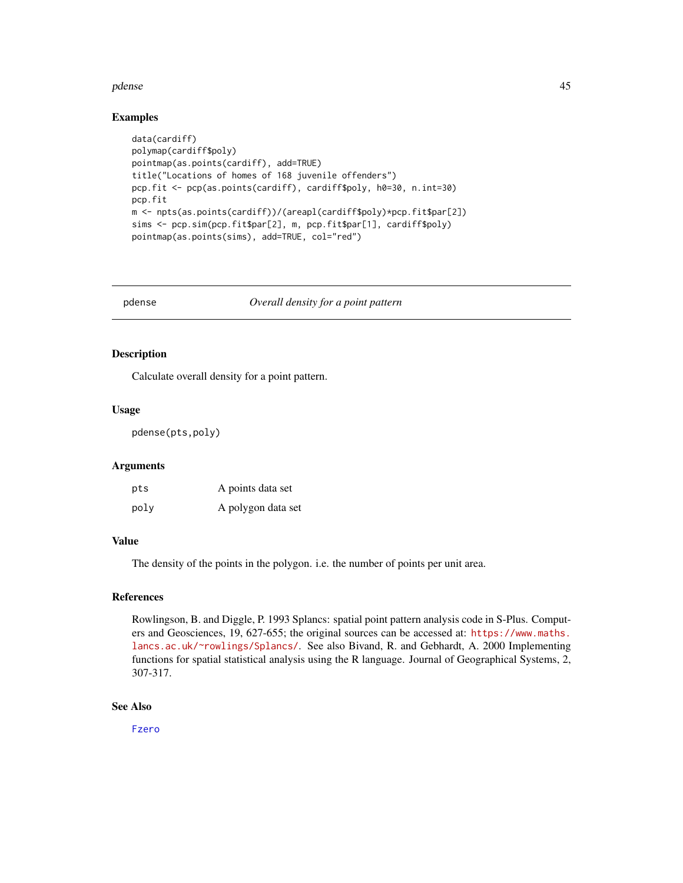## Examples

```
data(cardiff)
polymap(cardiff$poly)
pointmap(as.points(cardiff), add=TRUE)
title("Locations of homes of 168 juvenile offenders")
pcp.fit <- pcp(as.points(cardiff), cardiff$poly, h0=30, n.int=30)
pcp.fit
m <- npts(as.points(cardiff))/(areapl(cardiff$poly)*pcp.fit$par[2])
sims <- pcp.sim(pcp.fit$par[2], m, pcp.fit$par[1], cardiff$poly)
pointmap(as.points(sims), add=TRUE, col="red")
```

---

# pdense — *Overall density for a point pattern*

## Description

Calculate overall density for a point pattern.

## Usage

```
pdense(pts,poly)
```

## Arguments

| | |
|---|---|
| pts | A points data set |
| poly | A polygon data set |

## Value

The density of the points in the polygon. i.e. the number of points per unit area.

## References

Rowlingson, B. and Diggle, P. 1993 Splancs: spatial point pattern analysis code in S-Plus. Computers and Geosciences, 19, 627-655; the original sources can be accessed at: https://www.maths.lancs.ac.uk/~rowlings/Splancs/. See also Bivand, R. and Gebhardt, A. 2000 Implementing functions for spatial statistical analysis using the R language. Journal of Geographical Systems, 2, 307-317.

## See Also

Fzero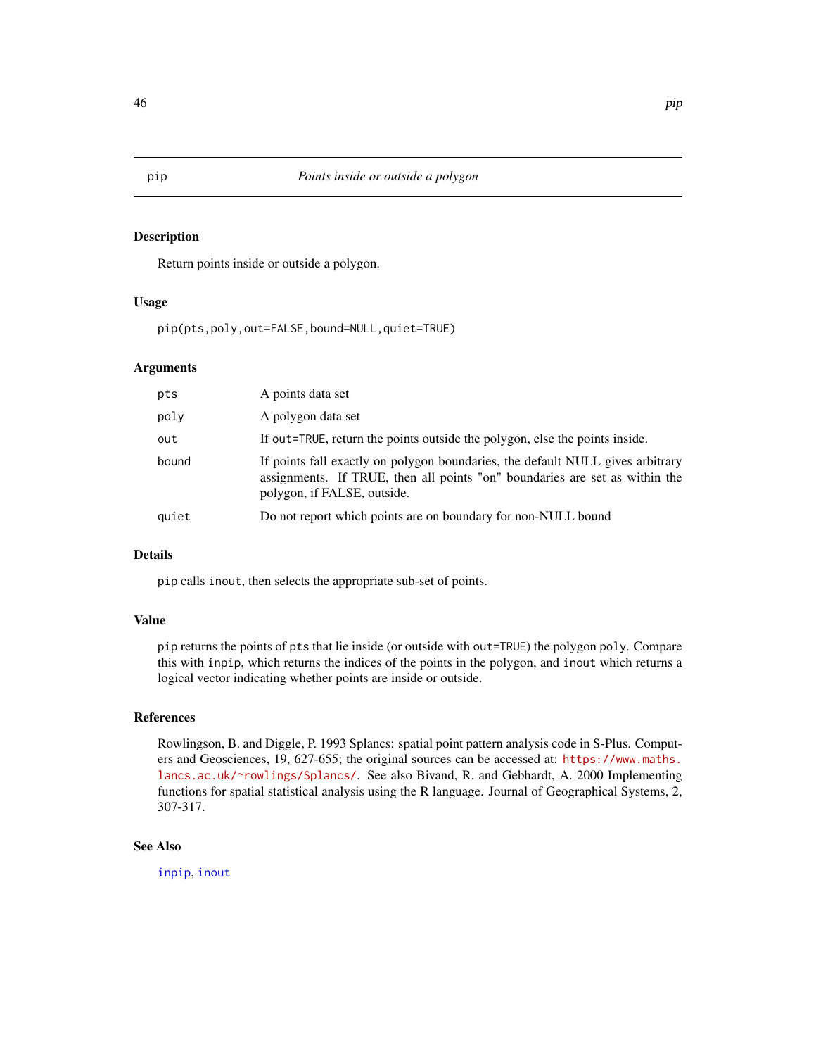# pip — *Points inside or outside a polygon*

## Description

Return points inside or outside a polygon.

## Usage

```
pip(pts,poly,out=FALSE,bound=NULL,quiet=TRUE)
```

## Arguments

| | |
|---|---|
| pts | A points data set |
| poly | A polygon data set |
| out | If out=TRUE, return the points outside the polygon, else the points inside. |
| bound | If points fall exactly on polygon boundaries, the default NULL gives arbitrary assignments. If TRUE, then all points "on" boundaries are set as within the polygon, if FALSE, outside. |
| quiet | Do not report which points are on boundary for non-NULL bound |

## Details

pip calls inout, then selects the appropriate sub-set of points.

## Value

pip returns the points of pts that lie inside (or outside with out=TRUE) the polygon poly. Compare this with inpip, which returns the indices of the points in the polygon, and inout which returns a logical vector indicating whether points are inside or outside.

## References

Rowlingson, B. and Diggle, P. 1993 Splancs: spatial point pattern analysis code in S-Plus. Computers and Geosciences, 19, 627-655; the original sources can be accessed at: https://www.maths.lancs.ac.uk/~rowlings/Splancs/. See also Bivand, R. and Gebhardt, A. 2000 Implementing functions for spatial statistical analysis using the R language. Journal of Geographical Systems, 2, 307-317.

## See Also

inpip, inout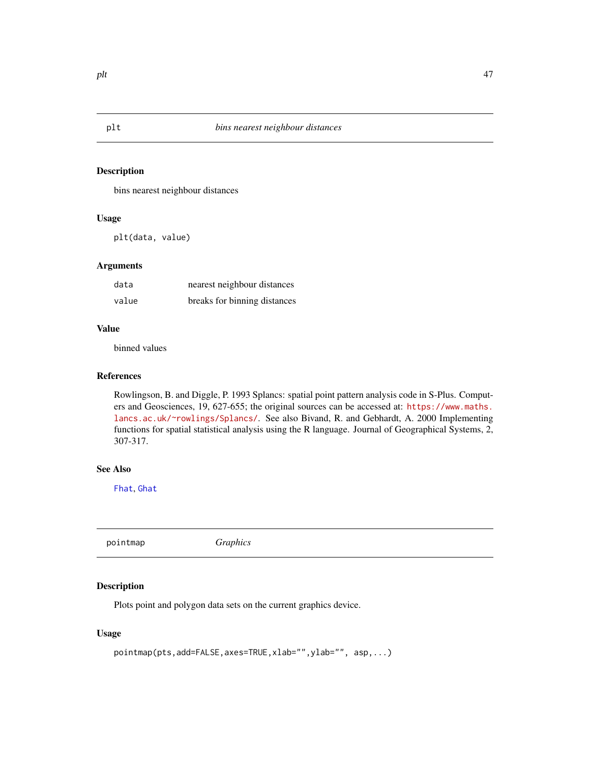## plt — *bins nearest neighbour distances*

### Description

bins nearest neighbour distances

### Usage

```
plt(data, value)
```

### Arguments

| | |
|---|---|
| data | nearest neighbour distances |
| value | breaks for binning distances |

### Value

binned values

### References

Rowlingson, B. and Diggle, P. 1993 Splancs: spatial point pattern analysis code in S-Plus. Computers and Geosciences, 19, 627-655; the original sources can be accessed at: https://www.maths.lancs.ac.uk/~rowlings/Splancs/. See also Bivand, R. and Gebhardt, A. 2000 Implementing functions for spatial statistical analysis using the R language. Journal of Geographical Systems, 2, 307-317.

### See Also

Fhat, Ghat

## pointmap — *Graphics*

### Description

Plots point and polygon data sets on the current graphics device.

### Usage

```
pointmap(pts,add=FALSE,axes=TRUE,xlab="",ylab="", asp,...)
```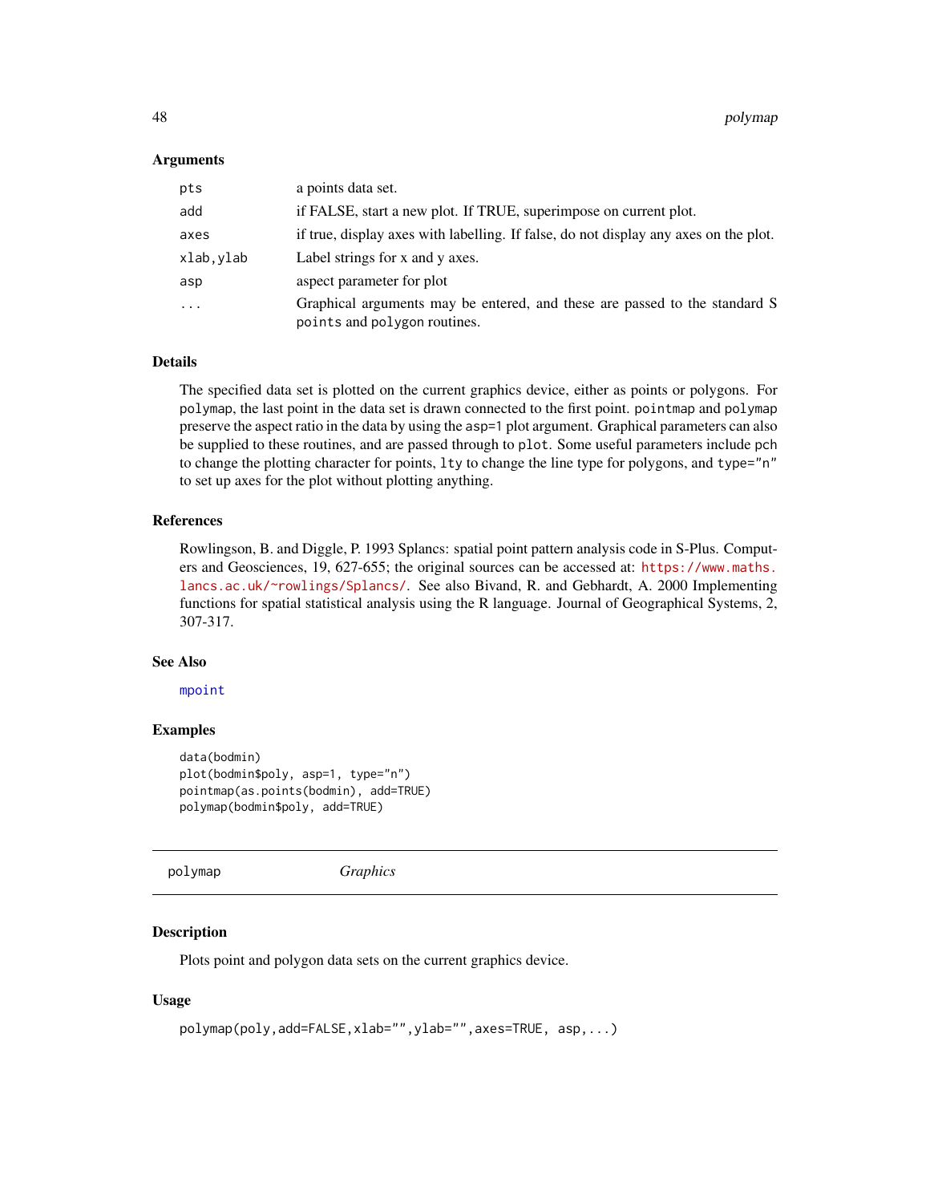### Arguments

| | |
|---|---|
| `pts` | a points data set. |
| `add` | if FALSE, start a new plot. If TRUE, superimpose on current plot. |
| `axes` | if true, display axes with labelling. If false, do not display any axes on the plot. |
| `xlab,ylab` | Label strings for x and y axes. |
| `asp` | aspect parameter for plot |
| `...` | Graphical arguments may be entered, and these are passed to the standard S `points` and `polygon` routines. |

### Details

The specified data set is plotted on the current graphics device, either as points or polygons. For `polymap`, the last point in the data set is drawn connected to the first point. `pointmap` and `polymap` preserve the aspect ratio in the data by using the `asp=1` plot argument. Graphical parameters can also be supplied to these routines, and are passed through to `plot`. Some useful parameters include `pch` to change the plotting character for points, `lty` to change the line type for polygons, and `type="n"` to set up axes for the plot without plotting anything.

### References

Rowlingson, B. and Diggle, P. 1993 Splancs: spatial point pattern analysis code in S-Plus. Computers and Geosciences, 19, 627-655; the original sources can be accessed at: https://www.maths.lancs.ac.uk/~rowlings/Splancs/. See also Bivand, R. and Gebhardt, A. 2000 Implementing functions for spatial statistical analysis using the R language. Journal of Geographical Systems, 2, 307-317.

### See Also

`mpoint`

### Examples

```
data(bodmin)
plot(bodmin$poly, asp=1, type="n")
pointmap(as.points(bodmin), add=TRUE)
polymap(bodmin$poly, add=TRUE)
```

---

## polymap *Graphics*

### Description

Plots point and polygon data sets on the current graphics device.

### Usage

```
polymap(poly,add=FALSE,xlab="",ylab="",axes=TRUE, asp,...)
```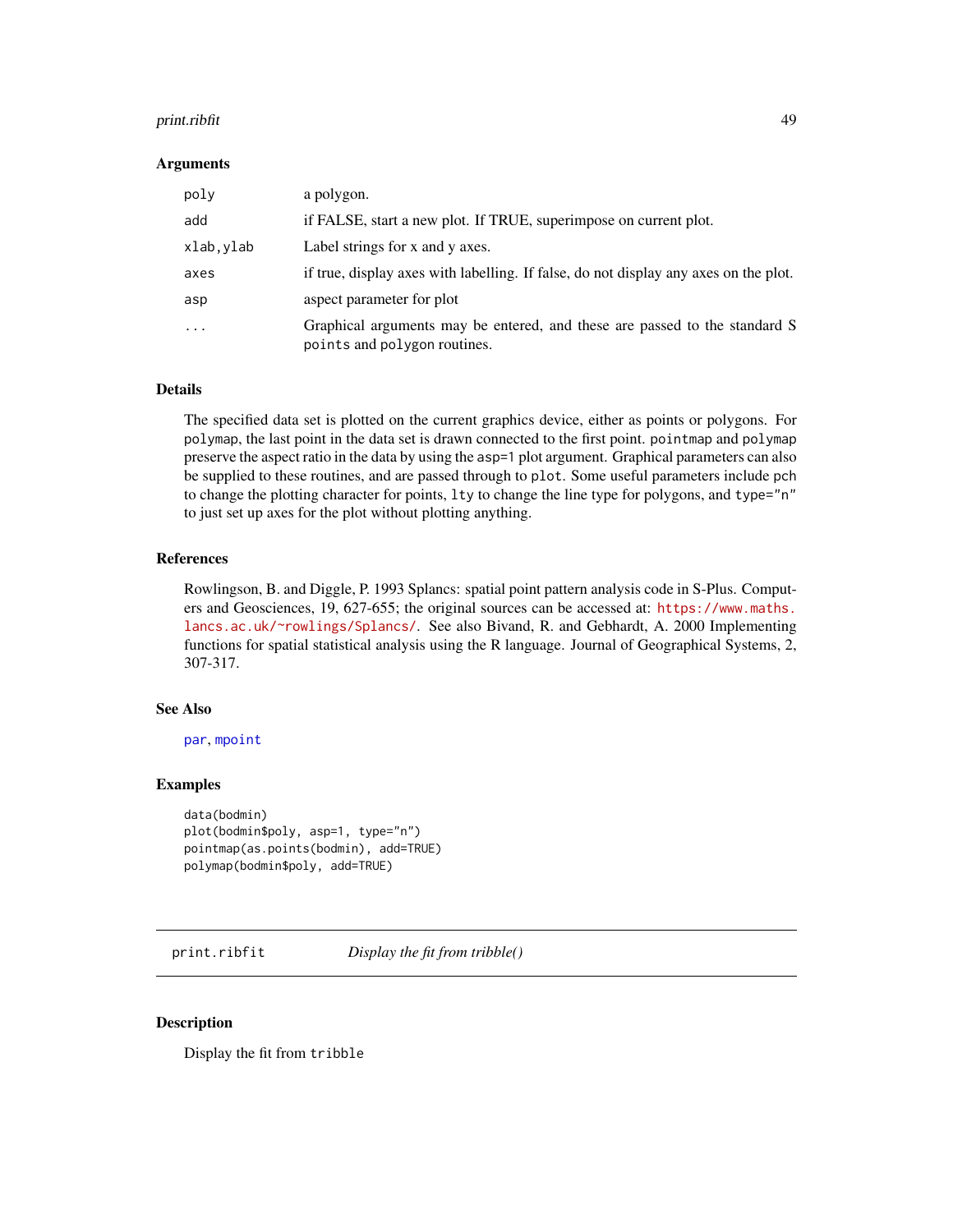### Arguments

| | |
|---|---|
| poly | a polygon. |
| add | if FALSE, start a new plot. If TRUE, superimpose on current plot. |
| xlab,ylab | Label strings for x and y axes. |
| axes | if true, display axes with labelling. If false, do not display any axes on the plot. |
| asp | aspect parameter for plot |
| ... | Graphical arguments may be entered, and these are passed to the standard S `points` and `polygon` routines. |

### Details

The specified data set is plotted on the current graphics device, either as points or polygons. For `polymap`, the last point in the data set is drawn connected to the first point. `pointmap` and `polymap` preserve the aspect ratio in the data by using the `asp=1` plot argument. Graphical parameters can also be supplied to these routines, and are passed through to `plot`. Some useful parameters include `pch` to change the plotting character for points, `lty` to change the line type for polygons, and `type="n"` to just set up axes for the plot without plotting anything.

### References

Rowlingson, B. and Diggle, P. 1993 Splancs: spatial point pattern analysis code in S-Plus. Computers and Geosciences, 19, 627-655; the original sources can be accessed at: https://www.maths.lancs.ac.uk/~rowlings/Splancs/. See also Bivand, R. and Gebhardt, A. 2000 Implementing functions for spatial statistical analysis using the R language. Journal of Geographical Systems, 2, 307-317.

### See Also

`par`, `mpoint`

### Examples

```
data(bodmin)
plot(bodmin$poly, asp=1, type="n")
pointmap(as.points(bodmin), add=TRUE)
polymap(bodmin$poly, add=TRUE)
```

---

## print.ribfit    *Display the fit from tribble()*

### Description

Display the fit from `tribble`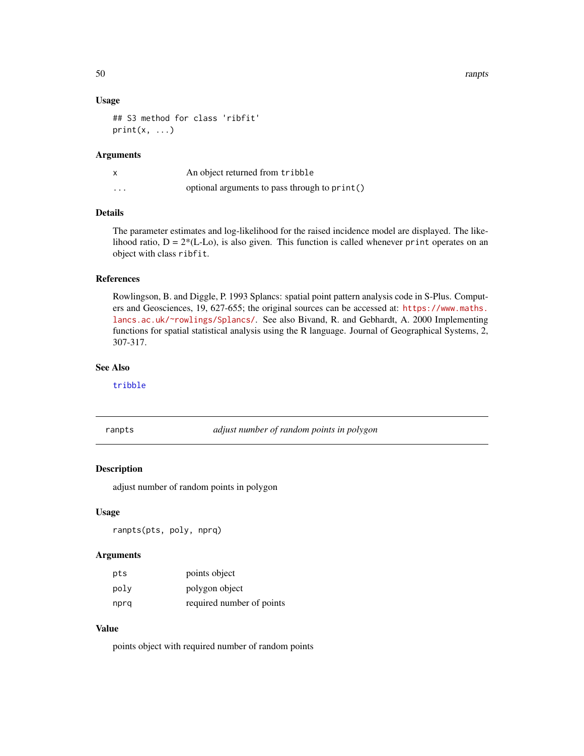### Usage

```
## S3 method for class 'ribfit'
print(x, ...)
```

### Arguments

| | |
|---|---|
| x | An object returned from tribble |
| ... | optional arguments to pass through to print() |

### Details

The parameter estimates and log-likelihood for the raised incidence model are displayed. The likelihood ratio, D = 2*(L-Lo), is also given. This function is called whenever print operates on an object with class ribfit.

### References

Rowlingson, B. and Diggle, P. 1993 Splancs: spatial point pattern analysis code in S-Plus. Computers and Geosciences, 19, 627-655; the original sources can be accessed at: https://www.maths.lancs.ac.uk/~rowlings/Splancs/. See also Bivand, R. and Gebhardt, A. 2000 Implementing functions for spatial statistical analysis using the R language. Journal of Geographical Systems, 2, 307-317.

### See Also

tribble

---

## ranpts — *adjust number of random points in polygon*

### Description

adjust number of random points in polygon

### Usage

```
ranpts(pts, poly, nprq)
```

### Arguments

| | |
|---|---|
| pts | points object |
| poly | polygon object |
| nprq | required number of points |

### Value

points object with required number of random points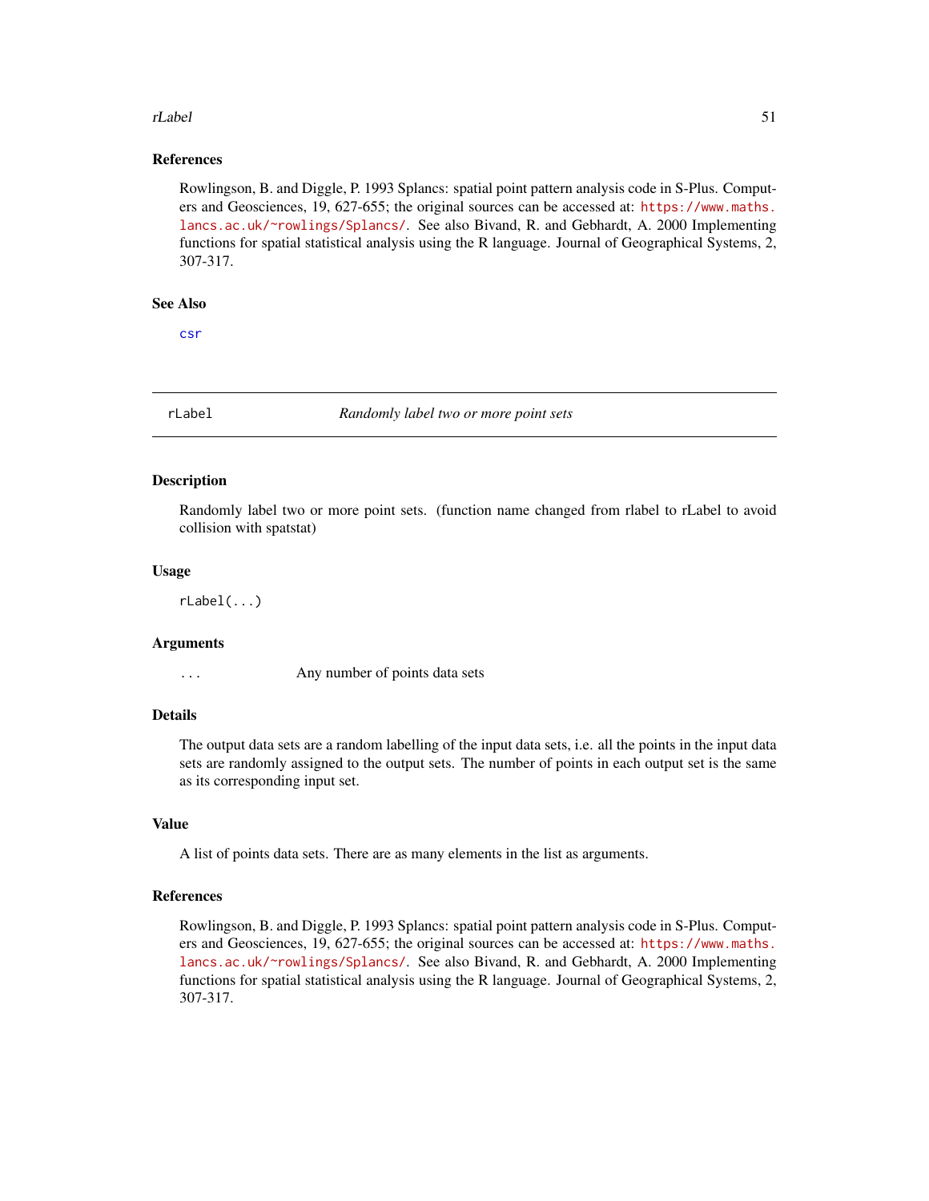## References

Rowlingson, B. and Diggle, P. 1993 Splancs: spatial point pattern analysis code in S-Plus. Computers and Geosciences, 19, 627-655; the original sources can be accessed at: https://www.maths.lancs.ac.uk/~rowlings/Splancs/. See also Bivand, R. and Gebhardt, A. 2000 Implementing functions for spatial statistical analysis using the R language. Journal of Geographical Systems, 2, 307-317.

## See Also

csr

---

# rLabel — *Randomly label two or more point sets*

---

## Description

Randomly label two or more point sets. (function name changed from rlabel to rLabel to avoid collision with spatstat)

## Usage

```
rLabel(...)
```

## Arguments

| | |
|---|---|
| ... | Any number of points data sets |

## Details

The output data sets are a random labelling of the input data sets, i.e. all the points in the input data sets are randomly assigned to the output sets. The number of points in each output set is the same as its corresponding input set.

## Value

A list of points data sets. There are as many elements in the list as arguments.

## References

Rowlingson, B. and Diggle, P. 1993 Splancs: spatial point pattern analysis code in S-Plus. Computers and Geosciences, 19, 627-655; the original sources can be accessed at: https://www.maths.lancs.ac.uk/~rowlings/Splancs/. See also Bivand, R. and Gebhardt, A. 2000 Implementing functions for spatial statistical analysis using the R language. Journal of Geographical Systems, 2, 307-317.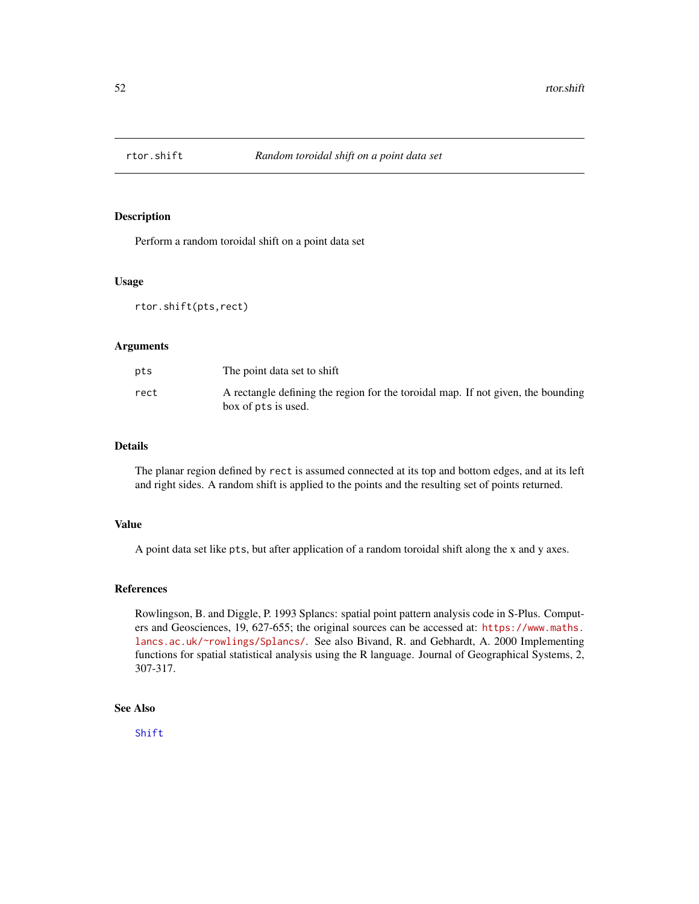## rtor.shift *Random toroidal shift on a point data set*

### Description

Perform a random toroidal shift on a point data set

### Usage

```
rtor.shift(pts,rect)
```

### Arguments

| | |
|---|---|
| `pts` | The point data set to shift |
| `rect` | A rectangle defining the region for the toroidal map. If not given, the bounding box of `pts` is used. |

### Details

The planar region defined by `rect` is assumed connected at its top and bottom edges, and at its left and right sides. A random shift is applied to the points and the resulting set of points returned.

### Value

A point data set like `pts`, but after application of a random toroidal shift along the x and y axes.

### References

Rowlingson, B. and Diggle, P. 1993 Splancs: spatial point pattern analysis code in S-Plus. Computers and Geosciences, 19, 627-655; the original sources can be accessed at: https://www.maths.lancs.ac.uk/~rowlings/Splancs/. See also Bivand, R. and Gebhardt, A. 2000 Implementing functions for spatial statistical analysis using the R language. Journal of Geographical Systems, 2, 307-317.

### See Also

`Shift`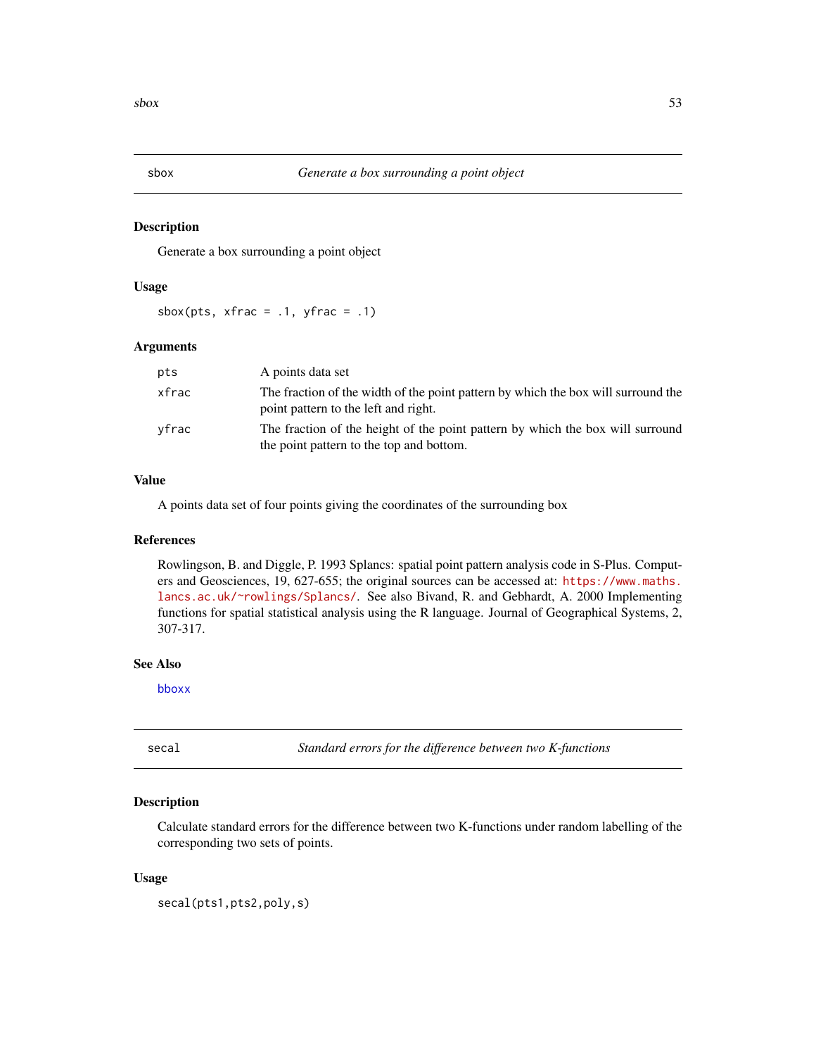## sbox — *Generate a box surrounding a point object*

### Description

Generate a box surrounding a point object

### Usage

```
sbox(pts, xfrac = .1, yfrac = .1)
```

### Arguments

| | |
|---|---|
| pts | A points data set |
| xfrac | The fraction of the width of the point pattern by which the box will surround the point pattern to the left and right. |
| yfrac | The fraction of the height of the point pattern by which the box will surround the point pattern to the top and bottom. |

### Value

A points data set of four points giving the coordinates of the surrounding box

### References

Rowlingson, B. and Diggle, P. 1993 Splancs: spatial point pattern analysis code in S-Plus. Computers and Geosciences, 19, 627-655; the original sources can be accessed at: https://www.maths.lancs.ac.uk/~rowlings/Splancs/. See also Bivand, R. and Gebhardt, A. 2000 Implementing functions for spatial statistical analysis using the R language. Journal of Geographical Systems, 2, 307-317.

### See Also

bboxx

## secal — *Standard errors for the difference between two K-functions*

### Description

Calculate standard errors for the difference between two K-functions under random labelling of the corresponding two sets of points.

### Usage

```
secal(pts1,pts2,poly,s)
```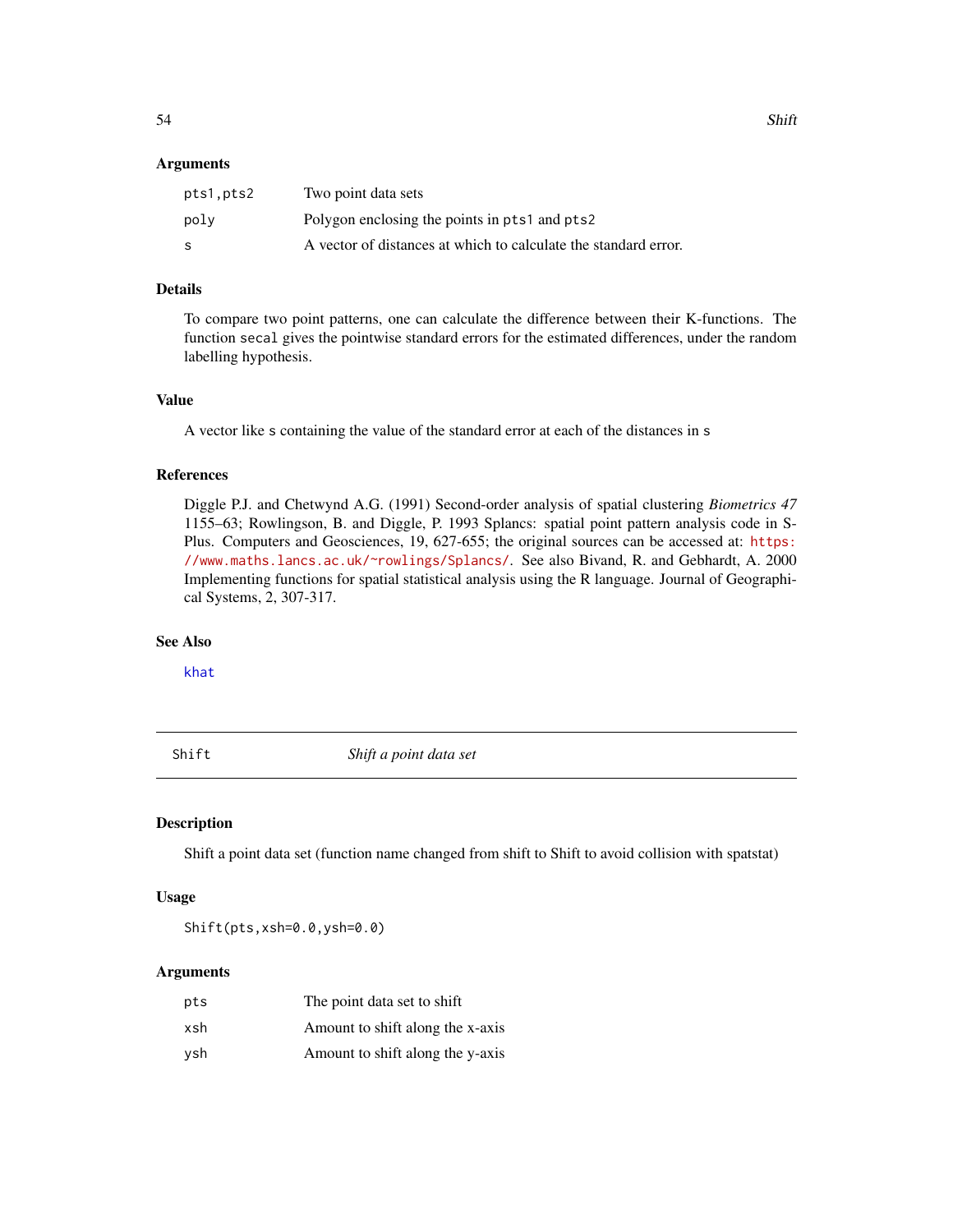### Arguments

| | |
|---|---|
| pts1,pts2 | Two point data sets |
| poly | Polygon enclosing the points in pts1 and pts2 |
| s | A vector of distances at which to calculate the standard error. |

### Details

To compare two point patterns, one can calculate the difference between their K-functions. The function secal gives the pointwise standard errors for the estimated differences, under the random labelling hypothesis.

### Value

A vector like s containing the value of the standard error at each of the distances in s

### References

Diggle P.J. and Chetwynd A.G. (1991) Second-order analysis of spatial clustering *Biometrics 47* 1155–63; Rowlingson, B. and Diggle, P. 1993 Splancs: spatial point pattern analysis code in S-Plus. Computers and Geosciences, 19, 627-655; the original sources can be accessed at: https://www.maths.lancs.ac.uk/~rowlings/Splancs/. See also Bivand, R. and Gebhardt, A. 2000 Implementing functions for spatial statistical analysis using the R language. Journal of Geographical Systems, 2, 307-317.

### See Also

khat

---

## Shift — *Shift a point data set*

### Description

Shift a point data set (function name changed from shift to Shift to avoid collision with spatstat)

### Usage

```
Shift(pts,xsh=0.0,ysh=0.0)
```

### Arguments

| | |
|---|---|
| pts | The point data set to shift |
| xsh | Amount to shift along the x-axis |
| ysh | Amount to shift along the y-axis |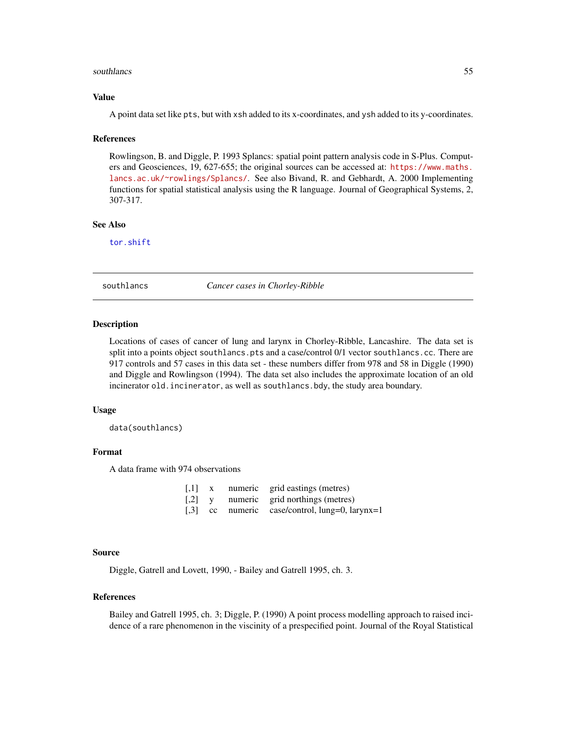### Value

A point data set like `pts`, but with `xsh` added to its x-coordinates, and `ysh` added to its y-coordinates.

### References

Rowlingson, B. and Diggle, P. 1993 Splancs: spatial point pattern analysis code in S-Plus. Computers and Geosciences, 19, 627-655; the original sources can be accessed at: https://www.maths.lancs.ac.uk/~rowlings/Splancs/. See also Bivand, R. and Gebhardt, A. 2000 Implementing functions for spatial statistical analysis using the R language. Journal of Geographical Systems, 2, 307-317.

### See Also

`tor.shift`

---

## southlancs — *Cancer cases in Chorley-Ribble*

### Description

Locations of cases of cancer of lung and larynx in Chorley-Ribble, Lancashire. The data set is split into a points object `southlancs.pts` and a case/control 0/1 vector `southlancs.cc`. There are 917 controls and 57 cases in this data set - these numbers differ from 978 and 58 in Diggle (1990) and Diggle and Rowlingson (1994). The data set also includes the approximate location of an old incinerator `old.incinerator`, as well as `southlancs.bdy`, the study area boundary.

### Usage

```
data(southlancs)
```

### Format

A data frame with 974 observations

| | | | |
|---|---|---|---|
| [,1] | x | numeric | grid eastings (metres) |
| [,2] | y | numeric | grid northings (metres) |
| [,3] | cc | numeric | case/control, lung=0, larynx=1 |

### Source

Diggle, Gatrell and Lovett, 1990, - Bailey and Gatrell 1995, ch. 3.

### References

Bailey and Gatrell 1995, ch. 3; Diggle, P. (1990) A point process modelling approach to raised incidence of a rare phenomenon in the viscinity of a prespecified point. Journal of the Royal Statistical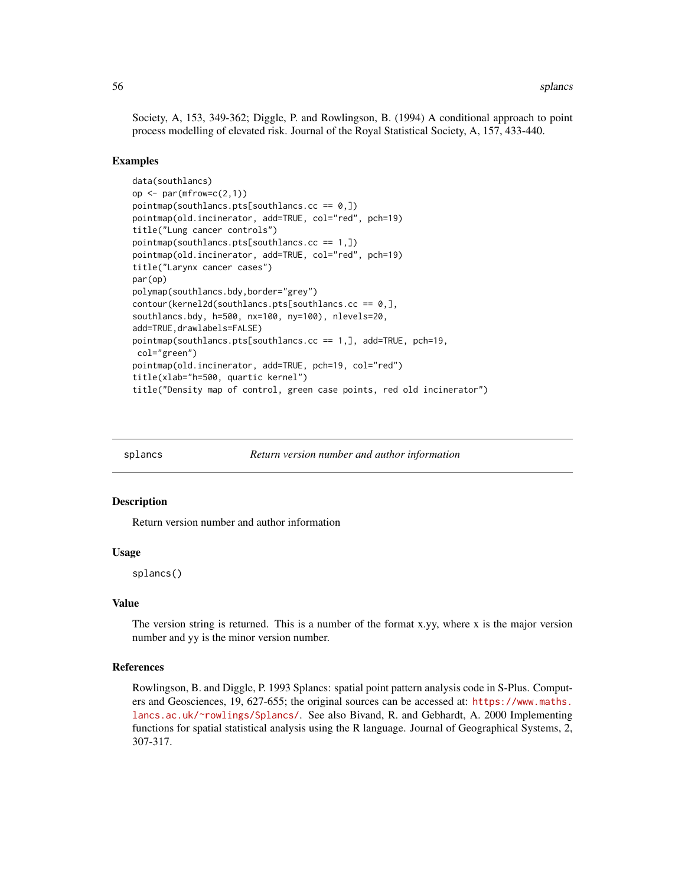Society, A, 153, 349-362; Diggle, P. and Rowlingson, B. (1994) A conditional approach to point process modelling of elevated risk. Journal of the Royal Statistical Society, A, 157, 433-440.

### Examples

```
data(southlancs)
op <- par(mfrow=c(2,1))
pointmap(southlancs.pts[southlancs.cc == 0,])
pointmap(old.incinerator, add=TRUE, col="red", pch=19)
title("Lung cancer controls")
pointmap(southlancs.pts[southlancs.cc == 1,])
pointmap(old.incinerator, add=TRUE, col="red", pch=19)
title("Larynx cancer cases")
par(op)
polymap(southlancs.bdy,border="grey")
contour(kernel2d(southlancs.pts[southlancs.cc == 0,],
southlancs.bdy, h=500, nx=100, ny=100), nlevels=20,
add=TRUE,drawlabels=FALSE)
pointmap(southlancs.pts[southlancs.cc == 1,], add=TRUE, pch=19,
 col="green")
pointmap(old.incinerator, add=TRUE, pch=19, col="red")
title(xlab="h=500, quartic kernel")
title("Density map of control, green case points, red old incinerator")
```

---

## splancs — *Return version number and author information*

### Description

Return version number and author information

### Usage

```
splancs()
```

### Value

The version string is returned. This is a number of the format x.yy, where x is the major version number and yy is the minor version number.

### References

Rowlingson, B. and Diggle, P. 1993 Splancs: spatial point pattern analysis code in S-Plus. Computers and Geosciences, 19, 627-655; the original sources can be accessed at: https://www.maths.lancs.ac.uk/~rowlings/Splancs/. See also Bivand, R. and Gebhardt, A. 2000 Implementing functions for spatial statistical analysis using the R language. Journal of Geographical Systems, 2, 307-317.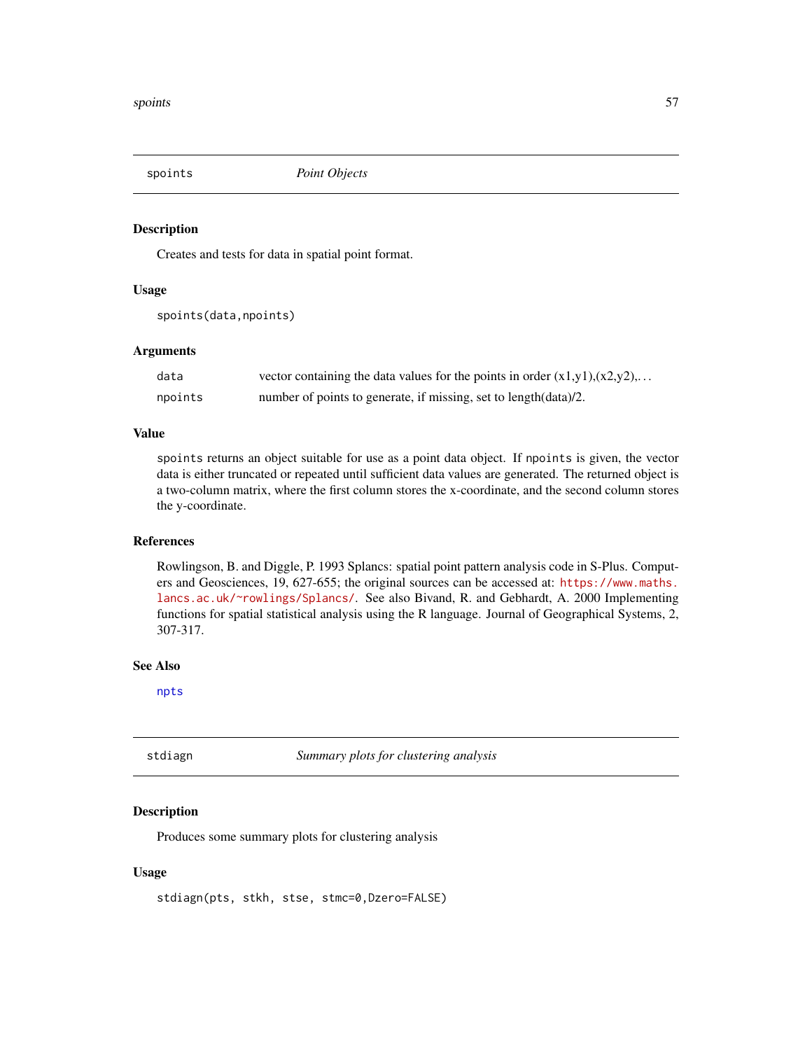## spoints — *Point Objects*

### Description

Creates and tests for data in spatial point format.

### Usage

```
spoints(data,npoints)
```

### Arguments

| | |
|---|---|
| data | vector containing the data values for the points in order (x1,y1),(x2,y2),... |
| npoints | number of points to generate, if missing, set to length(data)/2. |

### Value

`spoints` returns an object suitable for use as a point data object. If `npoints` is given, the vector data is either truncated or repeated until sufficient data values are generated. The returned object is a two-column matrix, where the first column stores the x-coordinate, and the second column stores the y-coordinate.

### References

Rowlingson, B. and Diggle, P. 1993 Splancs: spatial point pattern analysis code in S-Plus. Computers and Geosciences, 19, 627-655; the original sources can be accessed at: https://www.maths.lancs.ac.uk/~rowlings/Splancs/. See also Bivand, R. and Gebhardt, A. 2000 Implementing functions for spatial statistical analysis using the R language. Journal of Geographical Systems, 2, 307-317.

### See Also

npts

## stdiagn — *Summary plots for clustering analysis*

### Description

Produces some summary plots for clustering analysis

### Usage

```
stdiagn(pts, stkh, stse, stmc=0,Dzero=FALSE)
```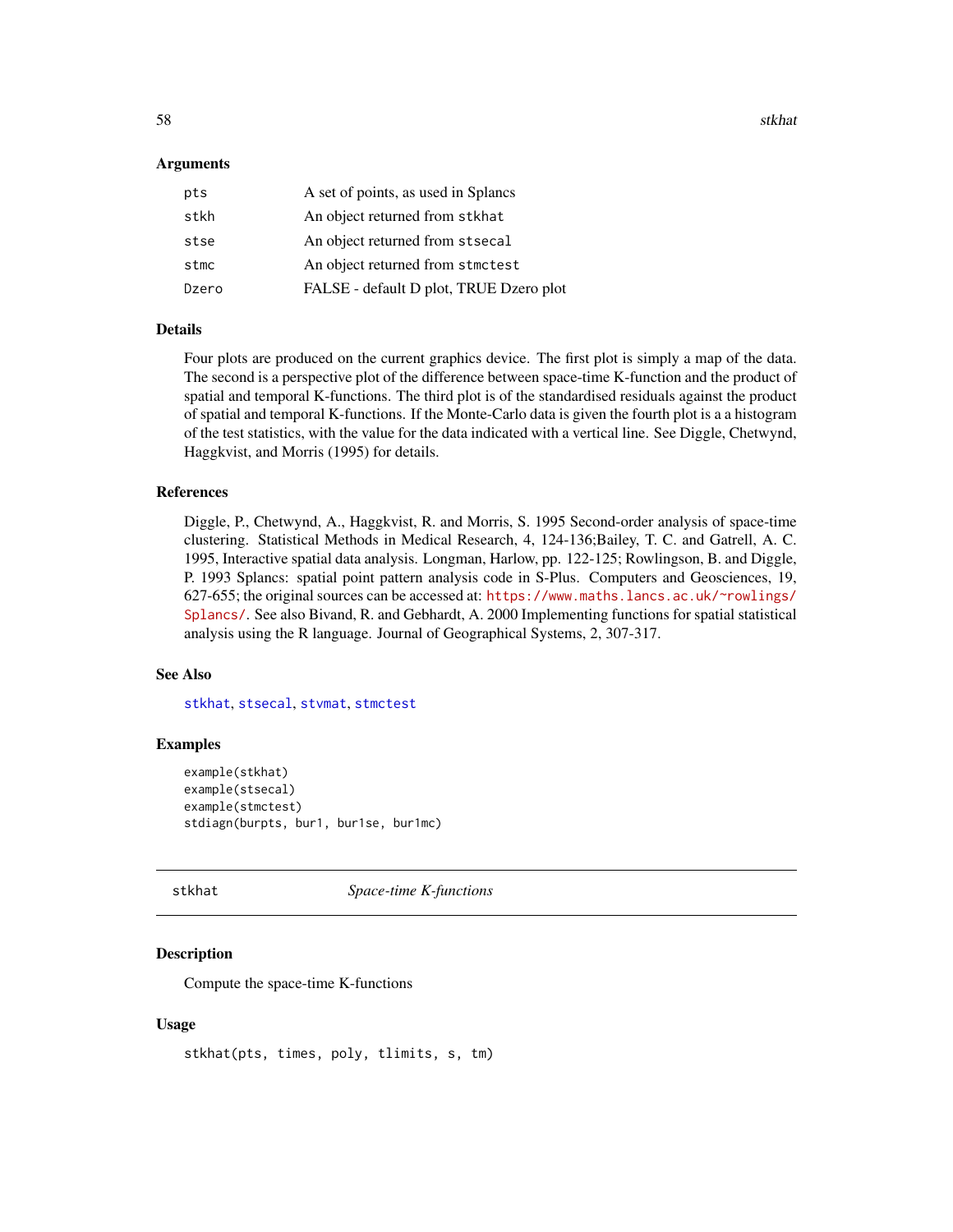### Arguments

| | |
|---|---|
| pts | A set of points, as used in Splancs |
| stkh | An object returned from stkhat |
| stse | An object returned from stsecal |
| stmc | An object returned from stmctest |
| Dzero | FALSE - default D plot, TRUE Dzero plot |

### Details

Four plots are produced on the current graphics device. The first plot is simply a map of the data. The second is a perspective plot of the difference between space-time K-function and the product of spatial and temporal K-functions. The third plot is of the standardised residuals against the product of spatial and temporal K-functions. If the Monte-Carlo data is given the fourth plot is a a histogram of the test statistics, with the value for the data indicated with a vertical line. See Diggle, Chetwynd, Haggkvist, and Morris (1995) for details.

### References

Diggle, P., Chetwynd, A., Haggkvist, R. and Morris, S. 1995 Second-order analysis of space-time clustering. Statistical Methods in Medical Research, 4, 124-136;Bailey, T. C. and Gatrell, A. C. 1995, Interactive spatial data analysis. Longman, Harlow, pp. 122-125; Rowlingson, B. and Diggle, P. 1993 Splancs: spatial point pattern analysis code in S-Plus. Computers and Geosciences, 19, 627-655; the original sources can be accessed at: https://www.maths.lancs.ac.uk/~rowlings/Splancs/. See also Bivand, R. and Gebhardt, A. 2000 Implementing functions for spatial statistical analysis using the R language. Journal of Geographical Systems, 2, 307-317.

### See Also

stkhat, stsecal, stvmat, stmctest

### Examples

```
example(stkhat)
example(stsecal)
example(stmctest)
stdiagn(burpts, bur1, bur1se, bur1mc)
```

---

## stkhat — *Space-time K-functions*

### Description

Compute the space-time K-functions

### Usage

```
stkhat(pts, times, poly, tlimits, s, tm)
```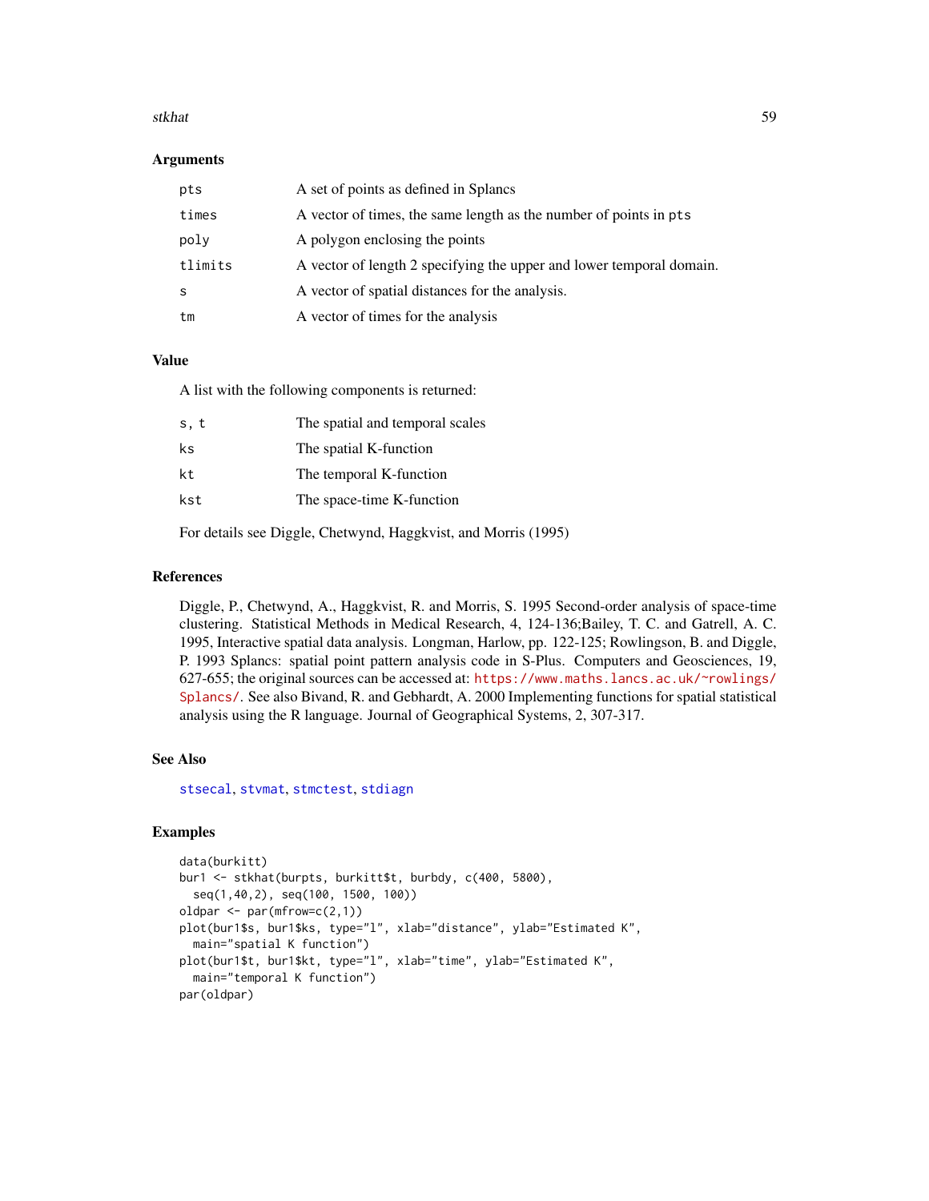### Arguments

| | |
|---|---|
| pts | A set of points as defined in Splancs |
| times | A vector of times, the same length as the number of points in pts |
| poly | A polygon enclosing the points |
| tlimits | A vector of length 2 specifying the upper and lower temporal domain. |
| s | A vector of spatial distances for the analysis. |
| tm | A vector of times for the analysis |

### Value

A list with the following components is returned:

| | |
|---|---|
| s, t | The spatial and temporal scales |
| ks | The spatial K-function |
| kt | The temporal K-function |
| kst | The space-time K-function |

For details see Diggle, Chetwynd, Haggkvist, and Morris (1995)

### References

Diggle, P., Chetwynd, A., Haggkvist, R. and Morris, S. 1995 Second-order analysis of space-time clustering. Statistical Methods in Medical Research, 4, 124-136;Bailey, T. C. and Gatrell, A. C. 1995, Interactive spatial data analysis. Longman, Harlow, pp. 122-125; Rowlingson, B. and Diggle, P. 1993 Splancs: spatial point pattern analysis code in S-Plus. Computers and Geosciences, 19, 627-655; the original sources can be accessed at: https://www.maths.lancs.ac.uk/~rowlings/Splancs/. See also Bivand, R. and Gebhardt, A. 2000 Implementing functions for spatial statistical analysis using the R language. Journal of Geographical Systems, 2, 307-317.

### See Also

stsecal, stvmat, stmctest, stdiagn

### Examples

```
data(burkitt)
bur1 <- stkhat(burpts, burkitt$t, burbdy, c(400, 5800),
  seq(1,40,2), seq(100, 1500, 100))
oldpar <- par(mfrow=c(2,1))
plot(bur1$s, bur1$ks, type="l", xlab="distance", ylab="Estimated K",
  main="spatial K function")
plot(bur1$t, bur1$kt, type="l", xlab="time", ylab="Estimated K",
  main="temporal K function")
par(oldpar)
```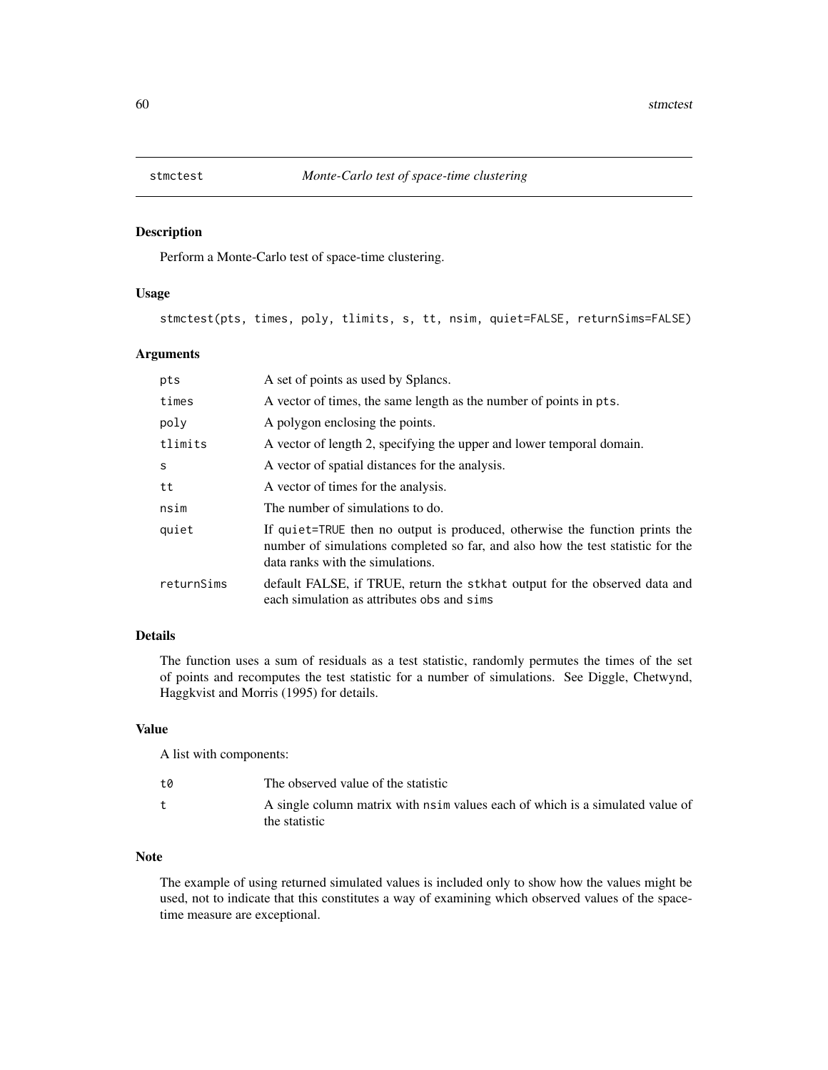# stmctest — *Monte-Carlo test of space-time clustering*

## Description

Perform a Monte-Carlo test of space-time clustering.

## Usage

```
stmctest(pts, times, poly, tlimits, s, tt, nsim, quiet=FALSE, returnSims=FALSE)
```

## Arguments

| | |
|---|---|
| `pts` | A set of points as used by Splancs. |
| `times` | A vector of times, the same length as the number of points in `pts`. |
| `poly` | A polygon enclosing the points. |
| `tlimits` | A vector of length 2, specifying the upper and lower temporal domain. |
| `s` | A vector of spatial distances for the analysis. |
| `tt` | A vector of times for the analysis. |
| `nsim` | The number of simulations to do. |
| `quiet` | If `quiet=TRUE` then no output is produced, otherwise the function prints the number of simulations completed so far, and also how the test statistic for the data ranks with the simulations. |
| `returnSims` | default FALSE, if TRUE, return the `stkhat` output for the observed data and each simulation as attributes `obs` and `sims` |

## Details

The function uses a sum of residuals as a test statistic, randomly permutes the times of the set of points and recomputes the test statistic for a number of simulations. See Diggle, Chetwynd, Haggkvist and Morris (1995) for details.

## Value

A list with components:

| | |
|---|---|
| `t0` | The observed value of the statistic |
| `t` | A single column matrix with `nsim` values each of which is a simulated value of the statistic |

## Note

The example of using returned simulated values is included only to show how the values might be used, not to indicate that this constitutes a way of examining which observed values of the space-time measure are exceptional.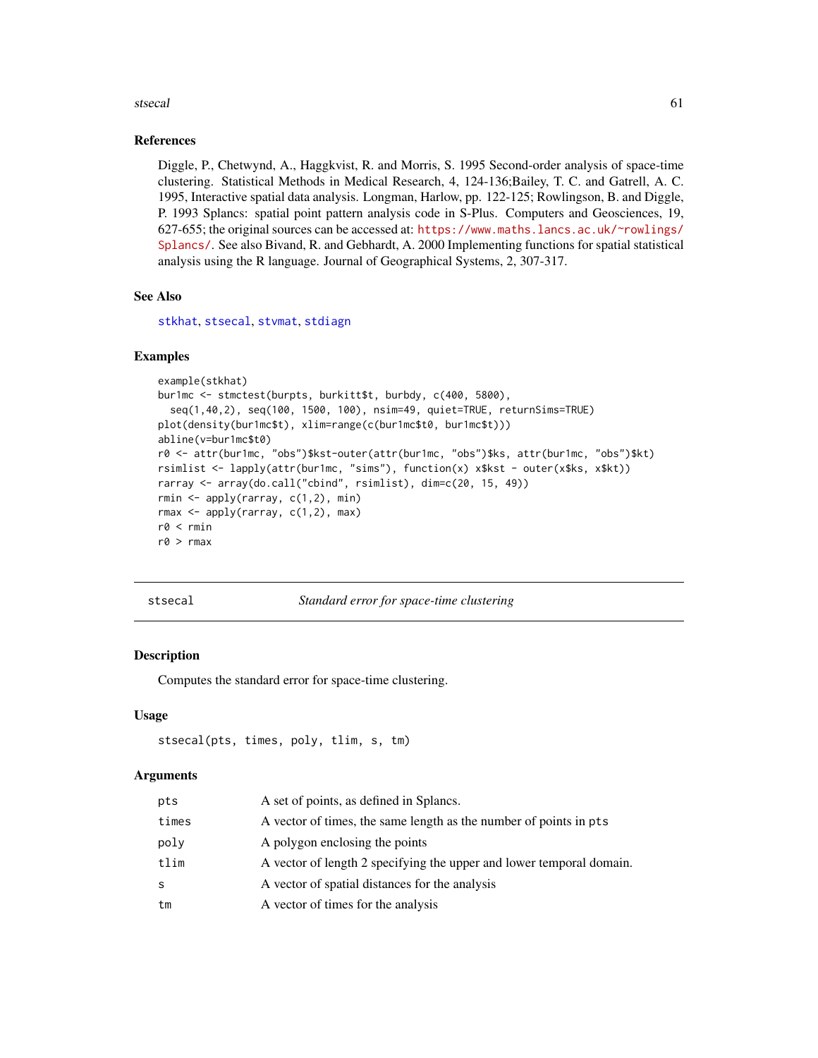## References

Diggle, P., Chetwynd, A., Haggkvist, R. and Morris, S. 1995 Second-order analysis of space-time clustering. Statistical Methods in Medical Research, 4, 124-136;Bailey, T. C. and Gatrell, A. C. 1995, Interactive spatial data analysis. Longman, Harlow, pp. 122-125; Rowlingson, B. and Diggle, P. 1993 Splancs: spatial point pattern analysis code in S-Plus. Computers and Geosciences, 19, 627-655; the original sources can be accessed at: https://www.maths.lancs.ac.uk/~rowlings/Splancs/. See also Bivand, R. and Gebhardt, A. 2000 Implementing functions for spatial statistical analysis using the R language. Journal of Geographical Systems, 2, 307-317.

## See Also

stkhat, stsecal, stvmat, stdiagn

## Examples

```
example(stkhat)
bur1mc <- stmctest(burpts, burkitt$t, burbdy, c(400, 5800),
  seq(1,40,2), seq(100, 1500, 100), nsim=49, quiet=TRUE, returnSims=TRUE)
plot(density(bur1mc$t), xlim=range(c(bur1mc$t0, bur1mc$t)))
abline(v=bur1mc$t0)
r0 <- attr(bur1mc, "obs")$kst-outer(attr(bur1mc, "obs")$ks, attr(bur1mc, "obs")$kt)
rsimlist <- lapply(attr(bur1mc, "sims"), function(x) x$kst - outer(x$ks, x$kt))
rarray <- array(do.call("cbind", rsimlist), dim=c(20, 15, 49))
rmin <- apply(rarray, c(1,2), min)
rmax <- apply(rarray, c(1,2), max)
r0 < rmin
r0 > rmax
```

---

# stsecal — *Standard error for space-time clustering*

## Description

Computes the standard error for space-time clustering.

## Usage

```
stsecal(pts, times, poly, tlim, s, tm)
```

## Arguments

| | |
|---|---|
| pts | A set of points, as defined in Splancs. |
| times | A vector of times, the same length as the number of points in pts |
| poly | A polygon enclosing the points |
| tlim | A vector of length 2 specifying the upper and lower temporal domain. |
| s | A vector of spatial distances for the analysis |
| tm | A vector of times for the analysis |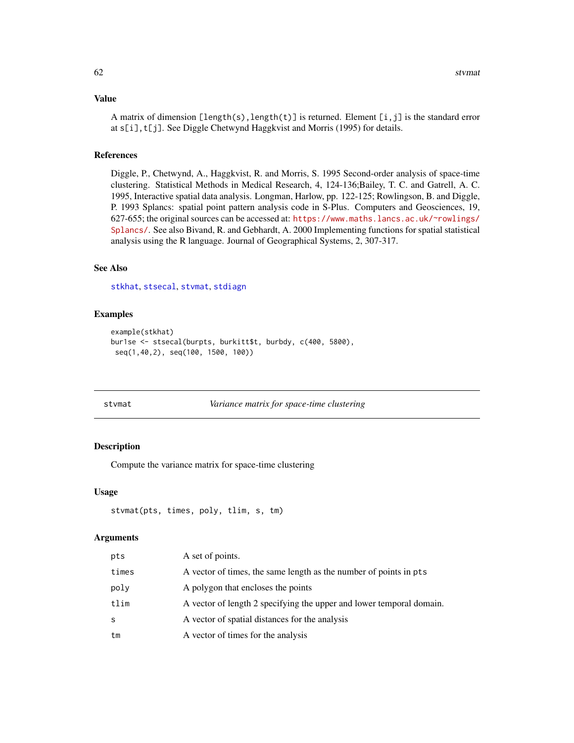## Value

A matrix of dimension `[length(s),length(t)]` is returned. Element `[i,j]` is the standard error at `s[i],t[j]`. See Diggle Chetwynd Haggkvist and Morris (1995) for details.

## References

Diggle, P., Chetwynd, A., Haggkvist, R. and Morris, S. 1995 Second-order analysis of space-time clustering. Statistical Methods in Medical Research, 4, 124-136;Bailey, T. C. and Gatrell, A. C. 1995, Interactive spatial data analysis. Longman, Harlow, pp. 122-125; Rowlingson, B. and Diggle, P. 1993 Splancs: spatial point pattern analysis code in S-Plus. Computers and Geosciences, 19, 627-655; the original sources can be accessed at: https://www.maths.lancs.ac.uk/~rowlings/Splancs/. See also Bivand, R. and Gebhardt, A. 2000 Implementing functions for spatial statistical analysis using the R language. Journal of Geographical Systems, 2, 307-317.

## See Also

stkhat, stsecal, stvmat, stdiagn

## Examples

```
example(stkhat)
bur1se <- stsecal(burpts, burkitt$t, burbdy, c(400, 5800),
 seq(1,40,2), seq(100, 1500, 100))
```

---

# stvmat — *Variance matrix for space-time clustering*

## Description

Compute the variance matrix for space-time clustering

## Usage

```
stvmat(pts, times, poly, tlim, s, tm)
```

## Arguments

| | |
|---|---|
| `pts` | A set of points. |
| `times` | A vector of times, the same length as the number of points in `pts` |
| `poly` | A polygon that encloses the points |
| `tlim` | A vector of length 2 specifying the upper and lower temporal domain. |
| `s` | A vector of spatial distances for the analysis |
| `tm` | A vector of times for the analysis |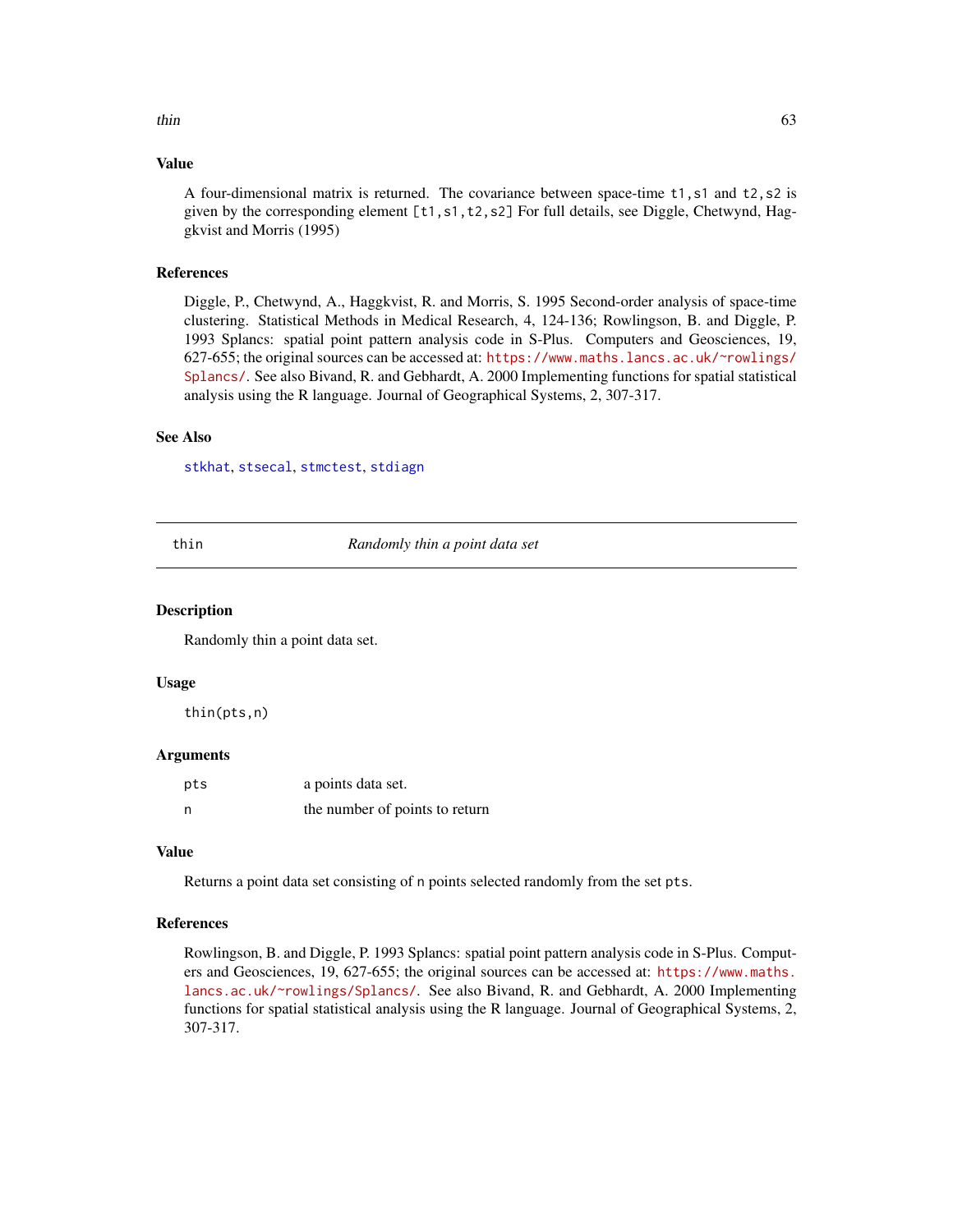### Value

A four-dimensional matrix is returned. The covariance between space-time `t1,s1` and `t2,s2` is given by the corresponding element `[t1,s1,t2,s2]` For full details, see Diggle, Chetwynd, Haggkvist and Morris (1995)

### References

Diggle, P., Chetwynd, A., Haggkvist, R. and Morris, S. 1995 Second-order analysis of space-time clustering. Statistical Methods in Medical Research, 4, 124-136; Rowlingson, B. and Diggle, P. 1993 Splancs: spatial point pattern analysis code in S-Plus. Computers and Geosciences, 19, 627-655; the original sources can be accessed at: https://www.maths.lancs.ac.uk/~rowlings/Splancs/. See also Bivand, R. and Gebhardt, A. 2000 Implementing functions for spatial statistical analysis using the R language. Journal of Geographical Systems, 2, 307-317.

### See Also

`stkhat`, `stsecal`, `stmctest`, `stdiagn`

---

## thin — *Randomly thin a point data set*

### Description

Randomly thin a point data set.

### Usage

```
thin(pts,n)
```

### Arguments

| | |
|---|---|
| `pts` | a points data set. |
| `n` | the number of points to return |

### Value

Returns a point data set consisting of `n` points selected randomly from the set `pts`.

### References

Rowlingson, B. and Diggle, P. 1993 Splancs: spatial point pattern analysis code in S-Plus. Computers and Geosciences, 19, 627-655; the original sources can be accessed at: https://www.maths.lancs.ac.uk/~rowlings/Splancs/. See also Bivand, R. and Gebhardt, A. 2000 Implementing functions for spatial statistical analysis using the R language. Journal of Geographical Systems, 2, 307-317.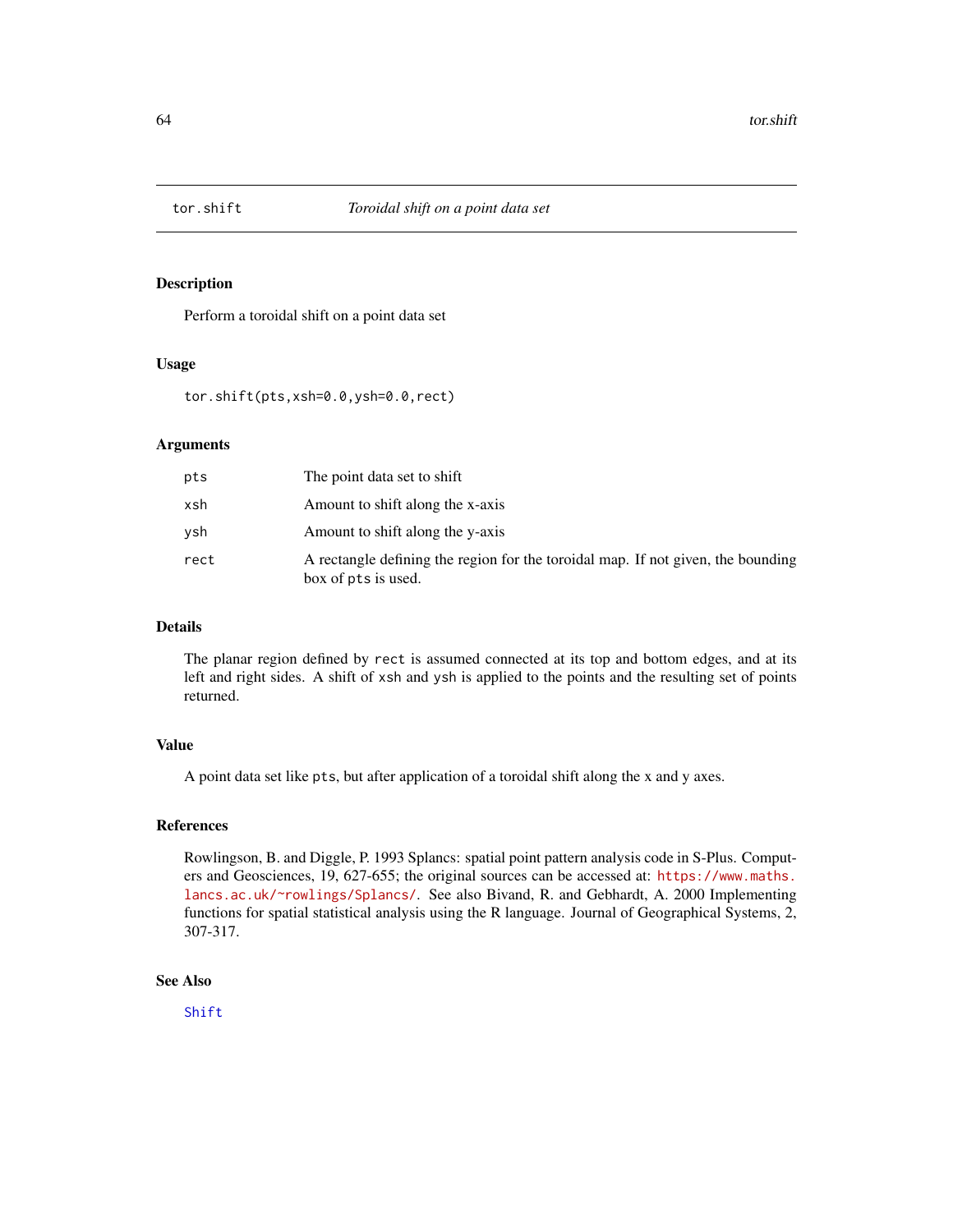## tor.shift — *Toroidal shift on a point data set*

### Description

Perform a toroidal shift on a point data set

### Usage

```
tor.shift(pts,xsh=0.0,ysh=0.0,rect)
```

### Arguments

| | |
|---|---|
| pts | The point data set to shift |
| xsh | Amount to shift along the x-axis |
| ysh | Amount to shift along the y-axis |
| rect | A rectangle defining the region for the toroidal map. If not given, the bounding box of pts is used. |

### Details

The planar region defined by rect is assumed connected at its top and bottom edges, and at its left and right sides. A shift of xsh and ysh is applied to the points and the resulting set of points returned.

### Value

A point data set like pts, but after application of a toroidal shift along the x and y axes.

### References

Rowlingson, B. and Diggle, P. 1993 Splancs: spatial point pattern analysis code in S-Plus. Computers and Geosciences, 19, 627-655; the original sources can be accessed at: https://www.maths.lancs.ac.uk/~rowlings/Splancs/. See also Bivand, R. and Gebhardt, A. 2000 Implementing functions for spatial statistical analysis using the R language. Journal of Geographical Systems, 2, 307-317.

### See Also

Shift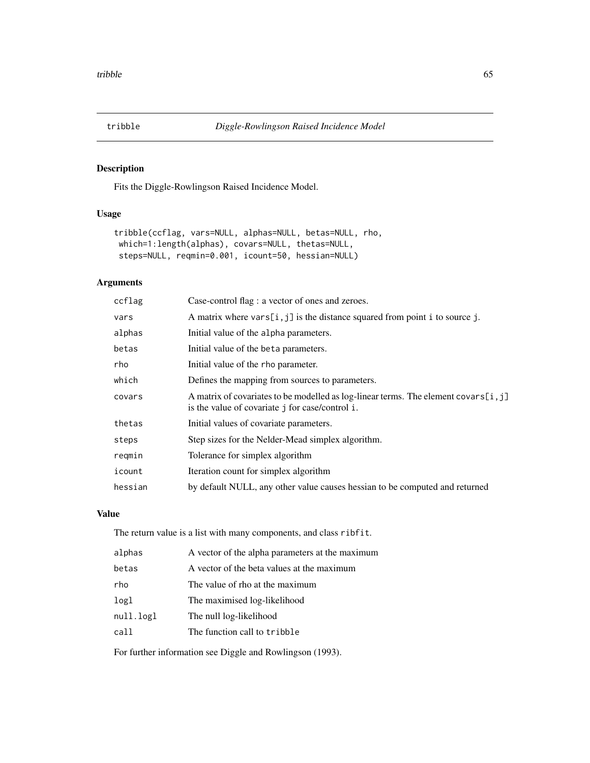# tribble *Diggle-Rowlingson Raised Incidence Model*

## Description

Fits the Diggle-Rowlingson Raised Incidence Model.

## Usage

```
tribble(ccflag, vars=NULL, alphas=NULL, betas=NULL, rho,
 which=1:length(alphas), covars=NULL, thetas=NULL,
 steps=NULL, reqmin=0.001, icount=50, hessian=NULL)
```

## Arguments

| | |
|---|---|
| ccflag | Case-control flag : a vector of ones and zeroes. |
| vars | A matrix where `vars[i,j]` is the distance squared from point `i` to source `j`. |
| alphas | Initial value of the `alpha` parameters. |
| betas | Initial value of the `beta` parameters. |
| rho | Initial value of the `rho` parameter. |
| which | Defines the mapping from sources to parameters. |
| covars | A matrix of covariates to be modelled as log-linear terms. The element `covars[i,j]` is the value of covariate `j` for case/control `i`. |
| thetas | Initial values of covariate parameters. |
| steps | Step sizes for the Nelder-Mead simplex algorithm. |
| reqmin | Tolerance for simplex algorithm |
| icount | Iteration count for simplex algorithm |
| hessian | by default NULL, any other value causes hessian to be computed and returned |

## Value

The return value is a list with many components, and class `ribfit`.

| | |
|---|---|
| alphas | A vector of the alpha parameters at the maximum |
| betas | A vector of the beta values at the maximum |
| rho | The value of rho at the maximum |
| logl | The maximised log-likelihood |
| null.logl | The null log-likelihood |
| call | The function call to `tribble` |

For further information see Diggle and Rowlingson (1993).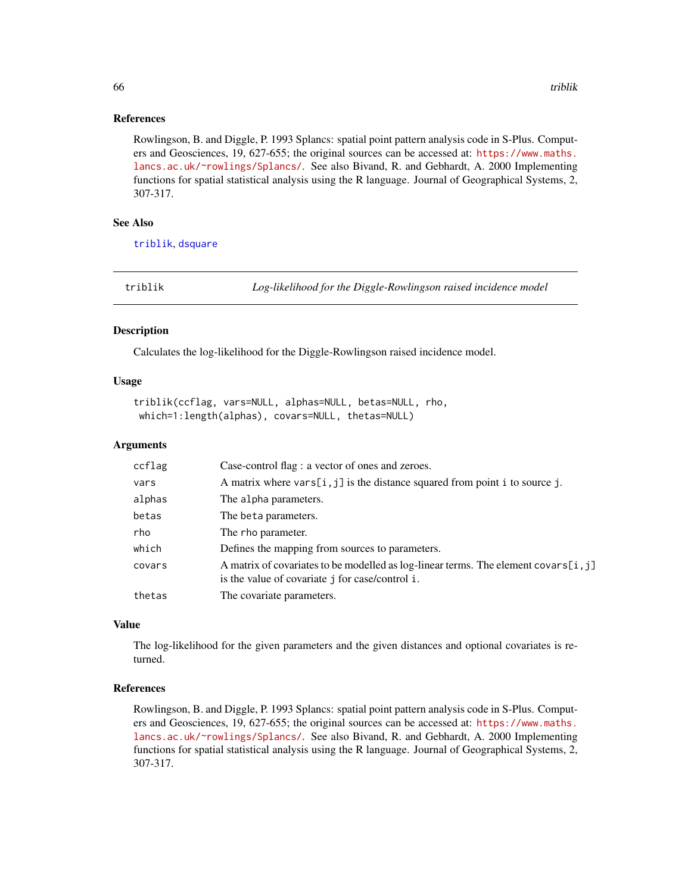### References

Rowlingson, B. and Diggle, P. 1993 Splancs: spatial point pattern analysis code in S-Plus. Computers and Geosciences, 19, 627-655; the original sources can be accessed at: https://www.maths.lancs.ac.uk/~rowlings/Splancs/. See also Bivand, R. and Gebhardt, A. 2000 Implementing functions for spatial statistical analysis using the R language. Journal of Geographical Systems, 2, 307-317.

### See Also

triblik, dsquare

---

## triblik — *Log-likelihood for the Diggle-Rowlingson raised incidence model*

---

### Description

Calculates the log-likelihood for the Diggle-Rowlingson raised incidence model.

### Usage

```
triblik(ccflag, vars=NULL, alphas=NULL, betas=NULL, rho,
 which=1:length(alphas), covars=NULL, thetas=NULL)
```

### Arguments

| | |
|---|---|
| `ccflag` | Case-control flag : a vector of ones and zeroes. |
| `vars` | A matrix where `vars[i,j]` is the distance squared from point `i` to source `j`. |
| `alphas` | The `alpha` parameters. |
| `betas` | The `beta` parameters. |
| `rho` | The `rho` parameter. |
| `which` | Defines the mapping from sources to parameters. |
| `covars` | A matrix of covariates to be modelled as log-linear terms. The element `covars[i,j]` is the value of covariate `j` for case/control `i`. |
| `thetas` | The covariate parameters. |

### Value

The log-likelihood for the given parameters and the given distances and optional covariates is returned.

### References

Rowlingson, B. and Diggle, P. 1993 Splancs: spatial point pattern analysis code in S-Plus. Computers and Geosciences, 19, 627-655; the original sources can be accessed at: https://www.maths.lancs.ac.uk/~rowlings/Splancs/. See also Bivand, R. and Gebhardt, A. 2000 Implementing functions for spatial statistical analysis using the R language. Journal of Geographical Systems, 2, 307-317.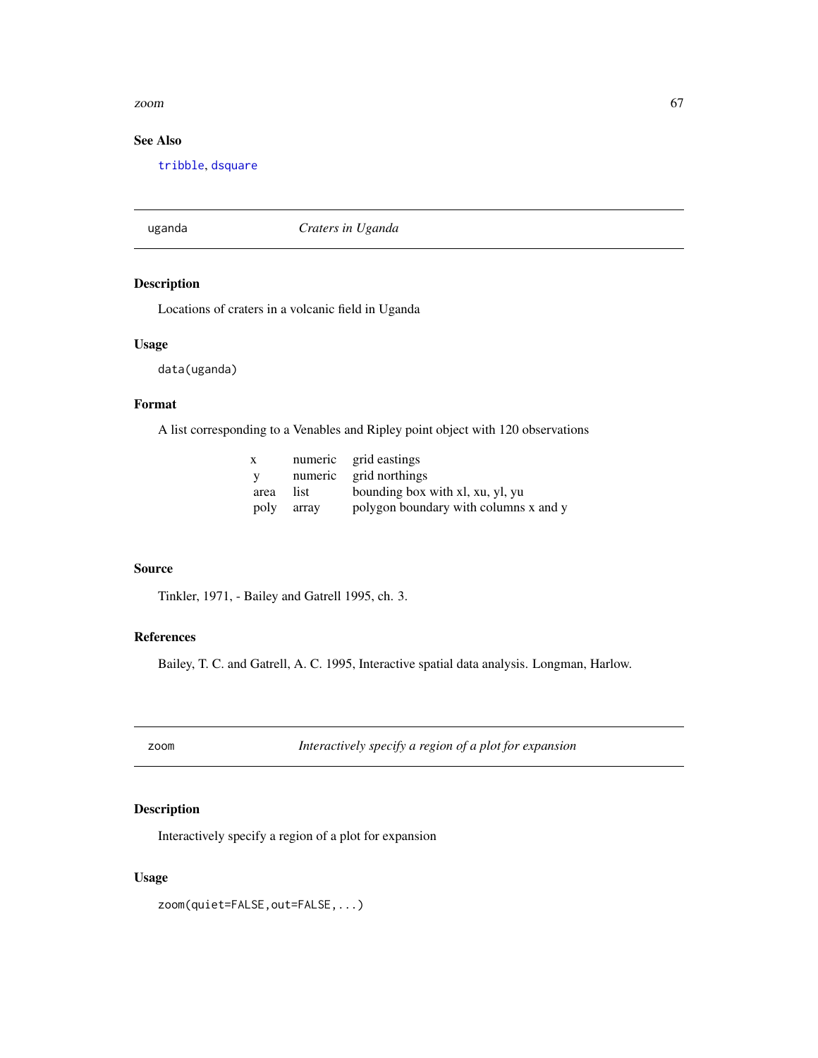## See Also

tribble, dsquare

---

## uganda — *Craters in Uganda*

### Description

Locations of craters in a volcanic field in Uganda

### Usage

```
data(uganda)
```

### Format

A list corresponding to a Venables and Ripley point object with 120 observations

| | | |
|---|---|---|
| x | numeric | grid eastings |
| y | numeric | grid northings |
| area | list | bounding box with xl, xu, yl, yu |
| poly | array | polygon boundary with columns x and y |

### Source

Tinkler, 1971, - Bailey and Gatrell 1995, ch. 3.

### References

Bailey, T. C. and Gatrell, A. C. 1995, Interactive spatial data analysis. Longman, Harlow.

---

## zoom — *Interactively specify a region of a plot for expansion*

### Description

Interactively specify a region of a plot for expansion

### Usage

```
zoom(quiet=FALSE,out=FALSE,...)
```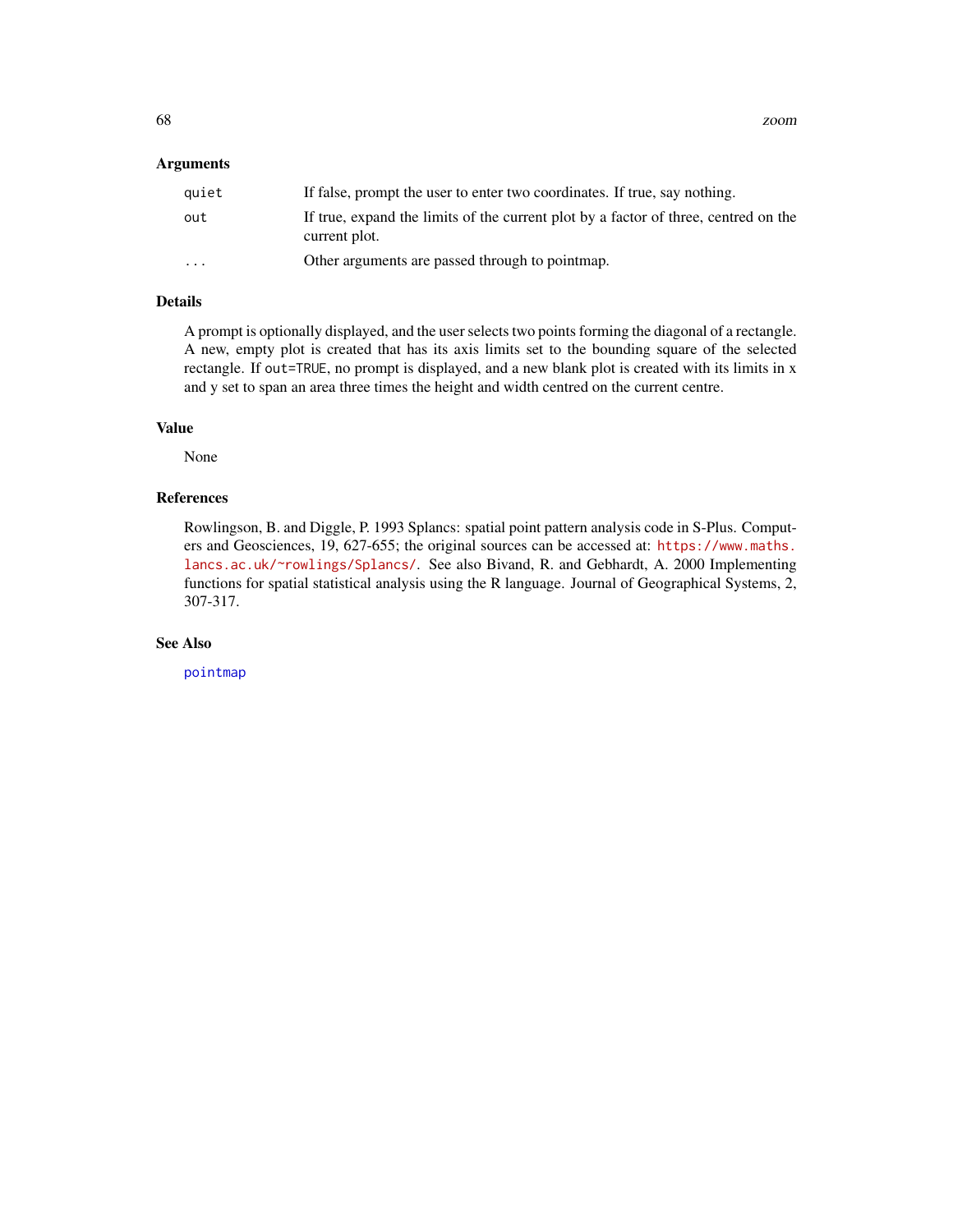## Arguments

| | |
|---|---|
| `quiet` | If false, prompt the user to enter two coordinates. If true, say nothing. |
| `out` | If true, expand the limits of the current plot by a factor of three, centred on the current plot. |
| `...` | Other arguments are passed through to pointmap. |

## Details

A prompt is optionally displayed, and the user selects two points forming the diagonal of a rectangle. A new, empty plot is created that has its axis limits set to the bounding square of the selected rectangle. If `out=TRUE`, no prompt is displayed, and a new blank plot is created with its limits in x and y set to span an area three times the height and width centred on the current centre.

## Value

None

## References

Rowlingson, B. and Diggle, P. 1993 Splancs: spatial point pattern analysis code in S-Plus. Computers and Geosciences, 19, 627-655; the original sources can be accessed at: https://www.maths.lancs.ac.uk/~rowlings/Splancs/. See also Bivand, R. and Gebhardt, A. 2000 Implementing functions for spatial statistical analysis using the R language. Journal of Geographical Systems, 2, 307-317.

## See Also

`pointmap`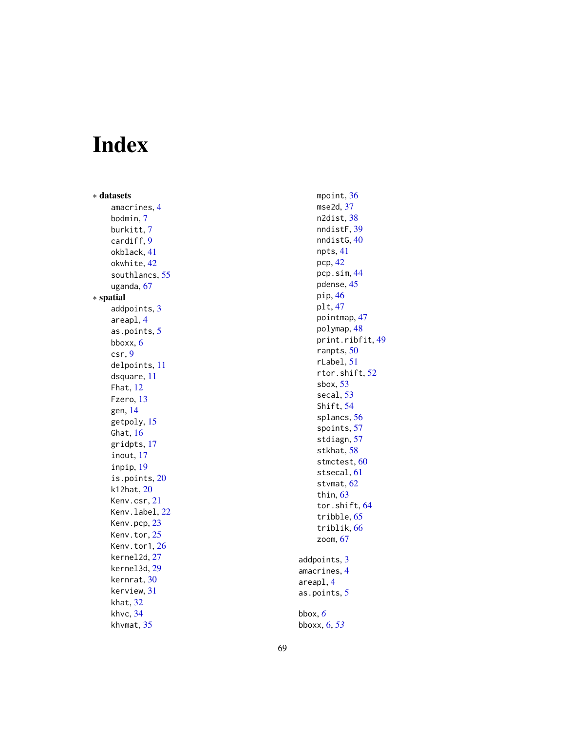# Index

∗ **datasets**
- amacrines, 4
- bodmin, 7
- burkitt, 7
- cardiff, 9
- okblack, 41
- okwhite, 42
- southlancs, 55
- uganda, 67

∗ **spatial**
- addpoints, 3
- areapl, 4
- as.points, 5
- bboxx, 6
- csr, 9
- delpoints, 11
- dsquare, 11
- Fhat, 12
- Fzero, 13
- gen, 14
- getpoly, 15
- Ghat, 16
- gridpts, 17
- inout, 17
- inpip, 19
- is.points, 20
- k12hat, 20
- Kenv.csr, 21
- Kenv.label, 22
- Kenv.pcp, 23
- Kenv.tor, 25
- Kenv.tor1, 26
- kernel2d, 27
- kernel3d, 29
- kernrat, 30
- kerview, 31
- khat, 32
- khvc, 34
- khvmat, 35
- mpoint, 36
- mse2d, 37
- n2dist, 38
- nndistF, 39
- nndistG, 40
- npts, 41
- pcp, 42
- pcp.sim, 44
- pdense, 45
- pip, 46
- plt, 47
- pointmap, 47
- polymap, 48
- print.ribfit, 49
- ranpts, 50
- rLabel, 51
- rtor.shift, 52
- sbox, 53
- secal, 53
- Shift, 54
- splancs, 56
- spoints, 57
- stdiagn, 57
- stkhat, 58
- stmctest, 60
- stsecal, 61
- stvmat, 62
- thin, 63
- tor.shift, 64
- tribble, 65
- triblik, 66
- zoom, 67

addpoints, 3
amacrines, 4
areapl, 4
as.points, 5

bbox, *6*
bboxx, 6, *53*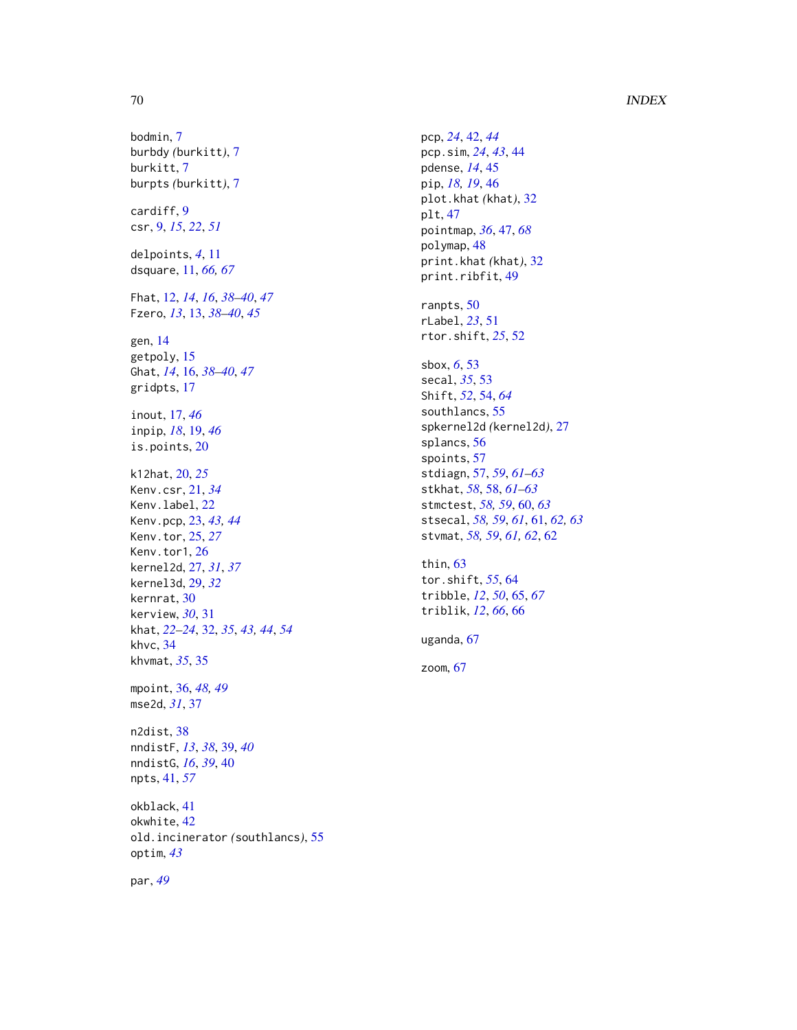bodmin, 7
burbdy *(*burkitt*)*, 7
burkitt, 7
burpts *(*burkitt*)*, 7

cardiff, 9
csr, 9, *15*, *22*, *51*

delpoints, *4*, 11
dsquare, 11, *66, 67*

Fhat, 12, *14*, *16*, *38–40*, *47*
Fzero, *13*, 13, *38–40*, *45*

gen, 14
getpoly, 15
Ghat, *14*, 16, *38–40*, *47*
gridpts, 17

inout, 17, *46*
inpip, *18*, 19, *46*
is.points, 20

k12hat, 20, *25*
Kenv.csr, 21, *34*
Kenv.label, 22
Kenv.pcp, 23, *43, 44*
Kenv.tor, 25, *27*
Kenv.tor1, 26
kernel2d, 27, *31*, *37*
kernel3d, 29, *32*
kernrat, 30
kerview, *30*, 31
khat, *22–24*, 32, *35*, *43, 44*, *54*
khvc, 34
khvmat, *35*, 35

mpoint, 36, *48, 49*
mse2d, *31*, 37

n2dist, 38
nndistF, *13*, *38*, 39, *40*
nndistG, *16*, *39*, 40
npts, 41, *57*

okblack, 41
okwhite, 42
old.incinerator *(*southlancs*)*, 55
optim, *43*

par, *49*
pcp, *24*, 42, *44*
pcp.sim, *24*, *43*, 44
pdense, *14*, 45
pip, *18, 19*, 46
plot.khat *(*khat*)*, 32
plt, 47
pointmap, *36*, 47, *68*
polymap, 48
print.khat *(*khat*)*, 32
print.ribfit, 49

ranpts, 50
rLabel, *23*, 51
rtor.shift, *25*, 52

sbox, *6*, 53
secal, *35*, 53
Shift, *52*, 54, *64*
southlancs, 55
spkernel2d *(*kernel2d*)*, 27
splancs, 56
spoints, 57
stdiagn, 57, *59*, *61–63*
stkhat, *58*, 58, *61–63*
stmctest, *58, 59*, 60, *63*
stsecal, *58, 59*, *61*, 61, *62, 63*
stvmat, *58, 59*, *61, 62*, 62

thin, 63
tor.shift, *55*, 64
tribble, *12*, *50*, 65, *67*
triblik, *12*, *66*, 66

uganda, 67

zoom, 67